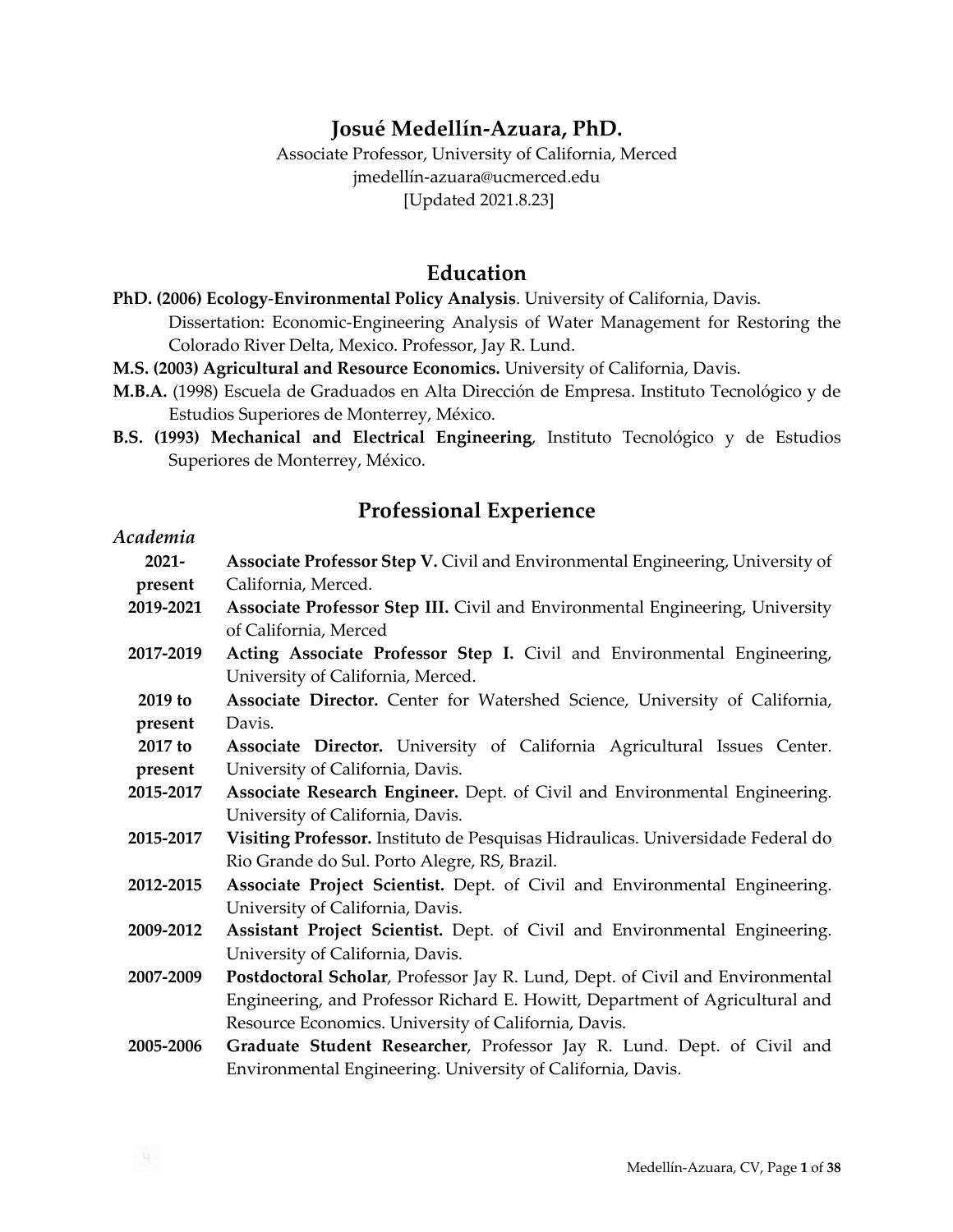# Josué Medellín-Azuara, PhD.

Associate Professor, University of California, Merced
jmedellín-azuara@ucmerced.edu
[Updated 2021.8.23]

## Education

**PhD. (2006) Ecology-Environmental Policy Analysis**. University of California, Davis.
Dissertation: Economic-Engineering Analysis of Water Management for Restoring the Colorado River Delta, Mexico. Professor, Jay R. Lund.

**M.S. (2003) Agricultural and Resource Economics.** University of California, Davis.

**M.B.A.** (1998) Escuela de Graduados en Alta Dirección de Empresa. Instituto Tecnológico y de Estudios Superiores de Monterrey, México.

**B.S. (1993) Mechanical and Electrical Engineering**, Instituto Tecnológico y de Estudios Superiores de Monterrey, México.

## Professional Experience

### *Academia*

**2021-present** **Associate Professor Step V.** Civil and Environmental Engineering, University of California, Merced.

**2019-2021** **Associate Professor Step III.** Civil and Environmental Engineering, University of California, Merced

**2017-2019** **Acting Associate Professor Step I.** Civil and Environmental Engineering, University of California, Merced.

**2019 to present** **Associate Director.** Center for Watershed Science, University of California, Davis.

**2017 to present** **Associate Director.** University of California Agricultural Issues Center. University of California, Davis.

**2015-2017** **Associate Research Engineer.** Dept. of Civil and Environmental Engineering. University of California, Davis.

**2015-2017** **Visiting Professor.** Instituto de Pesquisas Hidraulicas. Universidade Federal do Rio Grande do Sul. Porto Alegre, RS, Brazil.

**2012-2015** **Associate Project Scientist.** Dept. of Civil and Environmental Engineering. University of California, Davis.

**2009-2012** **Assistant Project Scientist.** Dept. of Civil and Environmental Engineering. University of California, Davis.

**2007-2009** **Postdoctoral Scholar**, Professor Jay R. Lund, Dept. of Civil and Environmental Engineering, and Professor Richard E. Howitt, Department of Agricultural and Resource Economics. University of California, Davis.

**2005-2006** **Graduate Student Researcher**, Professor Jay R. Lund. Dept. of Civil and Environmental Engineering. University of California, Davis.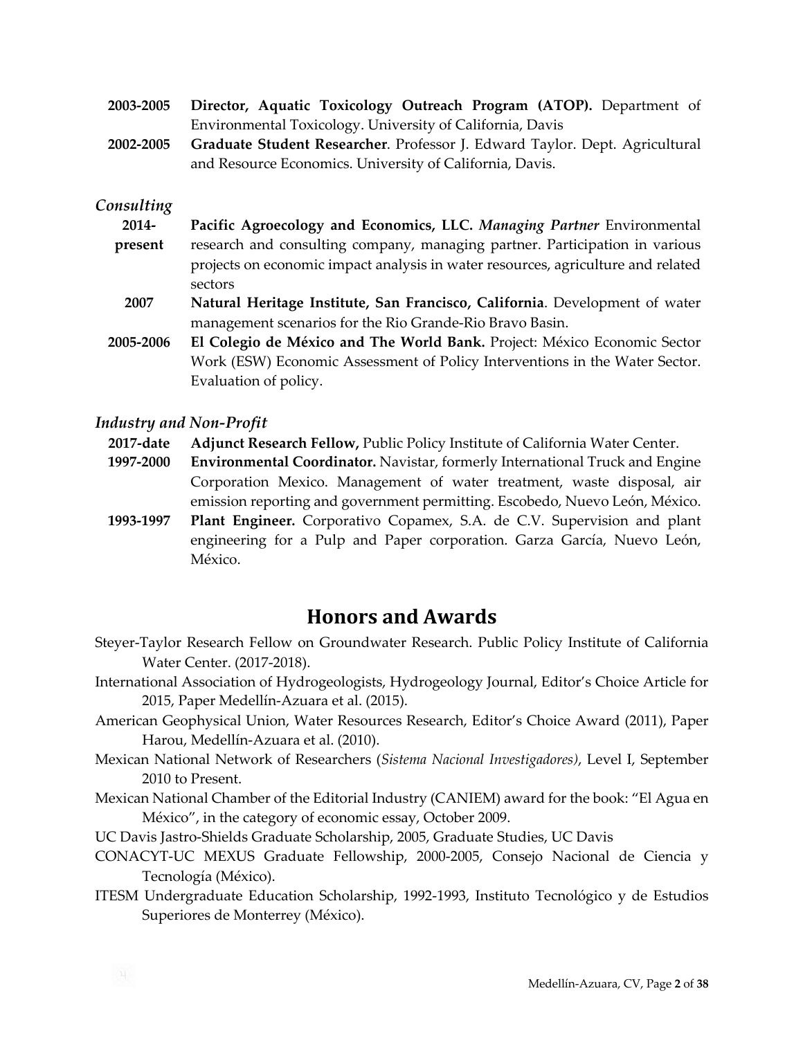**2003-2005** **Director, Aquatic Toxicology Outreach Program (ATOP).** Department of Environmental Toxicology. University of California, Davis

**2002-2005** **Graduate Student Researcher**. Professor J. Edward Taylor. Dept. Agricultural and Resource Economics. University of California, Davis.

### *Consulting*

**2014-present** **Pacific Agroecology and Economics, LLC.** *Managing Partner* Environmental research and consulting company, managing partner. Participation in various projects on economic impact analysis in water resources, agriculture and related sectors

**2007** **Natural Heritage Institute, San Francisco, California**. Development of water management scenarios for the Rio Grande-Rio Bravo Basin.

**2005-2006** **El Colegio de México and The World Bank.** Project: México Economic Sector Work (ESW) Economic Assessment of Policy Interventions in the Water Sector. Evaluation of policy.

### *Industry and Non-Profit*

**2017-date** **Adjunct Research Fellow,** Public Policy Institute of California Water Center.

**1997-2000** **Environmental Coordinator.** Navistar, formerly International Truck and Engine Corporation Mexico. Management of water treatment, waste disposal, air emission reporting and government permitting. Escobedo, Nuevo León, México.

**1993-1997** **Plant Engineer.** Corporativo Copamex, S.A. de C.V. Supervision and plant engineering for a Pulp and Paper corporation. Garza García, Nuevo León, México.

## Honors and Awards

Steyer-Taylor Research Fellow on Groundwater Research. Public Policy Institute of California Water Center. (2017-2018).

International Association of Hydrogeologists, Hydrogeology Journal, Editor's Choice Article for 2015, Paper Medellín-Azuara et al. (2015).

American Geophysical Union, Water Resources Research, Editor's Choice Award (2011), Paper Harou, Medellín-Azuara et al. (2010).

Mexican National Network of Researchers (*Sistema Nacional Investigadores)*, Level I, September 2010 to Present.

Mexican National Chamber of the Editorial Industry (CANIEM) award for the book: "El Agua en México", in the category of economic essay, October 2009.

UC Davis Jastro-Shields Graduate Scholarship, 2005, Graduate Studies, UC Davis

CONACYT-UC MEXUS Graduate Fellowship, 2000-2005, Consejo Nacional de Ciencia y Tecnología (México).

ITESM Undergraduate Education Scholarship, 1992-1993, Instituto Tecnológico y de Estudios Superiores de Monterrey (México).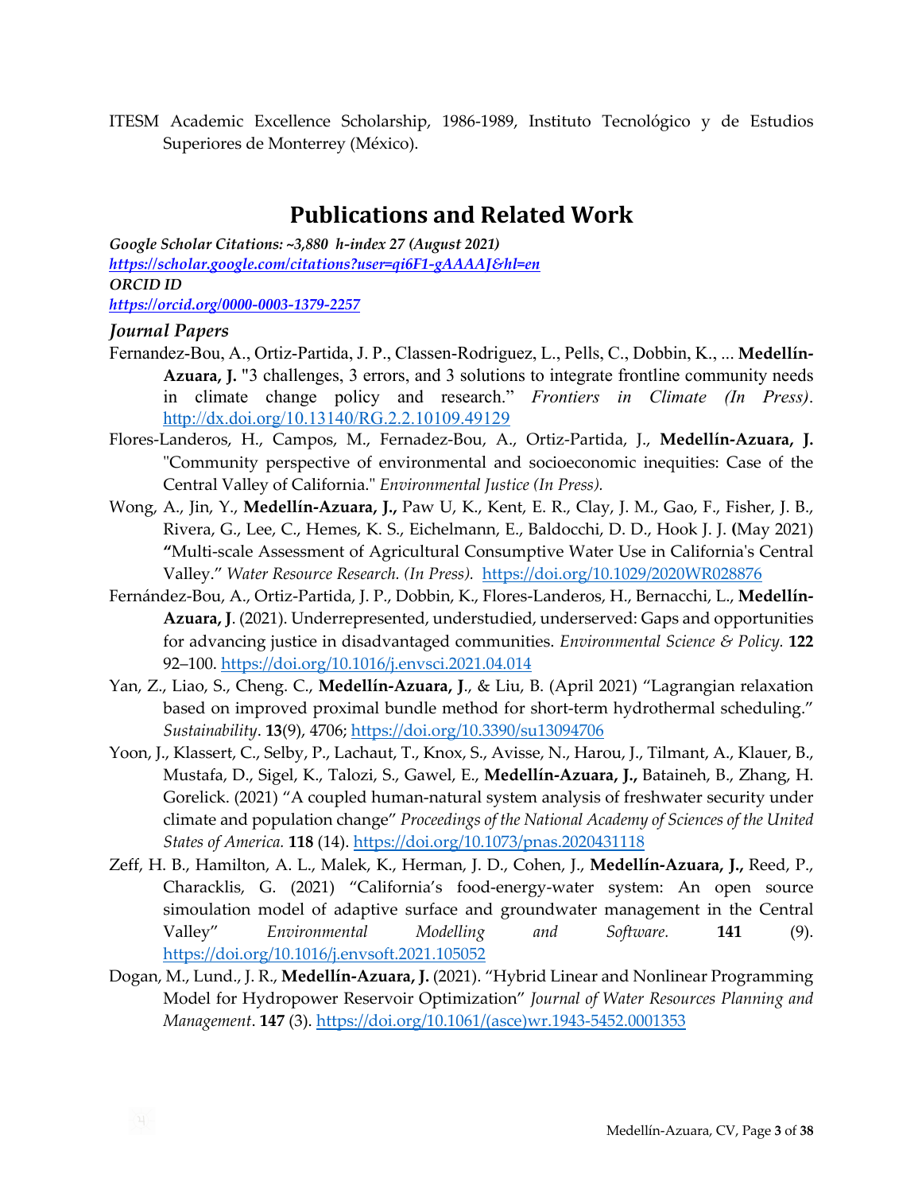ITESM Academic Excellence Scholarship, 1986-1989, Instituto Tecnológico y de Estudios Superiores de Monterrey (México).

# Publications and Related Work

***Google Scholar Citations: ~3,880 h-index 27 (August 2021)***
***https://scholar.google.com/citations?user=qi6F1-gAAAAJ&hl=en***
***ORCID ID***
***https://orcid.org/0000-0003-1379-2257***

## *Journal Papers*

Fernandez-Bou, A., Ortiz-Partida, J. P., Classen-Rodriguez, L., Pells, C., Dobbin, K., ... **Medellín-Azuara, J.** "3 challenges, 3 errors, and 3 solutions to integrate frontline community needs in climate change policy and research." *Frontiers in Climate (In Press)*. http://dx.doi.org/10.13140/RG.2.2.10109.49129

Flores-Landeros, H., Campos, M., Fernadez-Bou, A., Ortiz-Partida, J., **Medellín-Azuara, J.** "Community perspective of environmental and socioeconomic inequities: Case of the Central Valley of California." *Environmental Justice (In Press).*

Wong, A., Jin, Y., **Medellín-Azuara, J.,** Paw U, K., Kent, E. R., Clay, J. M., Gao, F., Fisher, J. B., Rivera, G., Lee, C., Hemes, K. S., Eichelmann, E., Baldocchi, D. D., Hook J. J. **(**May 2021) **"**Multi-scale Assessment of Agricultural Consumptive Water Use in California's Central Valley." *Water Resource Research. (In Press).* https://doi.org/10.1029/2020WR028876

Fernández-Bou, A., Ortiz-Partida, J. P., Dobbin, K., Flores-Landeros, H., Bernacchi, L., **Medellín-Azuara, J**. (2021). Underrepresented, understudied, underserved: Gaps and opportunities for advancing justice in disadvantaged communities. *Environmental Science & Policy.* **122** 92–100. https://doi.org/10.1016/j.envsci.2021.04.014

Yan, Z., Liao, S., Cheng. C., **Medellín-Azuara, J**., & Liu, B. (April 2021) "Lagrangian relaxation based on improved proximal bundle method for short-term hydrothermal scheduling." *Sustainability*. **13**(9), 4706; https://doi.org/10.3390/su13094706

Yoon, J., Klassert, C., Selby, P., Lachaut, T., Knox, S., Avisse, N., Harou, J., Tilmant, A., Klauer, B., Mustafa, D., Sigel, K., Talozi, S., Gawel, E., **Medellín-Azuara, J.,** Bataineh, B., Zhang, H. Gorelick. (2021) "A coupled human-natural system analysis of freshwater security under climate and population change" *Proceedings of the National Academy of Sciences of the United States of America.* **118** (14). https://doi.org/10.1073/pnas.2020431118

Zeff, H. B., Hamilton, A. L., Malek, K., Herman, J. D., Cohen, J., **Medellín-Azuara, J.,** Reed, P., Characklis, G. (2021) "California's food-energy-water system: An open source simoulation model of adaptive surface and groundwater management in the Central Valley" *Environmental Modelling and Software.* **141** (9). https://doi.org/10.1016/j.envsoft.2021.105052

Dogan, M., Lund., J. R., **Medellín-Azuara, J.** (2021). "Hybrid Linear and Nonlinear Programming Model for Hydropower Reservoir Optimization" *Journal of Water Resources Planning and Management*. **147** (3). https://doi.org/10.1061/(asce)wr.1943-5452.0001353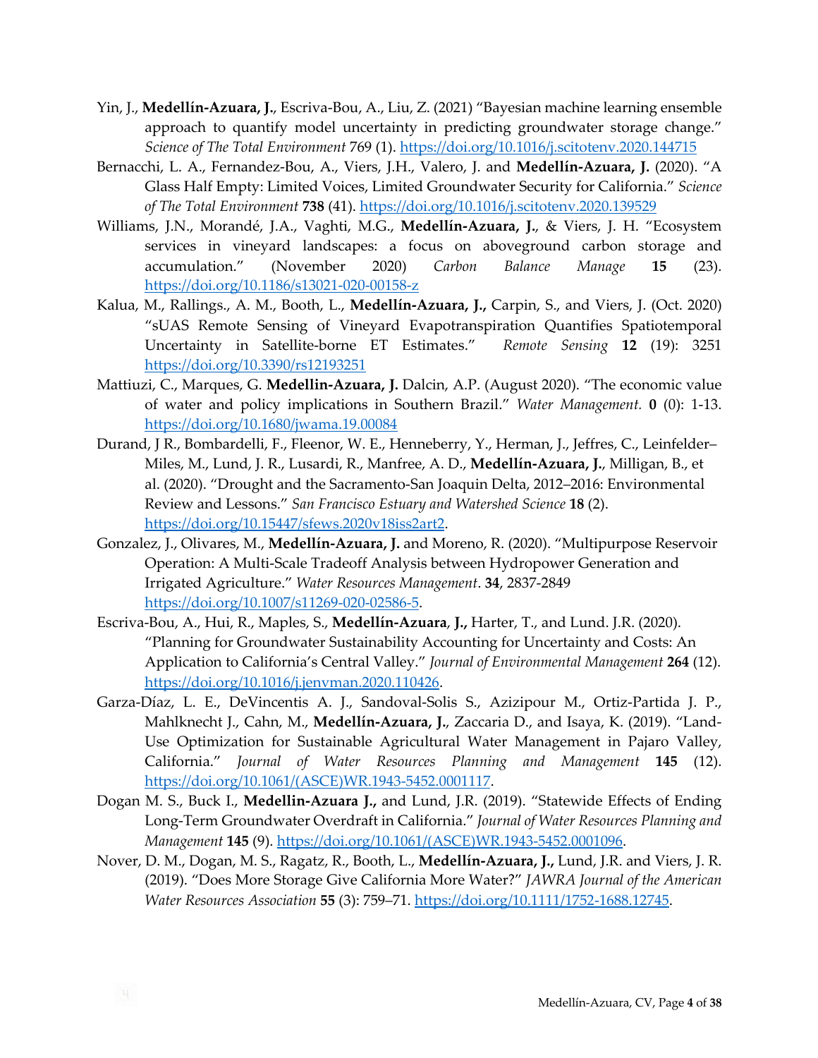Yin, J., **Medellín-Azuara, J.**, Escriva-Bou, A., Liu, Z. (2021) "Bayesian machine learning ensemble approach to quantify model uncertainty in predicting groundwater storage change." *Science of The Total Environment* 769 (1). https://doi.org/10.1016/j.scitotenv.2020.144715

Bernacchi, L. A., Fernandez-Bou, A., Viers, J.H., Valero, J. and **Medellín-Azuara, J.** (2020). "A Glass Half Empty: Limited Voices, Limited Groundwater Security for California." *Science of The Total Environment* **738** (41). https://doi.org/10.1016/j.scitotenv.2020.139529

Williams, J.N., Morandé, J.A., Vaghti, M.G., **Medellín-Azuara, J.**, & Viers, J. H. "Ecosystem services in vineyard landscapes: a focus on aboveground carbon storage and accumulation." (November 2020) *Carbon Balance Manage* **15** (23). https://doi.org/10.1186/s13021-020-00158-z

Kalua, M., Rallings., A. M., Booth, L., **Medellín-Azuara, J.,** Carpin, S., and Viers, J. (Oct. 2020) "sUAS Remote Sensing of Vineyard Evapotranspiration Quantifies Spatiotemporal Uncertainty in Satellite-borne ET Estimates." *Remote Sensing* **12** (19): 3251 https://doi.org/10.3390/rs12193251

Mattiuzi, C., Marques, G. **Medellin-Azuara, J.** Dalcin, A.P. (August 2020). "The economic value of water and policy implications in Southern Brazil." *Water Management.* **0** (0): 1-13. https://doi.org/10.1680/jwama.19.00084

Durand, J R., Bombardelli, F., Fleenor, W. E., Henneberry, Y., Herman, J., Jeffres, C., Leinfelder–Miles, M., Lund, J. R., Lusardi, R., Manfree, A. D., **Medellín-Azuara, J.**, Milligan, B., et al. (2020). "Drought and the Sacramento-San Joaquin Delta, 2012–2016: Environmental Review and Lessons." *San Francisco Estuary and Watershed Science* **18** (2). https://doi.org/10.15447/sfews.2020v18iss2art2.

Gonzalez, J., Olivares, M., **Medellín-Azuara, J.** and Moreno, R. (2020). "Multipurpose Reservoir Operation: A Multi-Scale Tradeoff Analysis between Hydropower Generation and Irrigated Agriculture." *Water Resources Management*. **34**, 2837-2849 https://doi.org/10.1007/s11269-020-02586-5.

Escriva-Bou, A., Hui, R., Maples, S., **Medellín-Azuara**, **J.,** Harter, T., and Lund. J.R. (2020). "Planning for Groundwater Sustainability Accounting for Uncertainty and Costs: An Application to California's Central Valley." *Journal of Environmental Management* **264** (12). https://doi.org/10.1016/j.jenvman.2020.110426.

Garza-Díaz, L. E., DeVincentis A. J., Sandoval-Solis S., Azizipour M., Ortiz-Partida J. P., Mahlknecht J., Cahn, M., **Medellín-Azuara, J.**, Zaccaria D., and Isaya, K. (2019). "Land-Use Optimization for Sustainable Agricultural Water Management in Pajaro Valley, California." *Journal of Water Resources Planning and Management* **145** (12). https://doi.org/10.1061/(ASCE)WR.1943-5452.0001117.

Dogan M. S., Buck I., **Medellin-Azuara J.,** and Lund, J.R. (2019). "Statewide Effects of Ending Long-Term Groundwater Overdraft in California." *Journal of Water Resources Planning and Management* **145** (9). https://doi.org/10.1061/(ASCE)WR.1943-5452.0001096.

Nover, D. M., Dogan, M. S., Ragatz, R., Booth, L., **Medellín-Azuara, J.,** Lund, J.R. and Viers, J. R. (2019). "Does More Storage Give California More Water?" *JAWRA Journal of the American Water Resources Association* **55** (3): 759–71. https://doi.org/10.1111/1752-1688.12745.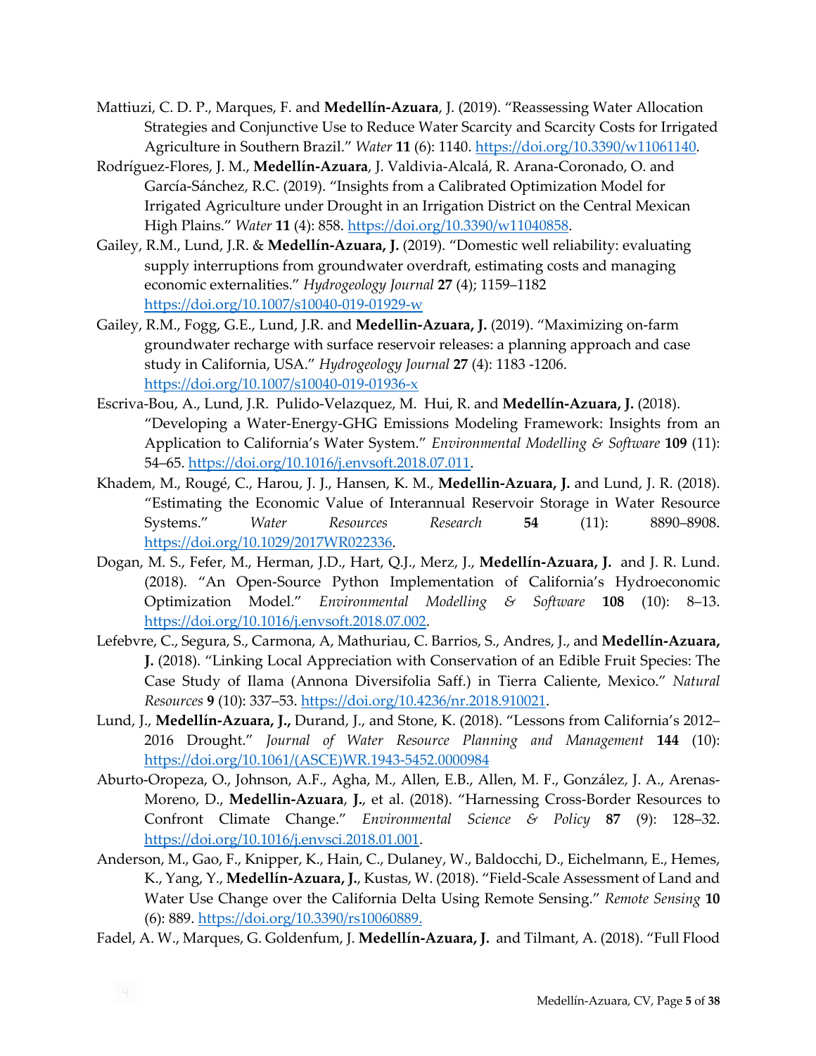Mattiuzi, C. D. P., Marques, F. and **Medellín-Azuara**, J. (2019). "Reassessing Water Allocation Strategies and Conjunctive Use to Reduce Water Scarcity and Scarcity Costs for Irrigated Agriculture in Southern Brazil." *Water* **11** (6): 1140. https://doi.org/10.3390/w11061140.

Rodríguez-Flores, J. M., **Medellín-Azuara**, J. Valdivia-Alcalá, R. Arana-Coronado, O. and García-Sánchez, R.C. (2019). "Insights from a Calibrated Optimization Model for Irrigated Agriculture under Drought in an Irrigation District on the Central Mexican High Plains." *Water* **11** (4): 858. https://doi.org/10.3390/w11040858.

Gailey, R.M., Lund, J.R. & **Medellín-Azuara, J.** (2019). "Domestic well reliability: evaluating supply interruptions from groundwater overdraft, estimating costs and managing economic externalities." *Hydrogeology Journal* **27** (4); 1159–1182 https://doi.org/10.1007/s10040-019-01929-w

Gailey, R.M., Fogg, G.E., Lund, J.R. and **Medellin-Azuara, J.** (2019). "Maximizing on-farm groundwater recharge with surface reservoir releases: a planning approach and case study in California, USA." *Hydrogeology Journal* **27** (4): 1183 -1206. https://doi.org/10.1007/s10040-019-01936-x

Escriva-Bou, A., Lund, J.R. Pulido-Velazquez, M. Hui, R. and **Medellín-Azuara, J.** (2018). "Developing a Water-Energy-GHG Emissions Modeling Framework: Insights from an Application to California's Water System." *Environmental Modelling & Software* **109** (11): 54–65. https://doi.org/10.1016/j.envsoft.2018.07.011.

Khadem, M., Rougé, C., Harou, J. J., Hansen, K. M., **Medellin-Azuara, J.** and Lund, J. R. (2018). "Estimating the Economic Value of Interannual Reservoir Storage in Water Resource Systems." *Water Resources Research* **54** (11): 8890–8908. https://doi.org/10.1029/2017WR022336.

Dogan, M. S., Fefer, M., Herman, J.D., Hart, Q.J., Merz, J., **Medellín-Azuara, J.** and J. R. Lund. (2018). "An Open-Source Python Implementation of California's Hydroeconomic Optimization Model." *Environmental Modelling & Software* **108** (10): 8–13. https://doi.org/10.1016/j.envsoft.2018.07.002.

Lefebvre, C., Segura, S., Carmona, A, Mathuriau, C. Barrios, S., Andres, J., and **Medellín-Azuara, J.** (2018). "Linking Local Appreciation with Conservation of an Edible Fruit Species: The Case Study of Ilama (Annona Diversifolia Saff.) in Tierra Caliente, Mexico." *Natural Resources* **9** (10): 337–53. https://doi.org/10.4236/nr.2018.910021.

Lund, J., **Medellín-Azuara, J.,** Durand, J., and Stone, K. (2018). "Lessons from California's 2012–2016 Drought." *Journal of Water Resource Planning and Management* **144** (10): https://doi.org/10.1061/(ASCE)WR.1943-5452.0000984

Aburto-Oropeza, O., Johnson, A.F., Agha, M., Allen, E.B., Allen, M. F., González, J. A., Arenas-Moreno, D., **Medellín-Azuara**, **J.**, et al. (2018). "Harnessing Cross-Border Resources to Confront Climate Change." *Environmental Science & Policy* **87** (9): 128–32. https://doi.org/10.1016/j.envsci.2018.01.001.

Anderson, M., Gao, F., Knipper, K., Hain, C., Dulaney, W., Baldocchi, D., Eichelmann, E., Hemes, K., Yang, Y., **Medellín-Azuara, J.**, Kustas, W. (2018). "Field-Scale Assessment of Land and Water Use Change over the California Delta Using Remote Sensing." *Remote Sensing* **10** (6): 889. https://doi.org/10.3390/rs10060889.

Fadel, A. W., Marques, G. Goldenfum, J. **Medellín-Azuara, J.** and Tilmant, A. (2018). "Full Flood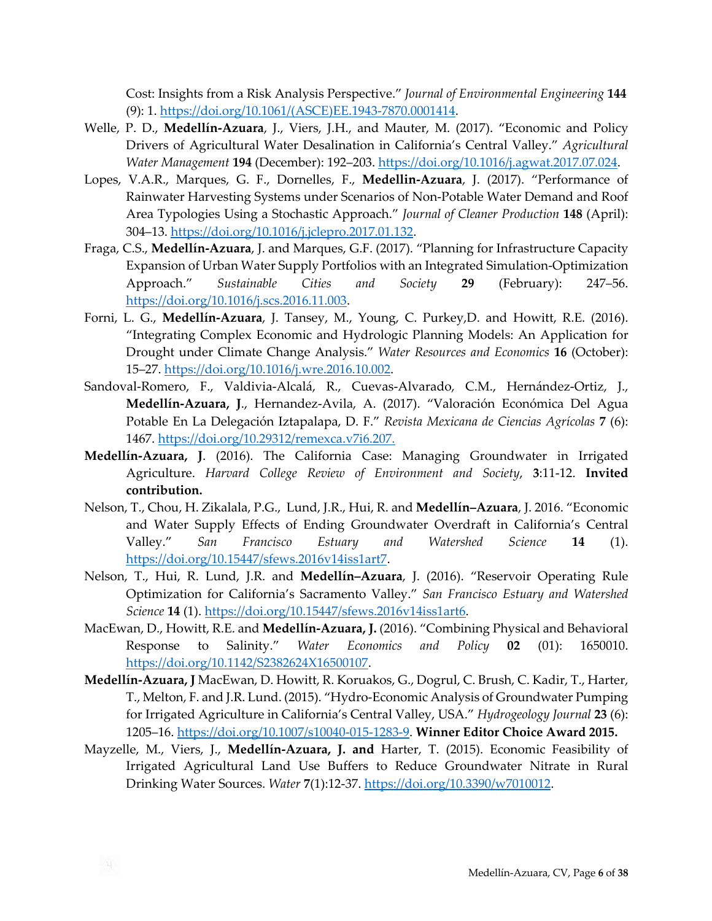Cost: Insights from a Risk Analysis Perspective." *Journal of Environmental Engineering* **144** (9): 1. https://doi.org/10.1061/(ASCE)EE.1943-7870.0001414.

Welle, P. D., **Medellín-Azuara**, J., Viers, J.H., and Mauter, M. (2017). "Economic and Policy Drivers of Agricultural Water Desalination in California's Central Valley." *Agricultural Water Management* **194** (December): 192–203. https://doi.org/10.1016/j.agwat.2017.07.024.

Lopes, V.A.R., Marques, G. F., Dornelles, F., **Medellin-Azuara**, J. (2017). "Performance of Rainwater Harvesting Systems under Scenarios of Non-Potable Water Demand and Roof Area Typologies Using a Stochastic Approach." *Journal of Cleaner Production* **148** (April): 304–13. https://doi.org/10.1016/j.jclepro.2017.01.132.

Fraga, C.S., **Medellín-Azuara**, J. and Marques, G.F. (2017). "Planning for Infrastructure Capacity Expansion of Urban Water Supply Portfolios with an Integrated Simulation-Optimization Approach." *Sustainable Cities and Society* **29** (February): 247–56. https://doi.org/10.1016/j.scs.2016.11.003.

Forni, L. G., **Medellín-Azuara**, J. Tansey, M., Young, C. Purkey,D. and Howitt, R.E. (2016). "Integrating Complex Economic and Hydrologic Planning Models: An Application for Drought under Climate Change Analysis." *Water Resources and Economics* **16** (October): 15–27. https://doi.org/10.1016/j.wre.2016.10.002.

Sandoval-Romero, F., Valdivia-Alcalá, R., Cuevas-Alvarado, C.M., Hernández-Ortiz, J., **Medellín-Azuara, J**., Hernandez-Avila, A. (2017). "Valoración Económica Del Agua Potable En La Delegación Iztapalapa, D. F." *Revista Mexicana de Ciencias Agrícolas* **7** (6): 1467. https://doi.org/10.29312/remexca.v7i6.207.

**Medellín-Azuara, J**. (2016). The California Case: Managing Groundwater in Irrigated Agriculture. *Harvard College Review of Environment and Society*, **3**:11-12. **Invited contribution.**

Nelson, T., Chou, H. Zikalala, P.G., Lund, J.R., Hui, R. and **Medellín–Azuara**, J. 2016. "Economic and Water Supply Effects of Ending Groundwater Overdraft in California's Central Valley." *San Francisco Estuary and Watershed Science* **14** (1). https://doi.org/10.15447/sfews.2016v14iss1art7.

Nelson, T., Hui, R. Lund, J.R. and **Medellín–Azuara**, J. (2016). "Reservoir Operating Rule Optimization for California's Sacramento Valley." *San Francisco Estuary and Watershed Science* **14** (1). https://doi.org/10.15447/sfews.2016v14iss1art6.

MacEwan, D., Howitt, R.E. and **Medellín-Azuara, J.** (2016). "Combining Physical and Behavioral Response to Salinity." *Water Economics and Policy* **02** (01): 1650010. https://doi.org/10.1142/S2382624X16500107.

**Medellín-Azuara, J** MacEwan, D. Howitt, R. Koruakos, G., Dogrul, C. Brush, C. Kadir, T., Harter, T., Melton, F. and J.R. Lund. (2015). "Hydro-Economic Analysis of Groundwater Pumping for Irrigated Agriculture in California's Central Valley, USA." *Hydrogeology Journal* **23** (6): 1205–16. https://doi.org/10.1007/s10040-015-1283-9. **Winner Editor Choice Award 2015.**

Mayzelle, M., Viers, J., **Medellín-Azuara, J. and** Harter, T. (2015). Economic Feasibility of Irrigated Agricultural Land Use Buffers to Reduce Groundwater Nitrate in Rural Drinking Water Sources. *Water* **7**(1):12-37. https://doi.org/10.3390/w7010012.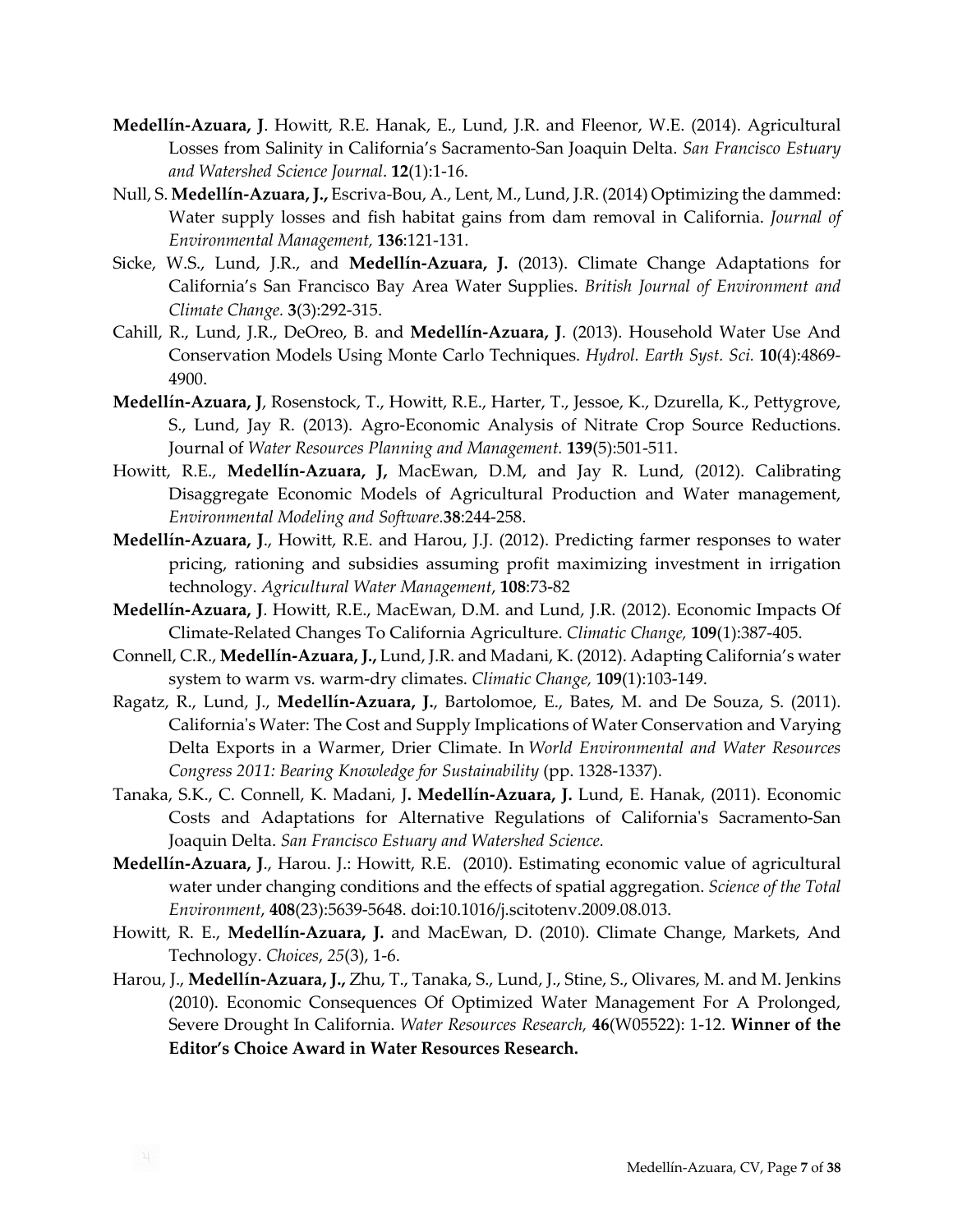**Medellín-Azuara, J**. Howitt, R.E. Hanak, E., Lund, J.R. and Fleenor, W.E. (2014). Agricultural Losses from Salinity in California's Sacramento-San Joaquin Delta. *San Francisco Estuary and Watershed Science Journal*. **12**(1):1-16.

Null, S. **Medellín-Azuara, J.,** Escriva-Bou, A., Lent, M., Lund, J.R. (2014) Optimizing the dammed: Water supply losses and fish habitat gains from dam removal in California. *Journal of Environmental Management,* **136**:121-131.

Sicke, W.S., Lund, J.R., and **Medellín-Azuara, J.** (2013). Climate Change Adaptations for California's San Francisco Bay Area Water Supplies. *British Journal of Environment and Climate Change.* **3**(3):292-315.

Cahill, R., Lund, J.R., DeOreo, B. and **Medellín-Azuara, J**. (2013). Household Water Use And Conservation Models Using Monte Carlo Techniques. *Hydrol. Earth Syst. Sci.* **10**(4):4869-4900.

**Medellín-Azuara, J**, Rosenstock, T., Howitt, R.E., Harter, T., Jessoe, K., Dzurella, K., Pettygrove, S., Lund, Jay R. (2013). Agro-Economic Analysis of Nitrate Crop Source Reductions. Journal of *Water Resources Planning and Management.* **139**(5):501-511.

Howitt, R.E., **Medellín-Azuara, J,** MacEwan, D.M, and Jay R. Lund, (2012). Calibrating Disaggregate Economic Models of Agricultural Production and Water management, *Environmental Modeling and Software*.**38**:244-258.

**Medellín-Azuara, J**., Howitt, R.E. and Harou, J.J. (2012). Predicting farmer responses to water pricing, rationing and subsidies assuming profit maximizing investment in irrigation technology. *Agricultural Water Management*, **108**:73-82

**Medellín-Azuara, J**. Howitt, R.E., MacEwan, D.M. and Lund, J.R. (2012). Economic Impacts Of Climate-Related Changes To California Agriculture. *Climatic Change,* **109**(1):387-405.

Connell, C.R., **Medellín-Azuara, J.,** Lund, J.R. and Madani, K. (2012). Adapting California's water system to warm vs. warm-dry climates. *Climatic Change,* **109**(1):103-149.

Ragatz, R., Lund, J., **Medellín-Azuara, J.**, Bartolomoe, E., Bates, M. and De Souza, S. (2011). California's Water: The Cost and Supply Implications of Water Conservation and Varying Delta Exports in a Warmer, Drier Climate. In *World Environmental and Water Resources Congress 2011: Bearing Knowledge for Sustainability* (pp. 1328-1337).

Tanaka, S.K., C. Connell, K. Madani, J**. Medellín-Azuara, J.** Lund, E. Hanak, (2011). Economic Costs and Adaptations for Alternative Regulations of California's Sacramento-San Joaquin Delta. *San Francisco Estuary and Watershed Science.*

**Medellín-Azuara, J**., Harou. J.: Howitt, R.E. (2010). Estimating economic value of agricultural water under changing conditions and the effects of spatial aggregation. *Science of the Total Environment*, **408**(23):5639-5648. doi:10.1016/j.scitotenv.2009.08.013.

Howitt, R. E., **Medellín-Azuara, J.** and MacEwan, D. (2010). Climate Change, Markets, And Technology. *Choices*, *25*(3), 1-6.

Harou, J., **Medellín-Azuara, J.,** Zhu, T., Tanaka, S., Lund, J., Stine, S., Olivares, M. and M. Jenkins (2010). Economic Consequences Of Optimized Water Management For A Prolonged, Severe Drought In California. *Water Resources Research,* **46**(W05522): 1-12. **Winner of the Editor's Choice Award in Water Resources Research.**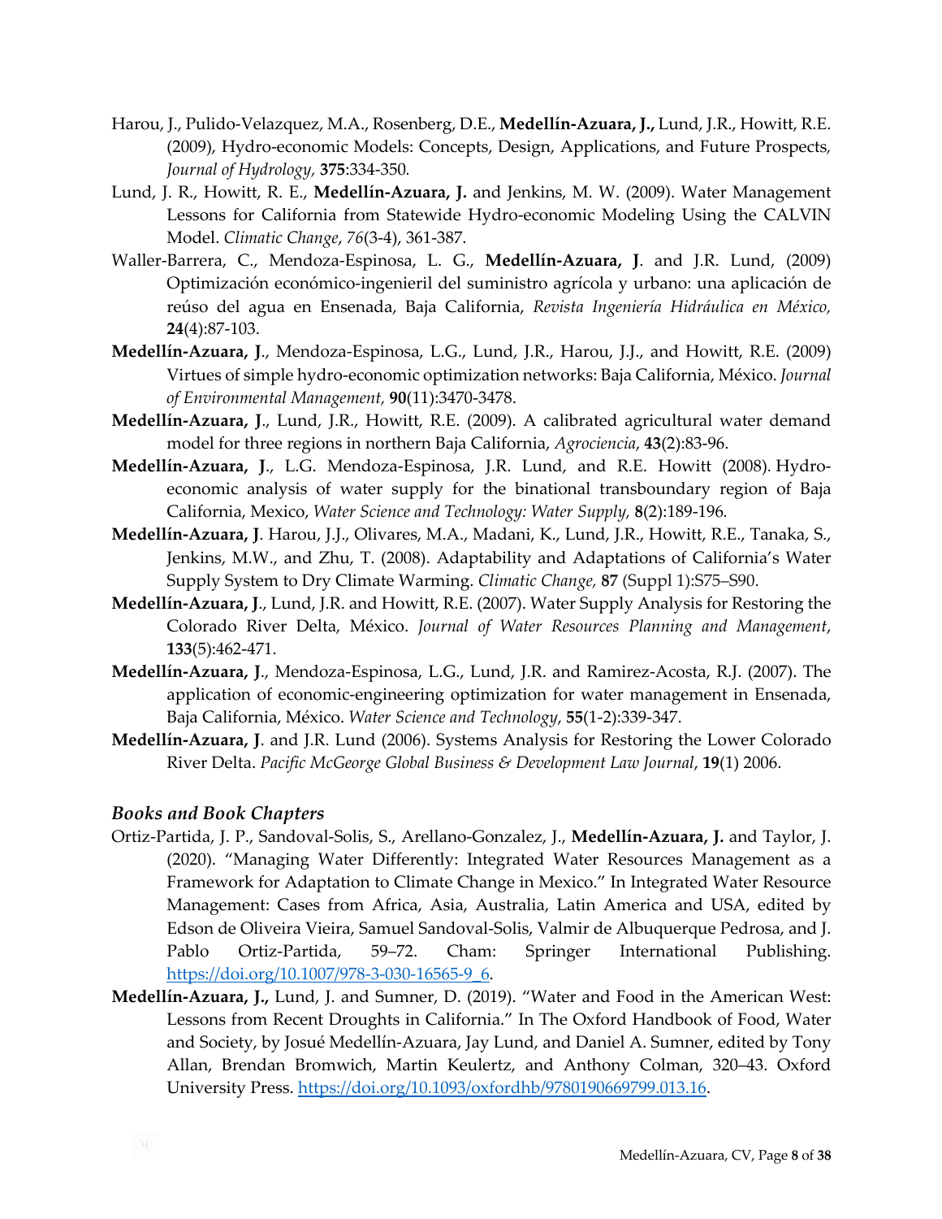Harou, J., Pulido-Velazquez, M.A., Rosenberg, D.E., **Medellín-Azuara, J.,** Lund, J.R., Howitt, R.E. (2009), Hydro-economic Models: Concepts, Design, Applications, and Future Prospects, *Journal of Hydrology,* **375**:334-350.

Lund, J. R., Howitt, R. E., **Medellín-Azuara, J.** and Jenkins, M. W. (2009). Water Management Lessons for California from Statewide Hydro-economic Modeling Using the CALVIN Model. *Climatic Change*, *76*(3-4), 361-387.

Waller-Barrera, C., Mendoza-Espinosa, L. G., **Medellín-Azuara, J**. and J.R. Lund, (2009) Optimización económico-ingenieril del suministro agrícola y urbano: una aplicación de reúso del agua en Ensenada, Baja California, *Revista Ingeniería Hidráulica en México,* **24**(4):87-103.

**Medellín-Azuara, J**., Mendoza-Espinosa, L.G., Lund, J.R., Harou, J.J., and Howitt, R.E. (2009) Virtues of simple hydro-economic optimization networks: Baja California, México. *Journal of Environmental Management,* **90**(11):3470-3478.

**Medellín-Azuara, J**., Lund, J.R., Howitt, R.E. (2009). A calibrated agricultural water demand model for three regions in northern Baja California, *Agrociencia*, **43**(2):83-96.

**Medellín-Azuara, J**., L.G. Mendoza-Espinosa, J.R. Lund, and R.E. Howitt (2008). Hydro-economic analysis of water supply for the binational transboundary region of Baja California, Mexico, *Water Science and Technology: Water Supply,* **8**(2):189-196.

**Medellín-Azuara, J**. Harou, J.J., Olivares, M.A., Madani, K., Lund, J.R., Howitt, R.E., Tanaka, S., Jenkins, M.W., and Zhu, T. (2008). Adaptability and Adaptations of California's Water Supply System to Dry Climate Warming. *Climatic Change,* **87** (Suppl 1):S75–S90.

**Medellín-Azuara, J**., Lund, J.R. and Howitt, R.E. (2007). Water Supply Analysis for Restoring the Colorado River Delta, México. *Journal of Water Resources Planning and Management*, **133**(5):462-471.

**Medellín-Azuara, J**., Mendoza-Espinosa, L.G., Lund, J.R. and Ramirez-Acosta, R.J. (2007). The application of economic-engineering optimization for water management in Ensenada, Baja California, México. *Water Science and Technology*, **55**(1-2):339-347.

**Medellín-Azuara, J**. and J.R. Lund (2006). Systems Analysis for Restoring the Lower Colorado River Delta. *Pacific McGeorge Global Business & Development Law Journal*, **19**(1) 2006.

### *Books and Book Chapters*

Ortiz-Partida, J. P., Sandoval-Solis, S., Arellano-Gonzalez, J., **Medellín-Azuara, J.** and Taylor, J. (2020). "Managing Water Differently: Integrated Water Resources Management as a Framework for Adaptation to Climate Change in Mexico." In Integrated Water Resource Management: Cases from Africa, Asia, Australia, Latin America and USA, edited by Edson de Oliveira Vieira, Samuel Sandoval-Solis, Valmir de Albuquerque Pedrosa, and J. Pablo Ortiz-Partida, 59–72. Cham: Springer International Publishing. https://doi.org/10.1007/978-3-030-16565-9_6.

**Medellín-Azuara, J.,** Lund, J. and Sumner, D. (2019). "Water and Food in the American West: Lessons from Recent Droughts in California." In The Oxford Handbook of Food, Water and Society, by Josué Medellín-Azuara, Jay Lund, and Daniel A. Sumner, edited by Tony Allan, Brendan Bromwich, Martin Keulertz, and Anthony Colman, 320–43. Oxford University Press. https://doi.org/10.1093/oxfordhb/9780190669799.013.16.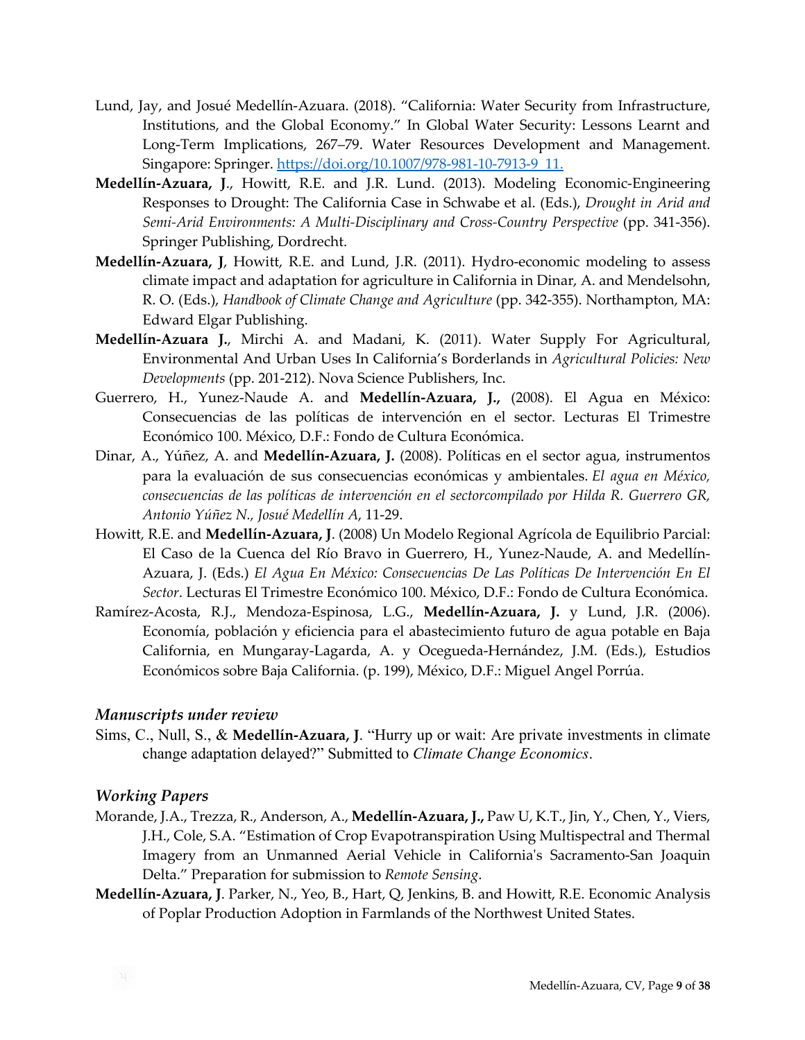Lund, Jay, and Josué Medellín-Azuara. (2018). "California: Water Security from Infrastructure, Institutions, and the Global Economy." In Global Water Security: Lessons Learnt and Long-Term Implications, 267–79. Water Resources Development and Management. Singapore: Springer. https://doi.org/10.1007/978-981-10-7913-9_11.

**Medellín-Azuara, J**., Howitt, R.E. and J.R. Lund. (2013). Modeling Economic-Engineering Responses to Drought: The California Case in Schwabe et al. (Eds.), *Drought in Arid and Semi-Arid Environments: A Multi-Disciplinary and Cross-Country Perspective* (pp. 341-356). Springer Publishing, Dordrecht.

**Medellín-Azuara, J**, Howitt, R.E. and Lund, J.R. (2011). Hydro-economic modeling to assess climate impact and adaptation for agriculture in California in Dinar, A. and Mendelsohn, R. O. (Eds.), *Handbook of Climate Change and Agriculture* (pp. 342-355). Northampton, MA: Edward Elgar Publishing.

**Medellín-Azuara J.**, Mirchi A. and Madani, K. (2011). Water Supply For Agricultural, Environmental And Urban Uses In California's Borderlands in *Agricultural Policies: New Developments* (pp. 201-212). Nova Science Publishers, Inc.

Guerrero, H., Yunez-Naude A. and **Medellín-Azuara, J.,** (2008). El Agua en México: Consecuencias de las políticas de intervención en el sector. Lecturas El Trimestre Económico 100. México, D.F.: Fondo de Cultura Económica.

Dinar, A., Yúñez, A. and **Medellín-Azuara, J.** (2008). Políticas en el sector agua, instrumentos para la evaluación de sus consecuencias económicas y ambientales. *El agua en México, consecuencias de las políticas de intervención en el sectorcompilado por Hilda R. Guerrero GR, Antonio Yúñez N., Josué Medellín A*, 11-29.

Howitt, R.E. and **Medellín-Azuara, J**. (2008) Un Modelo Regional Agrícola de Equilibrio Parcial: El Caso de la Cuenca del Río Bravo in Guerrero, H., Yunez-Naude, A. and Medellín-Azuara, J. (Eds.) *El Agua En México: Consecuencias De Las Políticas De Intervención En El Sector*. Lecturas El Trimestre Económico 100. México, D.F.: Fondo de Cultura Económica.

Ramírez-Acosta, R.J., Mendoza-Espinosa, L.G., **Medellín-Azuara, J.** y Lund, J.R. (2006). Economía, población y eficiencia para el abastecimiento futuro de agua potable en Baja California, en Mungaray-Lagarda, A. y Ocegueda-Hernández, J.M. (Eds.), Estudios Económicos sobre Baja California. (p. 199), México, D.F.: Miguel Angel Porrúa.

### *Manuscripts under review*

Sims, C., Null, S., & **Medellín-Azuara, J**. "Hurry up or wait: Are private investments in climate change adaptation delayed?" Submitted to *Climate Change Economics*.

### *Working Papers*

Morande, J.A., Trezza, R., Anderson, A., **Medellín-Azuara, J.,** Paw U, K.T., Jin, Y., Chen, Y., Viers, J.H., Cole, S.A. "Estimation of Crop Evapotranspiration Using Multispectral and Thermal Imagery from an Unmanned Aerial Vehicle in California's Sacramento-San Joaquin Delta." Preparation for submission to *Remote Sensing*.

**Medellín-Azuara, J**. Parker, N., Yeo, B., Hart, Q, Jenkins, B. and Howitt, R.E. Economic Analysis of Poplar Production Adoption in Farmlands of the Northwest United States.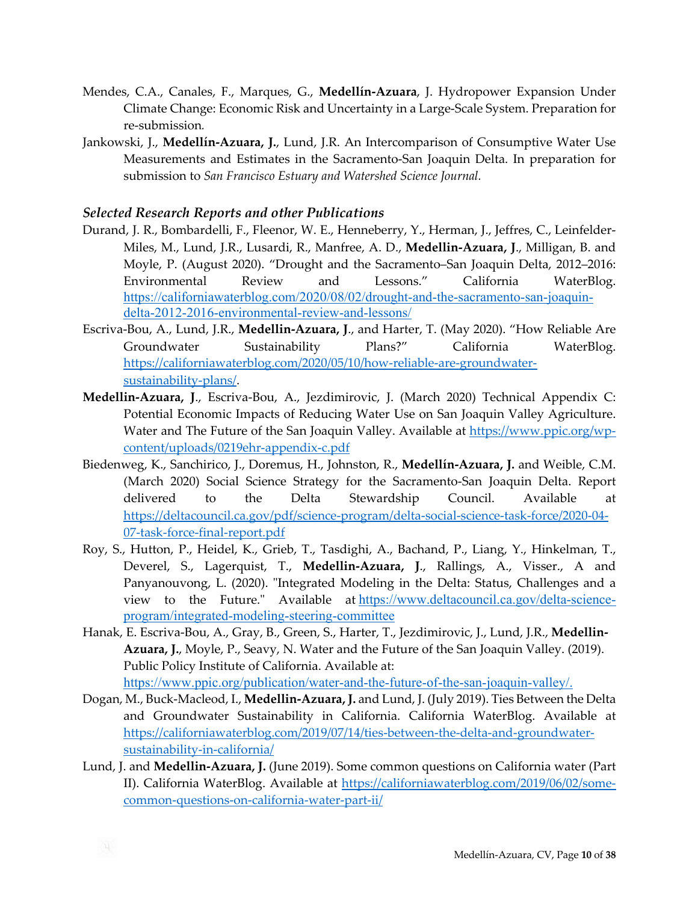Mendes, C.A., Canales, F., Marques, G., **Medellín-Azuara**, J. Hydropower Expansion Under Climate Change: Economic Risk and Uncertainty in a Large-Scale System. Preparation for re-submission.

Jankowski, J., **Medellín-Azuara, J.**, Lund, J.R. An Intercomparison of Consumptive Water Use Measurements and Estimates in the Sacramento-San Joaquin Delta. In preparation for submission to *San Francisco Estuary and Watershed Science Journal.*

### *Selected Research Reports and other Publications*

Durand, J. R., Bombardelli, F., Fleenor, W. E., Henneberry, Y., Herman, J., Jeffres, C., Leinfelder-Miles, M., Lund, J.R., Lusardi, R., Manfree, A. D., **Medellin-Azuara, J**., Milligan, B. and Moyle, P. (August 2020). "Drought and the Sacramento–San Joaquin Delta, 2012–2016: Environmental Review and Lessons." California WaterBlog. https://californiawaterblog.com/2020/08/02/drought-and-the-sacramento-san-joaquin-delta-2012-2016-environmental-review-and-lessons/

Escriva-Bou, A., Lund, J.R., **Medellin-Azuara, J**., and Harter, T. (May 2020). "How Reliable Are Groundwater Sustainability Plans?" California WaterBlog. https://californiawaterblog.com/2020/05/10/how-reliable-are-groundwater-sustainability-plans/.

**Medellin-Azuara, J**., Escriva-Bou, A., Jezdimirovic, J. (March 2020) Technical Appendix C: Potential Economic Impacts of Reducing Water Use on San Joaquin Valley Agriculture. Water and The Future of the San Joaquin Valley. Available at https://www.ppic.org/wp-content/uploads/0219ehr-appendix-c.pdf

Biedenweg, K., Sanchirico, J., Doremus, H., Johnston, R., **Medellín-Azuara, J.** and Weible, C.M. (March 2020) Social Science Strategy for the Sacramento-San Joaquin Delta. Report delivered to the Delta Stewardship Council. Available at https://deltacouncil.ca.gov/pdf/science-program/delta-social-science-task-force/2020-04-07-task-force-final-report.pdf

Roy, S., Hutton, P., Heidel, K., Grieb, T., Tasdighi, A., Bachand, P., Liang, Y., Hinkelman, T., Deverel, S., Lagerquist, T., **Medellin-Azuara, J**., Rallings, A., Visser., A and Panyanouvong, L. (2020). "Integrated Modeling in the Delta: Status, Challenges and a view to the Future." Available at https://www.deltacouncil.ca.gov/delta-science-program/integrated-modeling-steering-committee

Hanak, E. Escriva-Bou, A., Gray, B., Green, S., Harter, T., Jezdimirovic, J., Lund, J.R., **Medellin-Azuara, J.**, Moyle, P., Seavy, N. Water and the Future of the San Joaquin Valley. (2019). Public Policy Institute of California. Available at: https://www.ppic.org/publication/water-and-the-future-of-the-san-joaquin-valley/.

Dogan, M., Buck-Macleod, I., **Medellin-Azuara, J.** and Lund, J. (July 2019). Ties Between the Delta and Groundwater Sustainability in California. California WaterBlog. Available at https://californiawaterblog.com/2019/07/14/ties-between-the-delta-and-groundwater-sustainability-in-california/

Lund, J. and **Medellin-Azuara, J.** (June 2019). Some common questions on California water (Part II). California WaterBlog. Available at https://californiawaterblog.com/2019/06/02/some-common-questions-on-california-water-part-ii/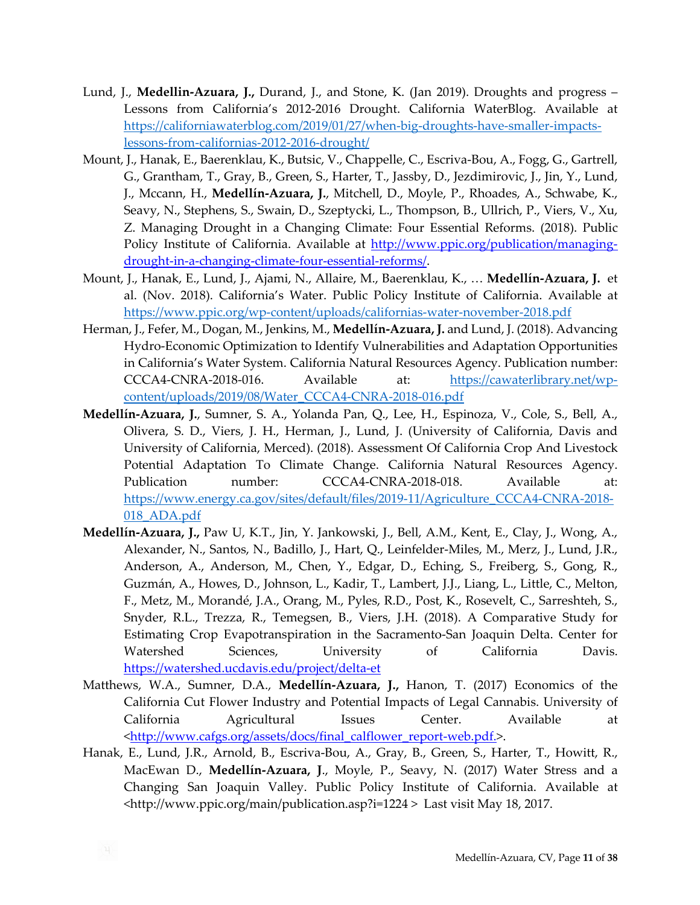Lund, J., **Medellin-Azuara, J.,** Durand, J., and Stone, K. (Jan 2019). Droughts and progress – Lessons from California's 2012-2016 Drought. California WaterBlog. Available at https://californiawaterblog.com/2019/01/27/when-big-droughts-have-smaller-impacts-lessons-from-californias-2012-2016-drought/

Mount, J., Hanak, E., Baerenklau, K., Butsic, V., Chappelle, C., Escriva-Bou, A., Fogg, G., Gartrell, G., Grantham, T., Gray, B., Green, S., Harter, T., Jassby, D., Jezdimirovic, J., Jin, Y., Lund, J., Mccann, H., **Medellín-Azuara, J.**, Mitchell, D., Moyle, P., Rhoades, A., Schwabe, K., Seavy, N., Stephens, S., Swain, D., Szeptycki, L., Thompson, B., Ullrich, P., Viers, V., Xu, Z. Managing Drought in a Changing Climate: Four Essential Reforms. (2018). Public Policy Institute of California. Available at http://www.ppic.org/publication/managing-drought-in-a-changing-climate-four-essential-reforms/.

Mount, J., Hanak, E., Lund, J., Ajami, N., Allaire, M., Baerenklau, K., … **Medellín-Azuara, J.** et al. (Nov. 2018). California's Water. Public Policy Institute of California. Available at https://www.ppic.org/wp-content/uploads/californias-water-november-2018.pdf

Herman, J., Fefer, M., Dogan, M., Jenkins, M., **Medellín-Azuara, J.** and Lund, J. (2018). Advancing Hydro-Economic Optimization to Identify Vulnerabilities and Adaptation Opportunities in California's Water System. California Natural Resources Agency. Publication number: CCCA4-CNRA-2018-016. Available at: https://cawaterlibrary.net/wp-content/uploads/2019/08/Water_CCCA4-CNRA-2018-016.pdf

**Medellín-Azuara, J.**, Sumner, S. A., Yolanda Pan, Q., Lee, H., Espinoza, V., Cole, S., Bell, A., Olivera, S. D., Viers, J. H., Herman, J., Lund, J. (University of California, Davis and University of California, Merced). (2018). Assessment Of California Crop And Livestock Potential Adaptation To Climate Change. California Natural Resources Agency. Publication number: CCCA4-CNRA-2018-018. Available at: https://www.energy.ca.gov/sites/default/files/2019-11/Agriculture_CCCA4-CNRA-2018-018_ADA.pdf

**Medellín-Azuara, J.,** Paw U, K.T., Jin, Y. Jankowski, J., Bell, A.M., Kent, E., Clay, J., Wong, A., Alexander, N., Santos, N., Badillo, J., Hart, Q., Leinfelder-Miles, M., Merz, J., Lund, J.R., Anderson, A., Anderson, M., Chen, Y., Edgar, D., Eching, S., Freiberg, S., Gong, R., Guzmán, A., Howes, D., Johnson, L., Kadir, T., Lambert, J.J., Liang, L., Little, C., Melton, F., Metz, M., Morandé, J.A., Orang, M., Pyles, R.D., Post, K., Rosevelt, C., Sarreshteh, S., Snyder, R.L., Trezza, R., Temegsen, B., Viers, J.H. (2018). A Comparative Study for Estimating Crop Evapotranspiration in the Sacramento-San Joaquin Delta. Center for Watershed Sciences, University of California Davis. https://watershed.ucdavis.edu/project/delta-et

Matthews, W.A., Sumner, D.A., **Medellín-Azuara, J.,** Hanon, T. (2017) Economics of the California Cut Flower Industry and Potential Impacts of Legal Cannabis. University of California Agricultural Issues Center. Available at <http://www.cafgs.org/assets/docs/final_calflower_report-web.pdf.>.

Hanak, E., Lund, J.R., Arnold, B., Escriva-Bou, A., Gray, B., Green, S., Harter, T., Howitt, R., MacEwan D., **Medellín-Azuara, J**., Moyle, P., Seavy, N. (2017) Water Stress and a Changing San Joaquin Valley. Public Policy Institute of California. Available at <http://www.ppic.org/main/publication.asp?i=1224 > Last visit May 18, 2017.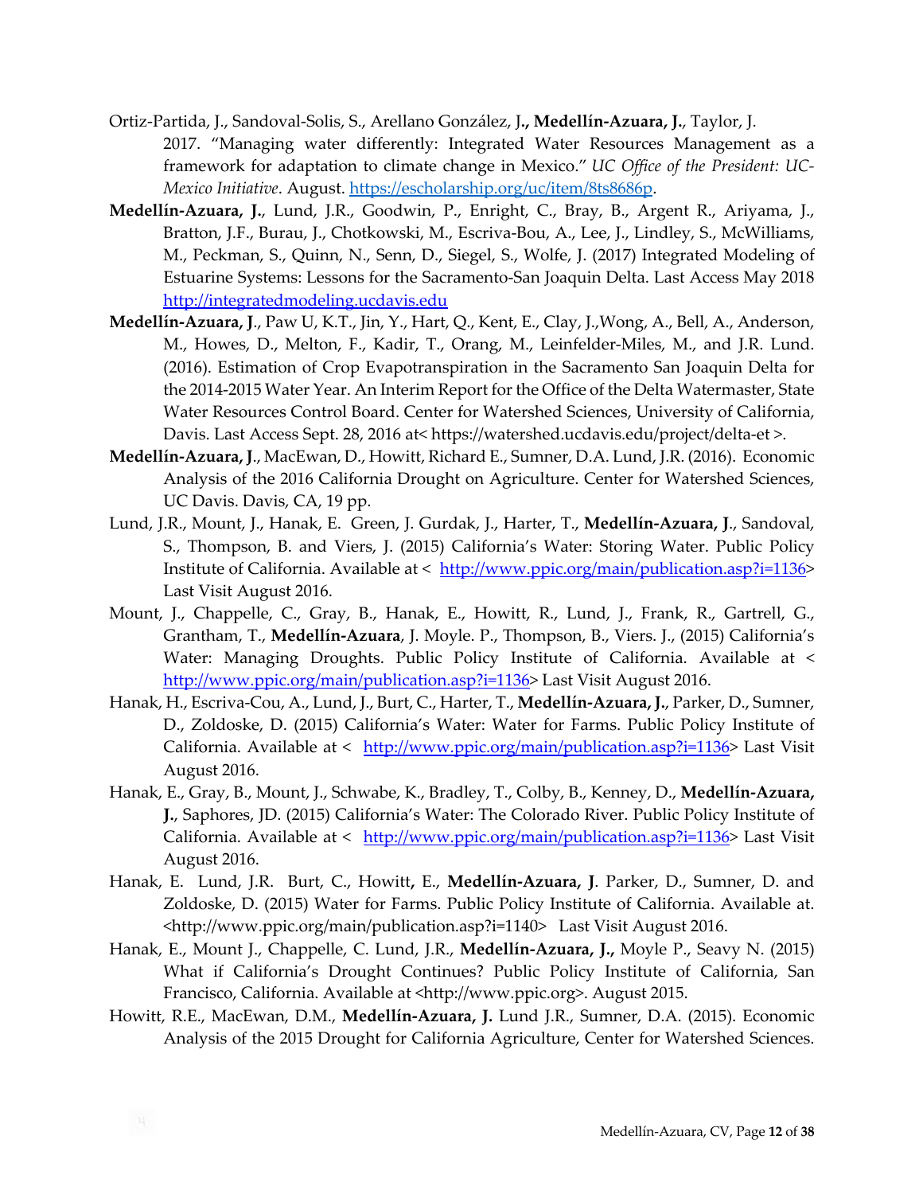Ortiz-Partida, J., Sandoval-Solis, S., Arellano González, J**., Medellín-Azuara, J.**, Taylor, J. 2017. "Managing water differently: Integrated Water Resources Management as a framework for adaptation to climate change in Mexico." *UC Office of the President: UC-Mexico Initiative*. August. https://escholarship.org/uc/item/8ts8686p.

**Medellín-Azuara, J.**, Lund, J.R., Goodwin, P., Enright, C., Bray, B., Argent R., Ariyama, J., Bratton, J.F., Burau, J., Chotkowski, M., Escriva-Bou, A., Lee, J., Lindley, S., McWilliams, M., Peckman, S., Quinn, N., Senn, D., Siegel, S., Wolfe, J. (2017) Integrated Modeling of Estuarine Systems: Lessons for the Sacramento-San Joaquin Delta. Last Access May 2018 http://integratedmodeling.ucdavis.edu

**Medellín-Azuara, J**., Paw U, K.T., Jin, Y., Hart, Q., Kent, E., Clay, J.,Wong, A., Bell, A., Anderson, M., Howes, D., Melton, F., Kadir, T., Orang, M., Leinfelder-Miles, M., and J.R. Lund. (2016). Estimation of Crop Evapotranspiration in the Sacramento San Joaquin Delta for the 2014-2015 Water Year. An Interim Report for the Office of the Delta Watermaster, State Water Resources Control Board. Center for Watershed Sciences, University of California, Davis. Last Access Sept. 28, 2016 at< https://watershed.ucdavis.edu/project/delta-et >.

**Medellín-Azuara, J**., MacEwan, D., Howitt, Richard E., Sumner, D.A. Lund, J.R. (2016). Economic Analysis of the 2016 California Drought on Agriculture. Center for Watershed Sciences, UC Davis. Davis, CA, 19 pp.

Lund, J.R., Mount, J., Hanak, E. Green, J. Gurdak, J., Harter, T., **Medellín-Azuara, J**., Sandoval, S., Thompson, B. and Viers, J. (2015) California's Water: Storing Water. Public Policy Institute of California. Available at < http://www.ppic.org/main/publication.asp?i=1136> Last Visit August 2016.

Mount, J., Chappelle, C., Gray, B., Hanak, E., Howitt, R., Lund, J., Frank, R., Gartrell, G., Grantham, T., **Medellín-Azuara**, J. Moyle. P., Thompson, B., Viers. J., (2015) California's Water: Managing Droughts. Public Policy Institute of California. Available at < http://www.ppic.org/main/publication.asp?i=1136> Last Visit August 2016.

Hanak, H., Escriva-Cou, A., Lund, J., Burt, C., Harter, T., **Medellín-Azuara, J.**, Parker, D., Sumner, D., Zoldoske, D. (2015) California's Water: Water for Farms. Public Policy Institute of California. Available at < http://www.ppic.org/main/publication.asp?i=1136> Last Visit August 2016.

Hanak, E., Gray, B., Mount, J., Schwabe, K., Bradley, T., Colby, B., Kenney, D., **Medellín-Azuara, J.**, Saphores, JD. (2015) California's Water: The Colorado River. Public Policy Institute of California. Available at < http://www.ppic.org/main/publication.asp?i=1136> Last Visit August 2016.

Hanak, E. Lund, J.R. Burt, C., Howitt**,** E., **Medellín-Azuara, J**. Parker, D., Sumner, D. and Zoldoske, D. (2015) Water for Farms. Public Policy Institute of California. Available at. <http://www.ppic.org/main/publication.asp?i=1140> Last Visit August 2016.

Hanak, E., Mount J., Chappelle, C. Lund, J.R., **Medellín-Azuara, J.,** Moyle P., Seavy N. (2015) What if California's Drought Continues? Public Policy Institute of California, San Francisco, California. Available at <http://www.ppic.org>. August 2015.

Howitt, R.E., MacEwan, D.M., **Medellín-Azuara, J.** Lund J.R., Sumner, D.A. (2015). Economic Analysis of the 2015 Drought for California Agriculture, Center for Watershed Sciences.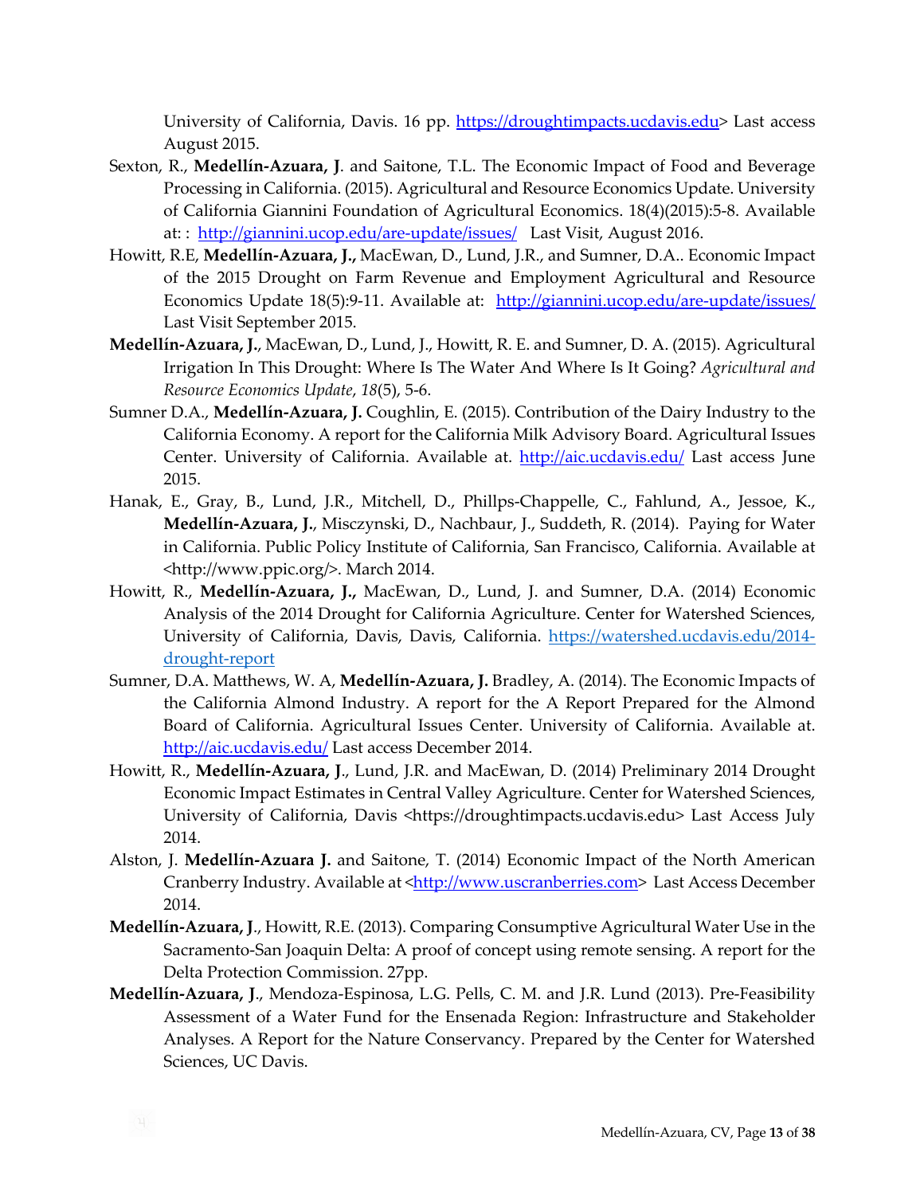University of California, Davis. 16 pp. https://droughtimpacts.ucdavis.edu> Last access August 2015.

Sexton, R., **Medellín-Azuara, J**. and Saitone, T.L. The Economic Impact of Food and Beverage Processing in California. (2015). Agricultural and Resource Economics Update. University of California Giannini Foundation of Agricultural Economics. 18(4)(2015):5-8. Available at: : http://giannini.ucop.edu/are-update/issues/ Last Visit, August 2016.

Howitt, R.E, **Medellín-Azuara, J.,** MacEwan, D., Lund, J.R., and Sumner, D.A.. Economic Impact of the 2015 Drought on Farm Revenue and Employment Agricultural and Resource Economics Update 18(5):9-11. Available at: http://giannini.ucop.edu/are-update/issues/ Last Visit September 2015.

**Medellín-Azuara, J.**, MacEwan, D., Lund, J., Howitt, R. E. and Sumner, D. A. (2015). Agricultural Irrigation In This Drought: Where Is The Water And Where Is It Going? *Agricultural and Resource Economics Update*, *18*(5), 5-6.

Sumner D.A., **Medellín-Azuara, J.** Coughlin, E. (2015). Contribution of the Dairy Industry to the California Economy. A report for the California Milk Advisory Board. Agricultural Issues Center. University of California. Available at. http://aic.ucdavis.edu/ Last access June 2015.

Hanak, E., Gray, B., Lund, J.R., Mitchell, D., Phillps-Chappelle, C., Fahlund, A., Jessoe, K., **Medellín-Azuara, J.**, Misczynski, D., Nachbaur, J., Suddeth, R. (2014). Paying for Water in California. Public Policy Institute of California, San Francisco, California. Available at <http://www.ppic.org/>. March 2014.

Howitt, R., **Medellín-Azuara, J.,** MacEwan, D., Lund, J. and Sumner, D.A. (2014) Economic Analysis of the 2014 Drought for California Agriculture. Center for Watershed Sciences, University of California, Davis, Davis, California. https://watershed.ucdavis.edu/2014-drought-report

Sumner, D.A. Matthews, W. A, **Medellín-Azuara, J.** Bradley, A. (2014). The Economic Impacts of the California Almond Industry. A report for the A Report Prepared for the Almond Board of California. Agricultural Issues Center. University of California. Available at. http://aic.ucdavis.edu/ Last access December 2014.

Howitt, R., **Medellín-Azuara, J**., Lund, J.R. and MacEwan, D. (2014) Preliminary 2014 Drought Economic Impact Estimates in Central Valley Agriculture. Center for Watershed Sciences, University of California, Davis <https://droughtimpacts.ucdavis.edu> Last Access July 2014.

Alston, J. **Medellín-Azuara J.** and Saitone, T. (2014) Economic Impact of the North American Cranberry Industry. Available at <http://www.uscranberries.com> Last Access December 2014.

**Medellín-Azuara, J**., Howitt, R.E. (2013). Comparing Consumptive Agricultural Water Use in the Sacramento-San Joaquin Delta: A proof of concept using remote sensing. A report for the Delta Protection Commission. 27pp.

**Medellín-Azuara, J**., Mendoza-Espinosa, L.G. Pells, C. M. and J.R. Lund (2013). Pre-Feasibility Assessment of a Water Fund for the Ensenada Region: Infrastructure and Stakeholder Analyses. A Report for the Nature Conservancy. Prepared by the Center for Watershed Sciences, UC Davis.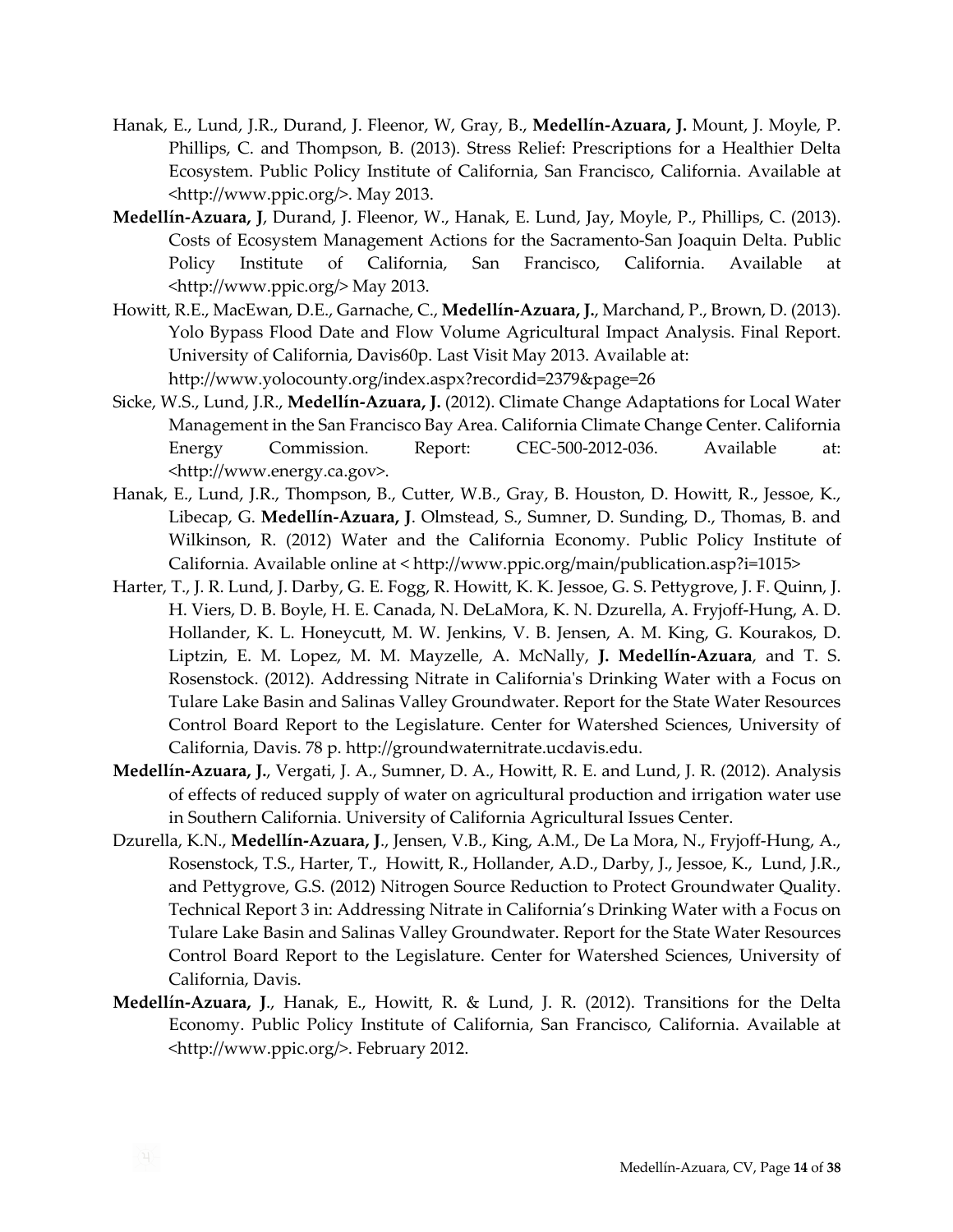Hanak, E., Lund, J.R., Durand, J. Fleenor, W, Gray, B., **Medellín-Azuara, J.** Mount, J. Moyle, P. Phillips, C. and Thompson, B. (2013). Stress Relief: Prescriptions for a Healthier Delta Ecosystem. Public Policy Institute of California, San Francisco, California. Available at <http://www.ppic.org/>. May 2013.

**Medellín-Azuara, J**, Durand, J. Fleenor, W., Hanak, E. Lund, Jay, Moyle, P., Phillips, C. (2013). Costs of Ecosystem Management Actions for the Sacramento-San Joaquin Delta. Public Policy Institute of California, San Francisco, California. Available at <http://www.ppic.org/> May 2013.

Howitt, R.E., MacEwan, D.E., Garnache, C., **Medellín-Azuara, J.**, Marchand, P., Brown, D. (2013). Yolo Bypass Flood Date and Flow Volume Agricultural Impact Analysis. Final Report. University of California, Davis60p. Last Visit May 2013. Available at: http://www.yolocounty.org/index.aspx?recordid=2379&page=26

Sicke, W.S., Lund, J.R., **Medellín-Azuara, J.** (2012). Climate Change Adaptations for Local Water Management in the San Francisco Bay Area. California Climate Change Center. California Energy Commission. Report: CEC-500-2012-036. Available at: <http://www.energy.ca.gov>.

Hanak, E., Lund, J.R., Thompson, B., Cutter, W.B., Gray, B. Houston, D. Howitt, R., Jessoe, K., Libecap, G. **Medellín-Azuara, J**. Olmstead, S., Sumner, D. Sunding, D., Thomas, B. and Wilkinson, R. (2012) Water and the California Economy. Public Policy Institute of California. Available online at < http://www.ppic.org/main/publication.asp?i=1015>

Harter, T., J. R. Lund, J. Darby, G. E. Fogg, R. Howitt, K. K. Jessoe, G. S. Pettygrove, J. F. Quinn, J. H. Viers, D. B. Boyle, H. E. Canada, N. DeLaMora, K. N. Dzurella, A. Fryjoff-Hung, A. D. Hollander, K. L. Honeycutt, M. W. Jenkins, V. B. Jensen, A. M. King, G. Kourakos, D. Liptzin, E. M. Lopez, M. M. Mayzelle, A. McNally, **J. Medellín-Azuara**, and T. S. Rosenstock. (2012). Addressing Nitrate in California's Drinking Water with a Focus on Tulare Lake Basin and Salinas Valley Groundwater. Report for the State Water Resources Control Board Report to the Legislature. Center for Watershed Sciences, University of California, Davis. 78 p. http://groundwaternitrate.ucdavis.edu.

**Medellín-Azuara, J.**, Vergati, J. A., Sumner, D. A., Howitt, R. E. and Lund, J. R. (2012). Analysis of effects of reduced supply of water on agricultural production and irrigation water use in Southern California. University of California Agricultural Issues Center.

Dzurella, K.N., **Medellín-Azuara, J**., Jensen, V.B., King, A.M., De La Mora, N., Fryjoff-Hung, A., Rosenstock, T.S., Harter, T., Howitt, R., Hollander, A.D., Darby, J., Jessoe, K., Lund, J.R., and Pettygrove, G.S. (2012) Nitrogen Source Reduction to Protect Groundwater Quality. Technical Report 3 in: Addressing Nitrate in California's Drinking Water with a Focus on Tulare Lake Basin and Salinas Valley Groundwater. Report for the State Water Resources Control Board Report to the Legislature. Center for Watershed Sciences, University of California, Davis.

**Medellín-Azuara, J**., Hanak, E., Howitt, R. & Lund, J. R. (2012). Transitions for the Delta Economy. Public Policy Institute of California, San Francisco, California. Available at <http://www.ppic.org/>. February 2012.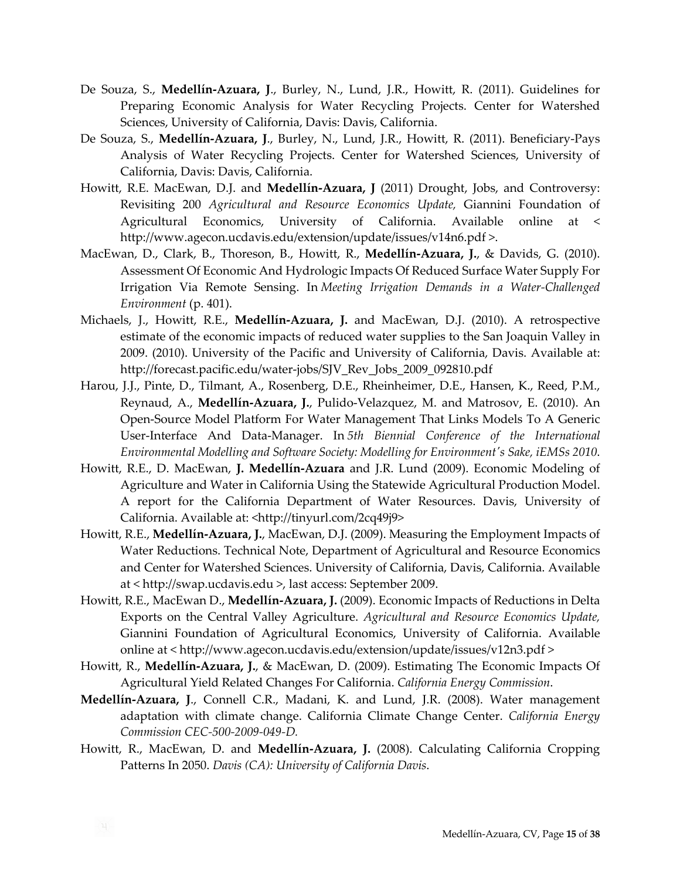De Souza, S., **Medellín-Azuara, J**., Burley, N., Lund, J.R., Howitt, R. (2011). Guidelines for Preparing Economic Analysis for Water Recycling Projects. Center for Watershed Sciences, University of California, Davis: Davis, California.

De Souza, S., **Medellín-Azuara, J**., Burley, N., Lund, J.R., Howitt, R. (2011). Beneficiary-Pays Analysis of Water Recycling Projects. Center for Watershed Sciences, University of California, Davis: Davis, California.

Howitt, R.E. MacEwan, D.J. and **Medellín-Azuara, J** (2011) Drought, Jobs, and Controversy: Revisiting 200 *Agricultural and Resource Economics Update,* Giannini Foundation of Agricultural Economics, University of California. Available online at < http://www.agecon.ucdavis.edu/extension/update/issues/v14n6.pdf >.

MacEwan, D., Clark, B., Thoreson, B., Howitt, R., **Medellín-Azuara, J.**, & Davids, G. (2010). Assessment Of Economic And Hydrologic Impacts Of Reduced Surface Water Supply For Irrigation Via Remote Sensing. In *Meeting Irrigation Demands in a Water-Challenged Environment* (p. 401).

Michaels, J., Howitt, R.E., **Medellín-Azuara, J.** and MacEwan, D.J. (2010). A retrospective estimate of the economic impacts of reduced water supplies to the San Joaquin Valley in 2009. (2010). University of the Pacific and University of California, Davis. Available at: http://forecast.pacific.edu/water-jobs/SJV_Rev_Jobs_2009_092810.pdf

Harou, J.J., Pinte, D., Tilmant, A., Rosenberg, D.E., Rheinheimer, D.E., Hansen, K., Reed, P.M., Reynaud, A., **Medellín-Azuara, J.**, Pulido-Velazquez, M. and Matrosov, E. (2010). An Open-Source Model Platform For Water Management That Links Models To A Generic User-Interface And Data-Manager. In *5th Biennial Conference of the International Environmental Modelling and Software Society: Modelling for Environment's Sake, iEMSs 2010*.

Howitt, R.E., D. MacEwan, **J. Medellín-Azuara** and J.R. Lund (2009). Economic Modeling of Agriculture and Water in California Using the Statewide Agricultural Production Model. A report for the California Department of Water Resources. Davis, University of California. Available at: <http://tinyurl.com/2cq49j9>

Howitt, R.E., **Medellín-Azuara, J.**, MacEwan, D.J. (2009). Measuring the Employment Impacts of Water Reductions. Technical Note, Department of Agricultural and Resource Economics and Center for Watershed Sciences. University of California, Davis, California. Available at < http://swap.ucdavis.edu >, last access: September 2009.

Howitt, R.E., MacEwan D., **Medellín-Azuara, J.** (2009). Economic Impacts of Reductions in Delta Exports on the Central Valley Agriculture. *Agricultural and Resource Economics Update,* Giannini Foundation of Agricultural Economics, University of California. Available online at < http://www.agecon.ucdavis.edu/extension/update/issues/v12n3.pdf >

Howitt, R., **Medellín-Azuara, J.**, & MacEwan, D. (2009). Estimating The Economic Impacts Of Agricultural Yield Related Changes For California. *California Energy Commission*.

**Medellín-Azuara, J**., Connell C.R., Madani, K. and Lund, J.R. (2008). Water management adaptation with climate change. California Climate Change Center. *California Energy Commission CEC-500-2009-049-D.*

Howitt, R., MacEwan, D. and **Medellín-Azuara, J.** (2008). Calculating California Cropping Patterns In 2050. *Davis (CA): University of California Davis*.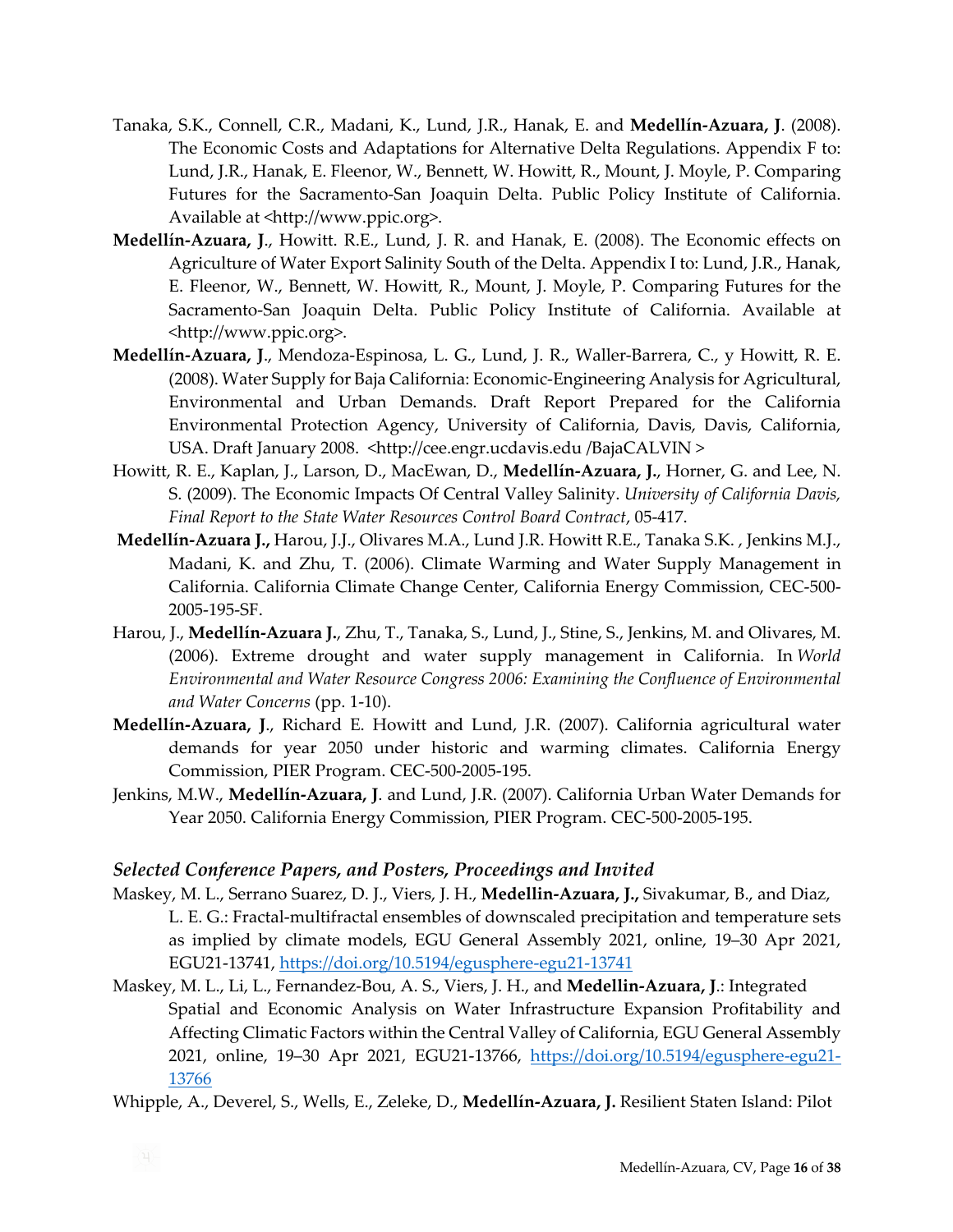Tanaka, S.K., Connell, C.R., Madani, K., Lund, J.R., Hanak, E. and **Medellín-Azuara, J**. (2008). The Economic Costs and Adaptations for Alternative Delta Regulations. Appendix F to: Lund, J.R., Hanak, E. Fleenor, W., Bennett, W. Howitt, R., Mount, J. Moyle, P. Comparing Futures for the Sacramento-San Joaquin Delta. Public Policy Institute of California. Available at <http://www.ppic.org>.

**Medellín-Azuara, J**., Howitt. R.E., Lund, J. R. and Hanak, E. (2008). The Economic effects on Agriculture of Water Export Salinity South of the Delta. Appendix I to: Lund, J.R., Hanak, E. Fleenor, W., Bennett, W. Howitt, R., Mount, J. Moyle, P. Comparing Futures for the Sacramento-San Joaquin Delta. Public Policy Institute of California. Available at <http://www.ppic.org>.

**Medellín-Azuara, J**., Mendoza-Espinosa, L. G., Lund, J. R., Waller-Barrera, C., y Howitt, R. E. (2008). Water Supply for Baja California: Economic-Engineering Analysis for Agricultural, Environmental and Urban Demands. Draft Report Prepared for the California Environmental Protection Agency, University of California, Davis, Davis, California, USA. Draft January 2008. <http://cee.engr.ucdavis.edu /BajaCALVIN >

Howitt, R. E., Kaplan, J., Larson, D., MacEwan, D., **Medellín-Azuara, J.**, Horner, G. and Lee, N. S. (2009). The Economic Impacts Of Central Valley Salinity. *University of California Davis, Final Report to the State Water Resources Control Board Contract*, 05-417.

**Medellín-Azuara J.,** Harou, J.J., Olivares M.A., Lund J.R. Howitt R.E., Tanaka S.K. , Jenkins M.J., Madani, K. and Zhu, T. (2006). Climate Warming and Water Supply Management in California. California Climate Change Center, California Energy Commission, CEC-500-2005-195-SF.

Harou, J., **Medellín-Azuara J.**, Zhu, T., Tanaka, S., Lund, J., Stine, S., Jenkins, M. and Olivares, M. (2006). Extreme drought and water supply management in California. In *World Environmental and Water Resource Congress 2006: Examining the Confluence of Environmental and Water Concerns* (pp. 1-10).

**Medellín-Azuara, J**., Richard E. Howitt and Lund, J.R. (2007). California agricultural water demands for year 2050 under historic and warming climates. California Energy Commission, PIER Program. CEC-500-2005-195.

Jenkins, M.W., **Medellín-Azuara, J**. and Lund, J.R. (2007). California Urban Water Demands for Year 2050. California Energy Commission, PIER Program. CEC-500-2005-195.

### *Selected Conference Papers, and Posters, Proceedings and Invited*

Maskey, M. L., Serrano Suarez, D. J., Viers, J. H., **Medellin-Azuara, J.,** Sivakumar, B., and Diaz, L. E. G.: Fractal-multifractal ensembles of downscaled precipitation and temperature sets as implied by climate models, EGU General Assembly 2021, online, 19–30 Apr 2021, EGU21-13741, https://doi.org/10.5194/egusphere-egu21-13741

Maskey, M. L., Li, L., Fernandez-Bou, A. S., Viers, J. H., and **Medellin-Azuara, J**.: Integrated Spatial and Economic Analysis on Water Infrastructure Expansion Profitability and Affecting Climatic Factors within the Central Valley of California, EGU General Assembly 2021, online, 19–30 Apr 2021, EGU21-13766, https://doi.org/10.5194/egusphere-egu21-13766

Whipple, A., Deverel, S., Wells, E., Zeleke, D., **Medellín-Azuara, J.** Resilient Staten Island: Pilot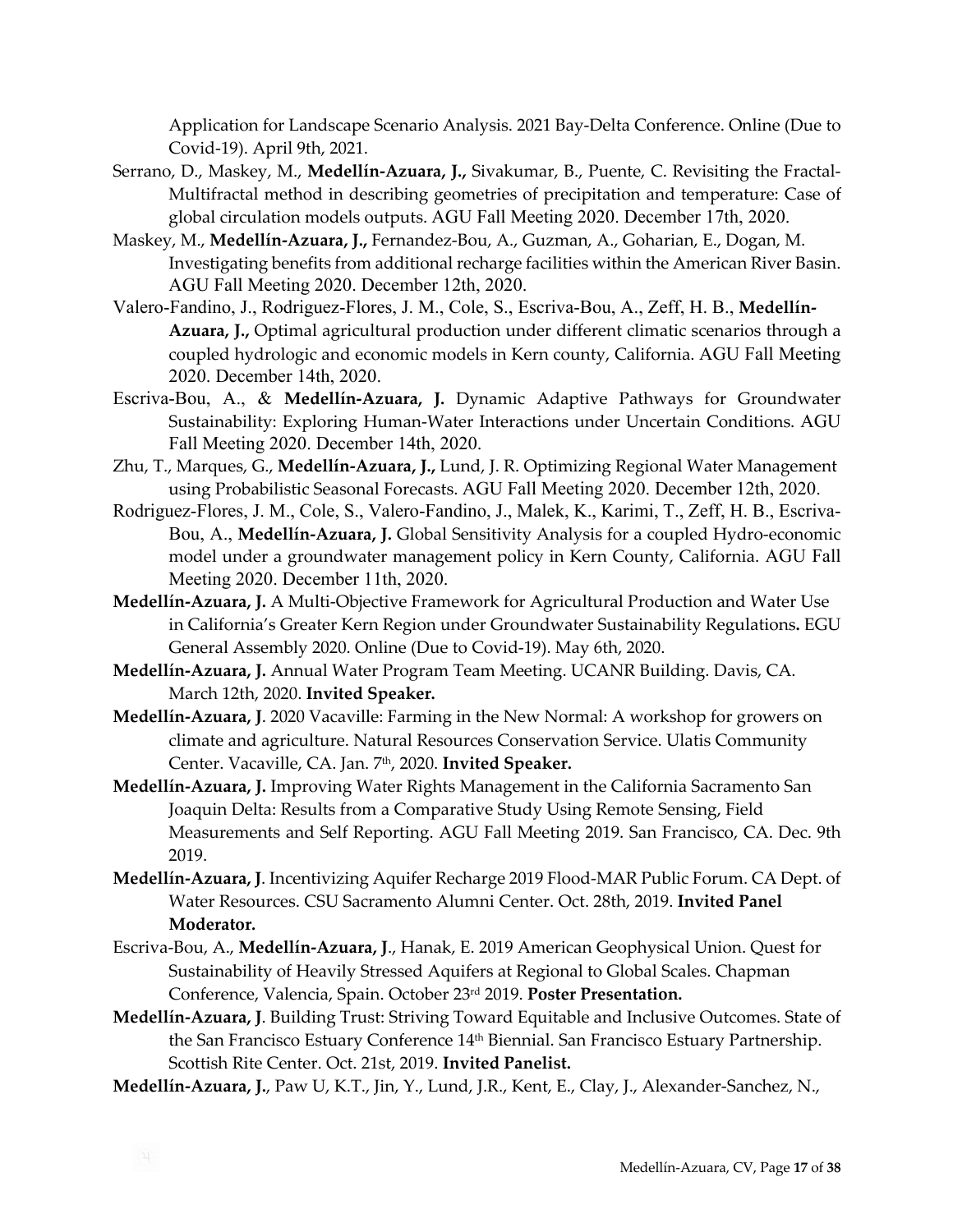Application for Landscape Scenario Analysis. 2021 Bay-Delta Conference. Online (Due to Covid-19). April 9th, 2021.

Serrano, D., Maskey, M., **Medellín-Azuara, J.,** Sivakumar, B., Puente, C. Revisiting the Fractal-Multifractal method in describing geometries of precipitation and temperature: Case of global circulation models outputs. AGU Fall Meeting 2020. December 17th, 2020.

Maskey, M., **Medellín-Azuara, J.,** Fernandez-Bou, A., Guzman, A., Goharian, E., Dogan, M. Investigating benefits from additional recharge facilities within the American River Basin. AGU Fall Meeting 2020. December 12th, 2020.

Valero-Fandino, J., Rodriguez-Flores, J. M., Cole, S., Escriva-Bou, A., Zeff, H. B., **Medellín-Azuara, J.,** Optimal agricultural production under different climatic scenarios through a coupled hydrologic and economic models in Kern county, California. AGU Fall Meeting 2020. December 14th, 2020.

Escriva-Bou, A., & **Medellín-Azuara, J.** Dynamic Adaptive Pathways for Groundwater Sustainability: Exploring Human-Water Interactions under Uncertain Conditions. AGU Fall Meeting 2020. December 14th, 2020.

Zhu, T., Marques, G., **Medellín-Azuara, J.,** Lund, J. R. Optimizing Regional Water Management using Probabilistic Seasonal Forecasts. AGU Fall Meeting 2020. December 12th, 2020.

Rodriguez-Flores, J. M., Cole, S., Valero-Fandino, J., Malek, K., Karimi, T., Zeff, H. B., Escriva-Bou, A., **Medellín-Azuara, J.** Global Sensitivity Analysis for a coupled Hydro-economic model under a groundwater management policy in Kern County, California. AGU Fall Meeting 2020. December 11th, 2020.

**Medellín-Azuara, J.** A Multi-Objective Framework for Agricultural Production and Water Use in California's Greater Kern Region under Groundwater Sustainability Regulations**.** EGU General Assembly 2020. Online (Due to Covid-19). May 6th, 2020.

**Medellín-Azuara, J.** Annual Water Program Team Meeting. UCANR Building. Davis, CA. March 12th, 2020. **Invited Speaker.**

**Medellín-Azuara, J**. 2020 Vacaville: Farming in the New Normal: A workshop for growers on climate and agriculture. Natural Resources Conservation Service. Ulatis Community Center. Vacaville, CA. Jan. 7th, 2020. **Invited Speaker.**

**Medellín-Azuara, J.** Improving Water Rights Management in the California Sacramento San Joaquin Delta: Results from a Comparative Study Using Remote Sensing, Field Measurements and Self Reporting. AGU Fall Meeting 2019. San Francisco, CA. Dec. 9th 2019.

**Medellín-Azuara, J**. Incentivizing Aquifer Recharge 2019 Flood-MAR Public Forum. CA Dept. of Water Resources. CSU Sacramento Alumni Center. Oct. 28th, 2019. **Invited Panel Moderator.**

Escriva-Bou, A., **Medellín-Azuara, J**., Hanak, E. 2019 American Geophysical Union. Quest for Sustainability of Heavily Stressed Aquifers at Regional to Global Scales. Chapman Conference, Valencia, Spain. October 23rd 2019. **Poster Presentation.**

**Medellín-Azuara, J**. Building Trust: Striving Toward Equitable and Inclusive Outcomes. State of the San Francisco Estuary Conference 14th Biennial. San Francisco Estuary Partnership. Scottish Rite Center. Oct. 21st, 2019. **Invited Panelist.**

**Medellín-Azuara, J.**, Paw U, K.T., Jin, Y., Lund, J.R., Kent, E., Clay, J., Alexander-Sanchez, N.,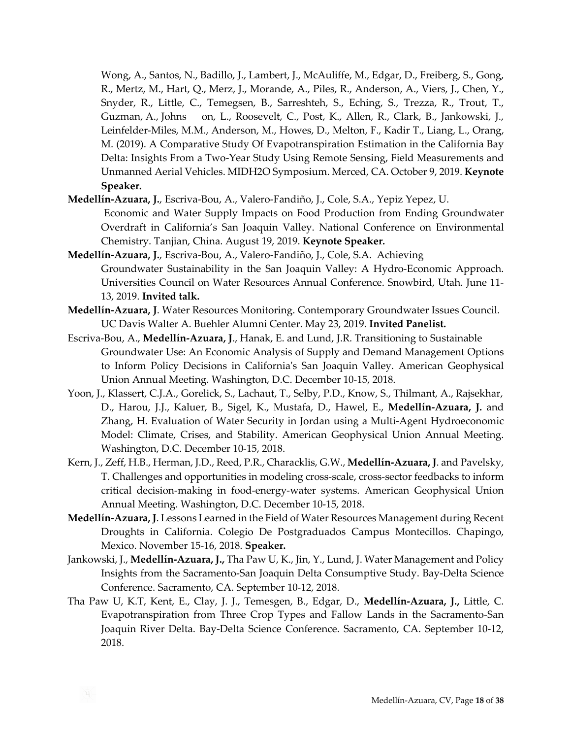Wong, A., Santos, N., Badillo, J., Lambert, J., McAuliffe, M., Edgar, D., Freiberg, S., Gong, R., Mertz, M., Hart, Q., Merz, J., Morande, A., Piles, R., Anderson, A., Viers, J., Chen, Y., Snyder, R., Little, C., Temegsen, B., Sarreshteh, S., Eching, S., Trezza, R., Trout, T., Guzman, A., Johns on, L., Roosevelt, C., Post, K., Allen, R., Clark, B., Jankowski, J., Leinfelder-Miles, M.M., Anderson, M., Howes, D., Melton, F., Kadir T., Liang, L., Orang, M. (2019). A Comparative Study Of Evapotranspiration Estimation in the California Bay Delta: Insights From a Two-Year Study Using Remote Sensing, Field Measurements and Unmanned Aerial Vehicles. MIDH2O Symposium. Merced, CA. October 9, 2019. **Keynote Speaker.**

**Medellín-Azuara, J.**, Escriva-Bou, A., Valero-Fandiño, J., Cole, S.A., Yepiz Yepez, U. Economic and Water Supply Impacts on Food Production from Ending Groundwater Overdraft in California's San Joaquin Valley. National Conference on Environmental Chemistry. Tanjian, China. August 19, 2019. **Keynote Speaker.**

**Medellín-Azuara, J.**, Escriva-Bou, A., Valero-Fandiño, J., Cole, S.A. Achieving Groundwater Sustainability in the San Joaquin Valley: A Hydro-Economic Approach. Universities Council on Water Resources Annual Conference. Snowbird, Utah. June 11-13, 2019. **Invited talk.**

**Medellín-Azuara, J**. Water Resources Monitoring. Contemporary Groundwater Issues Council. UC Davis Walter A. Buehler Alumni Center. May 23, 2019. **Invited Panelist.**

Escriva-Bou, A., **Medellín-Azuara, J**., Hanak, E. and Lund, J.R. Transitioning to Sustainable Groundwater Use: An Economic Analysis of Supply and Demand Management Options to Inform Policy Decisions in California's San Joaquin Valley. American Geophysical Union Annual Meeting. Washington, D.C. December 10-15, 2018.

Yoon, J., Klassert, C.J.A., Gorelick, S., Lachaut, T., Selby, P.D., Know, S., Thilmant, A., Rajsekhar, D., Harou, J.J., Kaluer, B., Sigel, K., Mustafa, D., Hawel, E., **Medellín-Azuara, J.** and Zhang, H. Evaluation of Water Security in Jordan using a Multi-Agent Hydroeconomic Model: Climate, Crises, and Stability. American Geophysical Union Annual Meeting. Washington, D.C. December 10-15, 2018.

Kern, J., Zeff, H.B., Herman, J.D., Reed, P.R., Characklis, G.W., **Medellín-Azuara, J**. and Pavelsky, T. Challenges and opportunities in modeling cross-scale, cross-sector feedbacks to inform critical decision-making in food-energy-water systems. American Geophysical Union Annual Meeting. Washington, D.C. December 10-15, 2018.

**Medellín-Azuara, J**. Lessons Learned in the Field of Water Resources Management during Recent Droughts in California. Colegio De Postgraduados Campus Montecillos. Chapingo, Mexico. November 15-16, 2018. **Speaker.**

Jankowski, J., **Medellín-Azuara, J.,** Tha Paw U, K., Jin, Y., Lund, J. Water Management and Policy Insights from the Sacramento-San Joaquin Delta Consumptive Study. Bay-Delta Science Conference. Sacramento, CA. September 10-12, 2018.

Tha Paw U, K.T, Kent, E., Clay, J. J., Temesgen, B., Edgar, D., **Medellín-Azuara, J.,** Little, C. Evapotranspiration from Three Crop Types and Fallow Lands in the Sacramento-San Joaquin River Delta. Bay-Delta Science Conference. Sacramento, CA. September 10-12, 2018.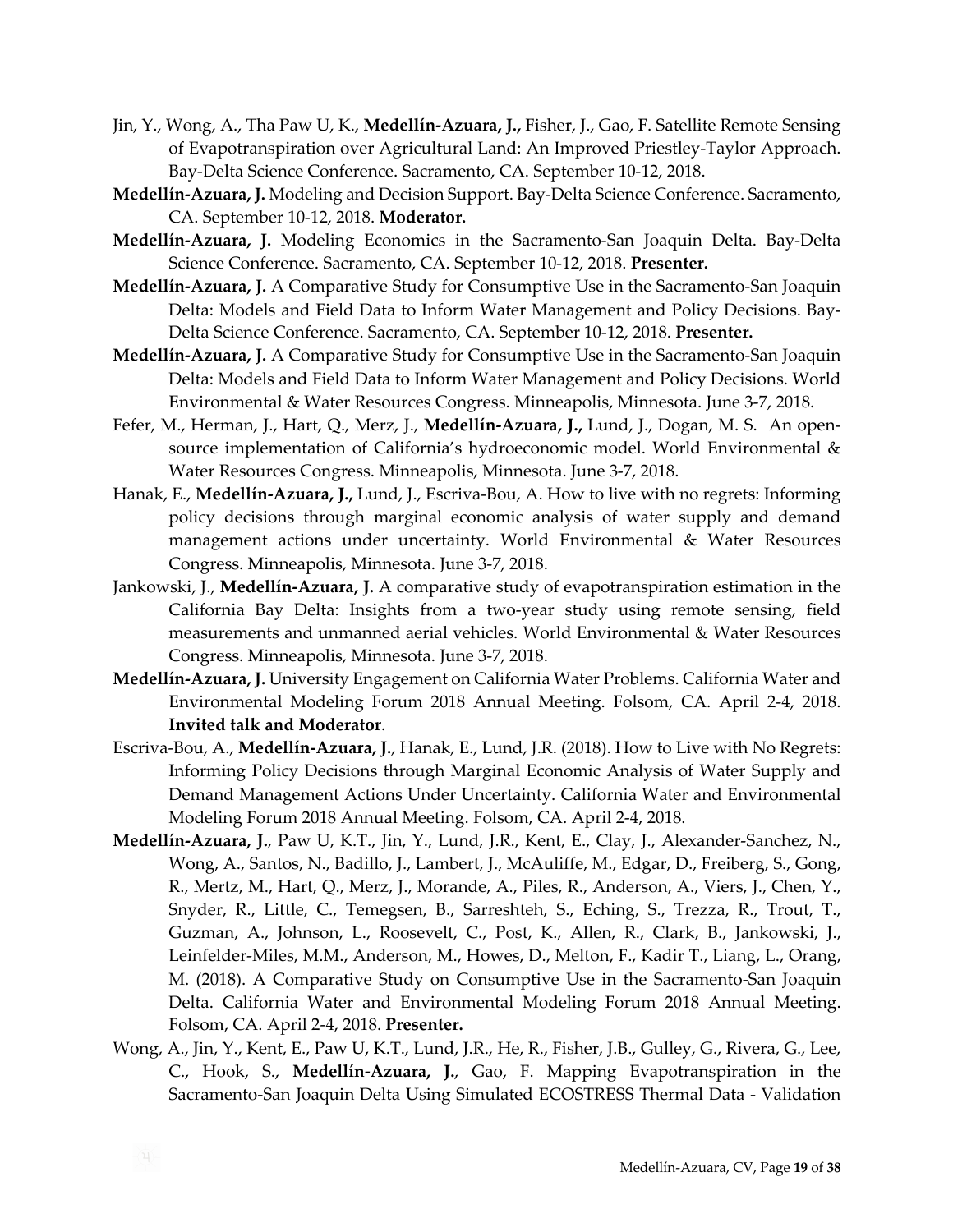Jin, Y., Wong, A., Tha Paw U, K., **Medellín-Azuara, J.,** Fisher, J., Gao, F. Satellite Remote Sensing of Evapotranspiration over Agricultural Land: An Improved Priestley-Taylor Approach. Bay-Delta Science Conference. Sacramento, CA. September 10-12, 2018.

**Medellín-Azuara, J.** Modeling and Decision Support. Bay-Delta Science Conference. Sacramento, CA. September 10-12, 2018. **Moderator.**

**Medellín-Azuara, J.** Modeling Economics in the Sacramento-San Joaquin Delta. Bay-Delta Science Conference. Sacramento, CA. September 10-12, 2018. **Presenter.**

**Medellín-Azuara, J.** A Comparative Study for Consumptive Use in the Sacramento-San Joaquin Delta: Models and Field Data to Inform Water Management and Policy Decisions. Bay-Delta Science Conference. Sacramento, CA. September 10-12, 2018. **Presenter.**

**Medellín-Azuara, J.** A Comparative Study for Consumptive Use in the Sacramento-San Joaquin Delta: Models and Field Data to Inform Water Management and Policy Decisions. World Environmental & Water Resources Congress. Minneapolis, Minnesota. June 3-7, 2018.

Fefer, M., Herman, J., Hart, Q., Merz, J., **Medellín-Azuara, J.,** Lund, J., Dogan, M. S. An open-source implementation of California's hydroeconomic model. World Environmental & Water Resources Congress. Minneapolis, Minnesota. June 3-7, 2018.

Hanak, E., **Medellín-Azuara, J.,** Lund, J., Escriva-Bou, A. How to live with no regrets: Informing policy decisions through marginal economic analysis of water supply and demand management actions under uncertainty. World Environmental & Water Resources Congress. Minneapolis, Minnesota. June 3-7, 2018.

Jankowski, J., **Medellín-Azuara, J.** A comparative study of evapotranspiration estimation in the California Bay Delta: Insights from a two-year study using remote sensing, field measurements and unmanned aerial vehicles. World Environmental & Water Resources Congress. Minneapolis, Minnesota. June 3-7, 2018.

**Medellín-Azuara, J.** University Engagement on California Water Problems. California Water and Environmental Modeling Forum 2018 Annual Meeting. Folsom, CA. April 2-4, 2018. **Invited talk and Moderator**.

Escriva-Bou, A., **Medellín-Azuara, J.**, Hanak, E., Lund, J.R. (2018). How to Live with No Regrets: Informing Policy Decisions through Marginal Economic Analysis of Water Supply and Demand Management Actions Under Uncertainty. California Water and Environmental Modeling Forum 2018 Annual Meeting. Folsom, CA. April 2-4, 2018.

**Medellín-Azuara, J.**, Paw U, K.T., Jin, Y., Lund, J.R., Kent, E., Clay, J., Alexander-Sanchez, N., Wong, A., Santos, N., Badillo, J., Lambert, J., McAuliffe, M., Edgar, D., Freiberg, S., Gong, R., Mertz, M., Hart, Q., Merz, J., Morande, A., Piles, R., Anderson, A., Viers, J., Chen, Y., Snyder, R., Little, C., Temegsen, B., Sarreshteh, S., Eching, S., Trezza, R., Trout, T., Guzman, A., Johnson, L., Roosevelt, C., Post, K., Allen, R., Clark, B., Jankowski, J., Leinfelder-Miles, M.M., Anderson, M., Howes, D., Melton, F., Kadir T., Liang, L., Orang, M. (2018). A Comparative Study on Consumptive Use in the Sacramento-San Joaquin Delta. California Water and Environmental Modeling Forum 2018 Annual Meeting. Folsom, CA. April 2-4, 2018. **Presenter.**

Wong, A., Jin, Y., Kent, E., Paw U, K.T., Lund, J.R., He, R., Fisher, J.B., Gulley, G., Rivera, G., Lee, C., Hook, S., **Medellín-Azuara, J.**, Gao, F. Mapping Evapotranspiration in the Sacramento-San Joaquin Delta Using Simulated ECOSTRESS Thermal Data - Validation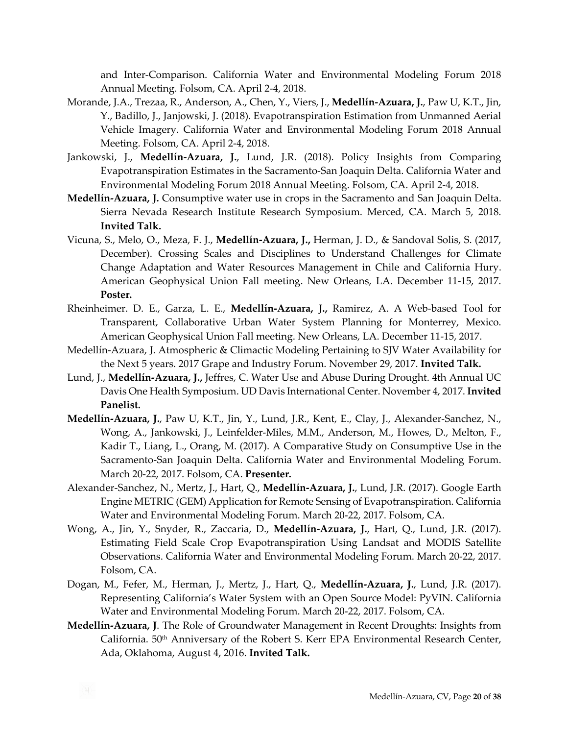and Inter-Comparison. California Water and Environmental Modeling Forum 2018 Annual Meeting. Folsom, CA. April 2-4, 2018.

Morande, J.A., Trezaa, R., Anderson, A., Chen, Y., Viers, J., **Medellín-Azuara, J.**, Paw U, K.T., Jin, Y., Badillo, J., Janjowski, J. (2018). Evapotranspiration Estimation from Unmanned Aerial Vehicle Imagery. California Water and Environmental Modeling Forum 2018 Annual Meeting. Folsom, CA. April 2-4, 2018.

Jankowski, J., **Medellín-Azuara, J.**, Lund, J.R. (2018). Policy Insights from Comparing Evapotranspiration Estimates in the Sacramento-San Joaquin Delta. California Water and Environmental Modeling Forum 2018 Annual Meeting. Folsom, CA. April 2-4, 2018.

**Medellín-Azuara, J.** Consumptive water use in crops in the Sacramento and San Joaquin Delta. Sierra Nevada Research Institute Research Symposium. Merced, CA. March 5, 2018. **Invited Talk.**

Vicuna, S., Melo, O., Meza, F. J., **Medellín-Azuara, J.,** Herman, J. D., & Sandoval Solis, S. (2017, December). Crossing Scales and Disciplines to Understand Challenges for Climate Change Adaptation and Water Resources Management in Chile and California Hury. American Geophysical Union Fall meeting. New Orleans, LA. December 11-15, 2017. **Poster.**

Rheinheimer. D. E., Garza, L. E., **Medellín-Azuara, J.,** Ramirez, A. A Web-based Tool for Transparent, Collaborative Urban Water System Planning for Monterrey, Mexico. American Geophysical Union Fall meeting. New Orleans, LA. December 11-15, 2017.

Medellín-Azuara, J. Atmospheric & Climactic Modeling Pertaining to SJV Water Availability for the Next 5 years. 2017 Grape and Industry Forum. November 29, 2017. **Invited Talk.**

Lund, J., **Medellín-Azuara, J.,** Jeffres, C. Water Use and Abuse During Drought. 4th Annual UC Davis One Health Symposium. UD Davis International Center. November 4, 2017. **Invited Panelist.**

**Medellín-Azuara, J.**, Paw U, K.T., Jin, Y., Lund, J.R., Kent, E., Clay, J., Alexander-Sanchez, N., Wong, A., Jankowski, J., Leinfelder-Miles, M.M., Anderson, M., Howes, D., Melton, F., Kadir T., Liang, L., Orang, M. (2017). A Comparative Study on Consumptive Use in the Sacramento-San Joaquin Delta. California Water and Environmental Modeling Forum. March 20-22, 2017. Folsom, CA. **Presenter.**

Alexander-Sanchez, N., Mertz, J., Hart, Q., **Medellín-Azuara, J.**, Lund, J.R. (2017). Google Earth Engine METRIC (GEM) Application for Remote Sensing of Evapotranspiration. California Water and Environmental Modeling Forum. March 20-22, 2017. Folsom, CA.

Wong, A., Jin, Y., Snyder, R., Zaccaria, D., **Medellín-Azuara, J.**, Hart, Q., Lund, J.R. (2017). Estimating Field Scale Crop Evapotranspiration Using Landsat and MODIS Satellite Observations. California Water and Environmental Modeling Forum. March 20-22, 2017. Folsom, CA.

Dogan, M., Fefer, M., Herman, J., Mertz, J., Hart, Q., **Medellín-Azuara, J.**, Lund, J.R. (2017). Representing California's Water System with an Open Source Model: PyVIN. California Water and Environmental Modeling Forum. March 20-22, 2017. Folsom, CA.

**Medellín-Azuara, J**. The Role of Groundwater Management in Recent Droughts: Insights from California. 50th Anniversary of the Robert S. Kerr EPA Environmental Research Center, Ada, Oklahoma, August 4, 2016. **Invited Talk.**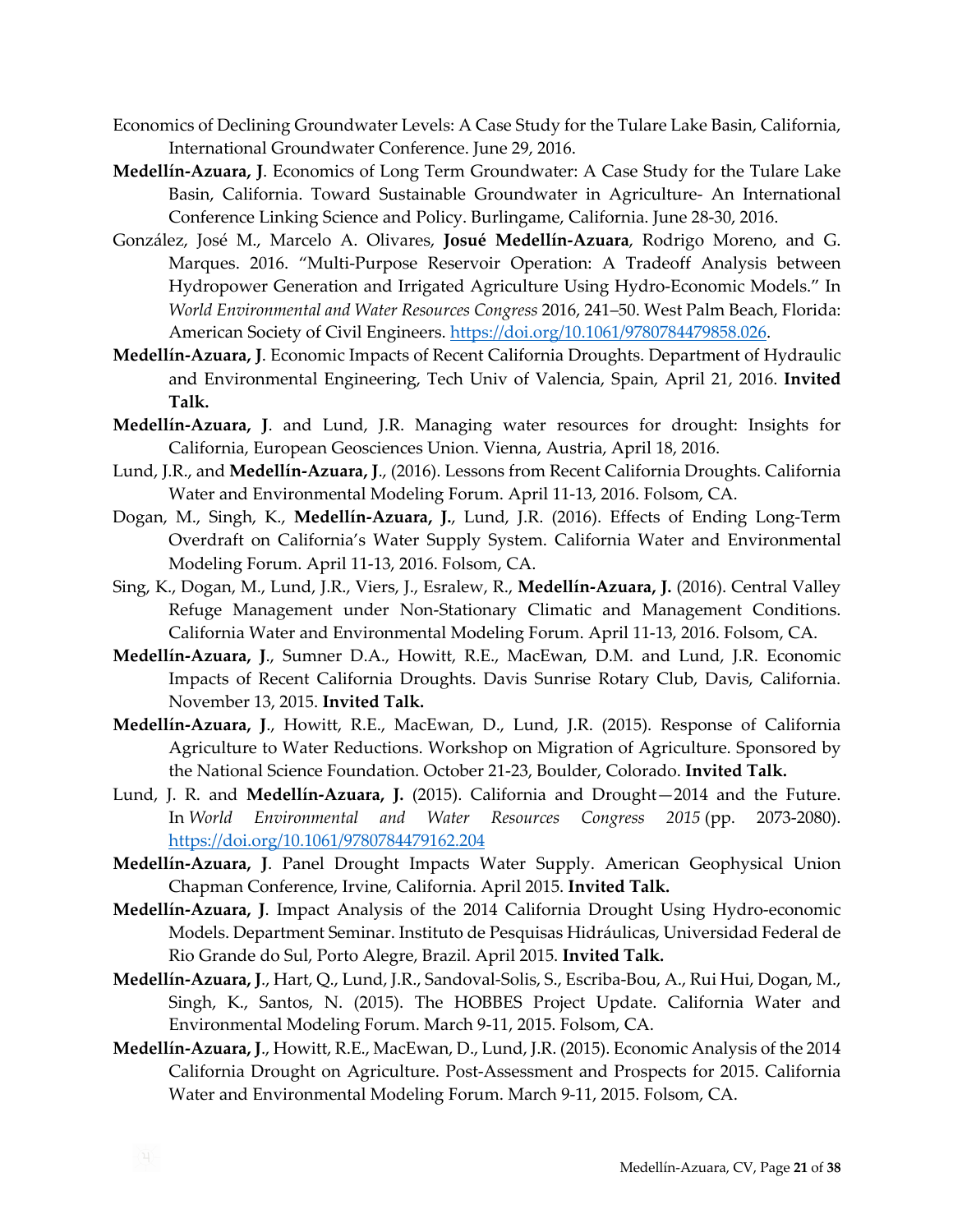Economics of Declining Groundwater Levels: A Case Study for the Tulare Lake Basin, California, International Groundwater Conference. June 29, 2016.

**Medellín-Azuara, J**. Economics of Long Term Groundwater: A Case Study for the Tulare Lake Basin, California. Toward Sustainable Groundwater in Agriculture- An International Conference Linking Science and Policy. Burlingame, California. June 28-30, 2016.

González, José M., Marcelo A. Olivares, **Josué Medellín-Azuara**, Rodrigo Moreno, and G. Marques. 2016. "Multi-Purpose Reservoir Operation: A Tradeoff Analysis between Hydropower Generation and Irrigated Agriculture Using Hydro-Economic Models." In *World Environmental and Water Resources Congress* 2016, 241–50. West Palm Beach, Florida: American Society of Civil Engineers. https://doi.org/10.1061/9780784479858.026.

**Medellín-Azuara, J**. Economic Impacts of Recent California Droughts. Department of Hydraulic and Environmental Engineering, Tech Univ of Valencia, Spain, April 21, 2016. **Invited Talk.**

**Medellín-Azuara, J**. and Lund, J.R. Managing water resources for drought: Insights for California, European Geosciences Union. Vienna, Austria, April 18, 2016.

Lund, J.R., and **Medellín-Azuara, J**., (2016). Lessons from Recent California Droughts. California Water and Environmental Modeling Forum. April 11-13, 2016. Folsom, CA.

Dogan, M., Singh, K., **Medellín-Azuara, J.**, Lund, J.R. (2016). Effects of Ending Long-Term Overdraft on California's Water Supply System. California Water and Environmental Modeling Forum. April 11-13, 2016. Folsom, CA.

Sing, K., Dogan, M., Lund, J.R., Viers, J., Esralew, R., **Medellín-Azuara, J.** (2016). Central Valley Refuge Management under Non-Stationary Climatic and Management Conditions. California Water and Environmental Modeling Forum. April 11-13, 2016. Folsom, CA.

**Medellín-Azuara, J**., Sumner D.A., Howitt, R.E., MacEwan, D.M. and Lund, J.R. Economic Impacts of Recent California Droughts. Davis Sunrise Rotary Club, Davis, California. November 13, 2015. **Invited Talk.**

**Medellín-Azuara, J**., Howitt, R.E., MacEwan, D., Lund, J.R. (2015). Response of California Agriculture to Water Reductions. Workshop on Migration of Agriculture. Sponsored by the National Science Foundation. October 21-23, Boulder, Colorado. **Invited Talk.**

Lund, J. R. and **Medellín-Azuara, J.** (2015). California and Drought—2014 and the Future. In *World Environmental and Water Resources Congress 2015* (pp. 2073-2080). https://doi.org/10.1061/9780784479162.204

**Medellín-Azuara, J**. Panel Drought Impacts Water Supply. American Geophysical Union Chapman Conference, Irvine, California. April 2015. **Invited Talk.**

**Medellín-Azuara, J**. Impact Analysis of the 2014 California Drought Using Hydro-economic Models. Department Seminar. Instituto de Pesquisas Hidráulicas, Universidad Federal de Rio Grande do Sul, Porto Alegre, Brazil. April 2015. **Invited Talk.**

**Medellín-Azuara, J**., Hart, Q., Lund, J.R., Sandoval-Solis, S., Escriba-Bou, A., Rui Hui, Dogan, M., Singh, K., Santos, N. (2015). The HOBBES Project Update. California Water and Environmental Modeling Forum. March 9-11, 2015. Folsom, CA.

**Medellín-Azuara, J**., Howitt, R.E., MacEwan, D., Lund, J.R. (2015). Economic Analysis of the 2014 California Drought on Agriculture. Post-Assessment and Prospects for 2015. California Water and Environmental Modeling Forum. March 9-11, 2015. Folsom, CA.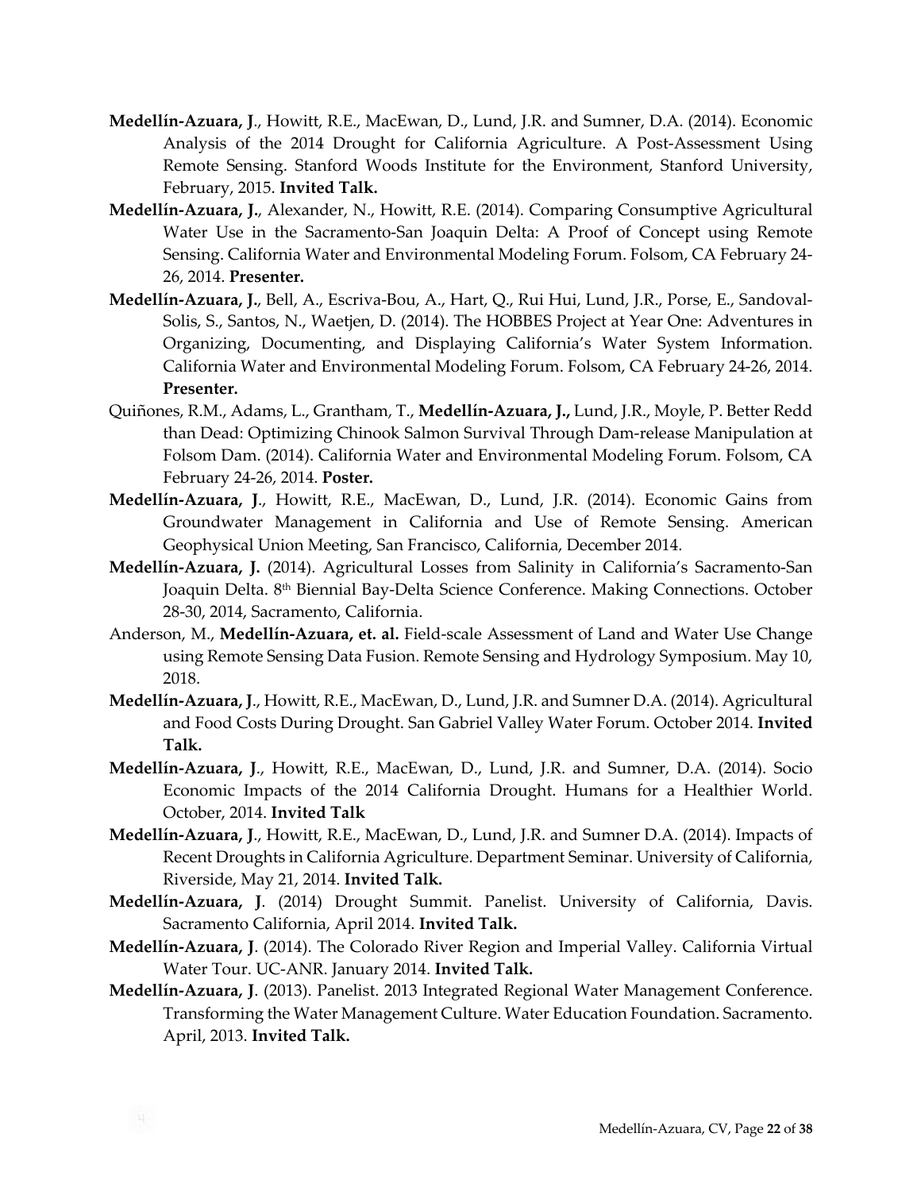**Medellín-Azuara, J**., Howitt, R.E., MacEwan, D., Lund, J.R. and Sumner, D.A. (2014). Economic Analysis of the 2014 Drought for California Agriculture. A Post-Assessment Using Remote Sensing. Stanford Woods Institute for the Environment, Stanford University, February, 2015. **Invited Talk.**

**Medellín-Azuara, J.**, Alexander, N., Howitt, R.E. (2014). Comparing Consumptive Agricultural Water Use in the Sacramento-San Joaquin Delta: A Proof of Concept using Remote Sensing. California Water and Environmental Modeling Forum. Folsom, CA February 24-26, 2014. **Presenter.**

**Medellín-Azuara, J.**, Bell, A., Escriva-Bou, A., Hart, Q., Rui Hui, Lund, J.R., Porse, E., Sandoval-Solis, S., Santos, N., Waetjen, D. (2014). The HOBBES Project at Year One: Adventures in Organizing, Documenting, and Displaying California's Water System Information. California Water and Environmental Modeling Forum. Folsom, CA February 24-26, 2014. **Presenter.**

Quiñones, R.M., Adams, L., Grantham, T., **Medellín-Azuara, J.,** Lund, J.R., Moyle, P. Better Redd than Dead: Optimizing Chinook Salmon Survival Through Dam-release Manipulation at Folsom Dam. (2014). California Water and Environmental Modeling Forum. Folsom, CA February 24-26, 2014. **Poster.**

**Medellín-Azuara, J**., Howitt, R.E., MacEwan, D., Lund, J.R. (2014). Economic Gains from Groundwater Management in California and Use of Remote Sensing. American Geophysical Union Meeting, San Francisco, California, December 2014.

**Medellín-Azuara, J.** (2014). Agricultural Losses from Salinity in California's Sacramento-San Joaquin Delta. 8th Biennial Bay-Delta Science Conference. Making Connections. October 28-30, 2014, Sacramento, California.

Anderson, M., **Medellín-Azuara, et. al.** Field-scale Assessment of Land and Water Use Change using Remote Sensing Data Fusion. Remote Sensing and Hydrology Symposium. May 10, 2018.

**Medellín-Azuara, J**., Howitt, R.E., MacEwan, D., Lund, J.R. and Sumner D.A. (2014). Agricultural and Food Costs During Drought. San Gabriel Valley Water Forum. October 2014. **Invited Talk.**

**Medellín-Azuara, J**., Howitt, R.E., MacEwan, D., Lund, J.R. and Sumner, D.A. (2014). Socio Economic Impacts of the 2014 California Drought. Humans for a Healthier World. October, 2014. **Invited Talk**

**Medellín-Azuara, J**., Howitt, R.E., MacEwan, D., Lund, J.R. and Sumner D.A. (2014). Impacts of Recent Droughts in California Agriculture. Department Seminar. University of California, Riverside, May 21, 2014. **Invited Talk.**

**Medellín-Azuara, J**. (2014) Drought Summit. Panelist. University of California, Davis. Sacramento California, April 2014. **Invited Talk.**

**Medellín-Azuara, J**. (2014). The Colorado River Region and Imperial Valley. California Virtual Water Tour. UC-ANR. January 2014. **Invited Talk.**

**Medellín-Azuara, J**. (2013). Panelist. 2013 Integrated Regional Water Management Conference. Transforming the Water Management Culture. Water Education Foundation. Sacramento. April, 2013. **Invited Talk.**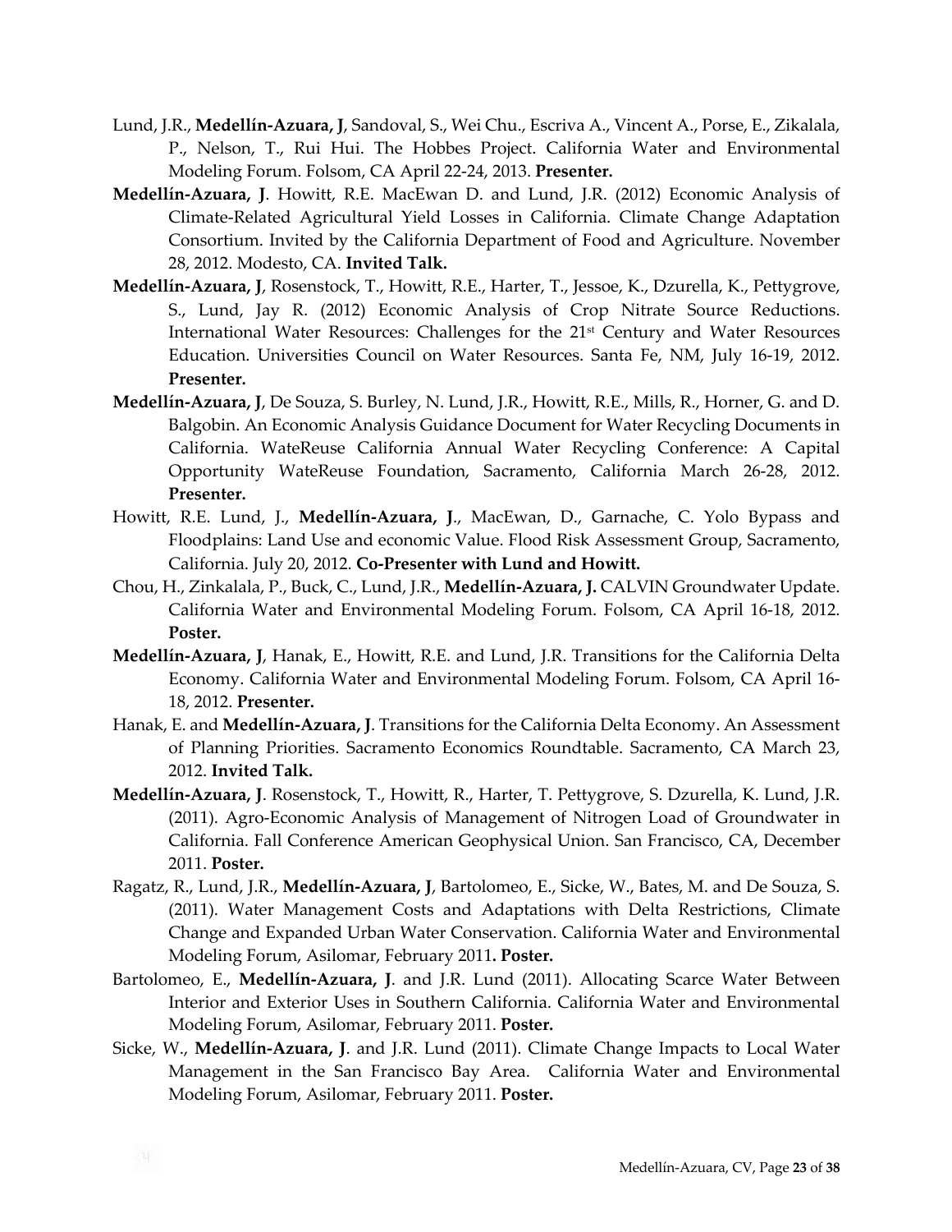Lund, J.R., **Medellín-Azuara, J**, Sandoval, S., Wei Chu., Escriva A., Vincent A., Porse, E., Zikalala, P., Nelson, T., Rui Hui. The Hobbes Project. California Water and Environmental Modeling Forum. Folsom, CA April 22-24, 2013. **Presenter.**

**Medellín-Azuara, J**. Howitt, R.E. MacEwan D. and Lund, J.R. (2012) Economic Analysis of Climate-Related Agricultural Yield Losses in California. Climate Change Adaptation Consortium. Invited by the California Department of Food and Agriculture. November 28, 2012. Modesto, CA. **Invited Talk.**

**Medellín-Azuara, J**, Rosenstock, T., Howitt, R.E., Harter, T., Jessoe, K., Dzurella, K., Pettygrove, S., Lund, Jay R. (2012) Economic Analysis of Crop Nitrate Source Reductions. International Water Resources: Challenges for the 21st Century and Water Resources Education. Universities Council on Water Resources. Santa Fe, NM, July 16-19, 2012. **Presenter.**

**Medellín-Azuara, J**, De Souza, S. Burley, N. Lund, J.R., Howitt, R.E., Mills, R., Horner, G. and D. Balgobin. An Economic Analysis Guidance Document for Water Recycling Documents in California. WateReuse California Annual Water Recycling Conference: A Capital Opportunity WateReuse Foundation, Sacramento, California March 26-28, 2012. **Presenter.**

Howitt, R.E. Lund, J., **Medellín-Azuara, J**., MacEwan, D., Garnache, C. Yolo Bypass and Floodplains: Land Use and economic Value. Flood Risk Assessment Group, Sacramento, California. July 20, 2012. **Co-Presenter with Lund and Howitt.**

Chou, H., Zinkalala, P., Buck, C., Lund, J.R., **Medellín-Azuara, J.** CALVIN Groundwater Update. California Water and Environmental Modeling Forum. Folsom, CA April 16-18, 2012. **Poster.**

**Medellín-Azuara, J**, Hanak, E., Howitt, R.E. and Lund, J.R. Transitions for the California Delta Economy. California Water and Environmental Modeling Forum. Folsom, CA April 16-18, 2012. **Presenter.**

Hanak, E. and **Medellín-Azuara, J**. Transitions for the California Delta Economy. An Assessment of Planning Priorities. Sacramento Economics Roundtable. Sacramento, CA March 23, 2012. **Invited Talk.**

**Medellín-Azuara, J**. Rosenstock, T., Howitt, R., Harter, T. Pettygrove, S. Dzurella, K. Lund, J.R. (2011). Agro-Economic Analysis of Management of Nitrogen Load of Groundwater in California. Fall Conference American Geophysical Union. San Francisco, CA, December 2011. **Poster.**

Ragatz, R., Lund, J.R., **Medellín-Azuara, J**, Bartolomeo, E., Sicke, W., Bates, M. and De Souza, S. (2011). Water Management Costs and Adaptations with Delta Restrictions, Climate Change and Expanded Urban Water Conservation. California Water and Environmental Modeling Forum, Asilomar, February 2011**. Poster.**

Bartolomeo, E., **Medellín-Azuara, J**. and J.R. Lund (2011). Allocating Scarce Water Between Interior and Exterior Uses in Southern California. California Water and Environmental Modeling Forum, Asilomar, February 2011. **Poster.**

Sicke, W., **Medellín-Azuara, J**. and J.R. Lund (2011). Climate Change Impacts to Local Water Management in the San Francisco Bay Area. California Water and Environmental Modeling Forum, Asilomar, February 2011. **Poster.**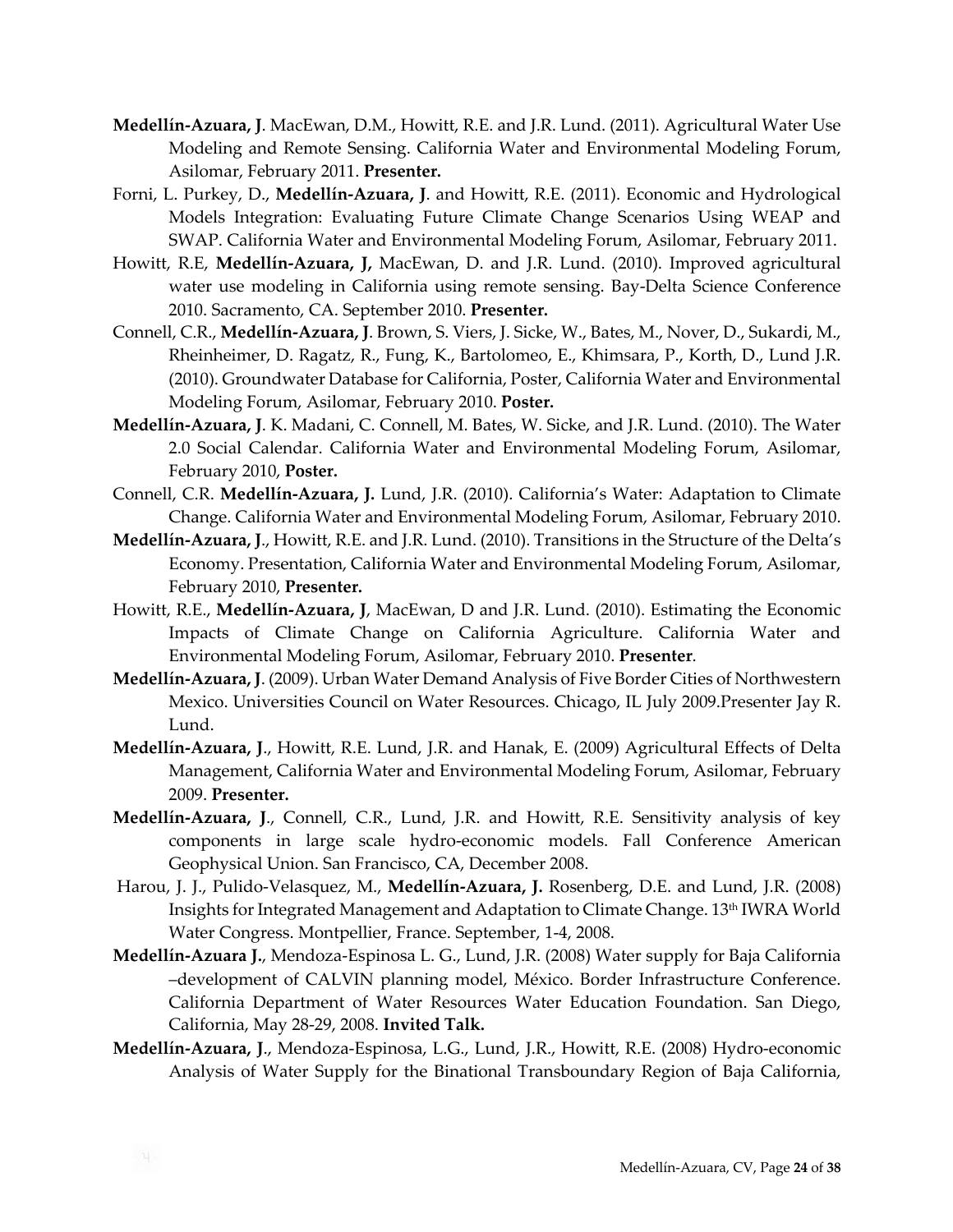**Medellín-Azuara, J**. MacEwan, D.M., Howitt, R.E. and J.R. Lund. (2011). Agricultural Water Use Modeling and Remote Sensing. California Water and Environmental Modeling Forum, Asilomar, February 2011. **Presenter.**

Forni, L. Purkey, D., **Medellín-Azuara, J**. and Howitt, R.E. (2011). Economic and Hydrological Models Integration: Evaluating Future Climate Change Scenarios Using WEAP and SWAP. California Water and Environmental Modeling Forum, Asilomar, February 2011.

Howitt, R.E, **Medellín-Azuara, J,** MacEwan, D. and J.R. Lund. (2010). Improved agricultural water use modeling in California using remote sensing. Bay-Delta Science Conference 2010. Sacramento, CA. September 2010. **Presenter.**

Connell, C.R., **Medellín-Azuara, J**. Brown, S. Viers, J. Sicke, W., Bates, M., Nover, D., Sukardi, M., Rheinheimer, D. Ragatz, R., Fung, K., Bartolomeo, E., Khimsara, P., Korth, D., Lund J.R. (2010). Groundwater Database for California, Poster, California Water and Environmental Modeling Forum, Asilomar, February 2010. **Poster.**

**Medellín-Azuara, J**. K. Madani, C. Connell, M. Bates, W. Sicke, and J.R. Lund. (2010). The Water 2.0 Social Calendar. California Water and Environmental Modeling Forum, Asilomar, February 2010, **Poster.**

Connell, C.R. **Medellín-Azuara, J.** Lund, J.R. (2010). California's Water: Adaptation to Climate Change. California Water and Environmental Modeling Forum, Asilomar, February 2010.

**Medellín-Azuara, J**., Howitt, R.E. and J.R. Lund. (2010). Transitions in the Structure of the Delta's Economy. Presentation, California Water and Environmental Modeling Forum, Asilomar, February 2010, **Presenter.**

Howitt, R.E., **Medellín-Azuara, J**, MacEwan, D and J.R. Lund. (2010). Estimating the Economic Impacts of Climate Change on California Agriculture. California Water and Environmental Modeling Forum, Asilomar, February 2010. **Presenter**.

**Medellín-Azuara, J**. (2009). Urban Water Demand Analysis of Five Border Cities of Northwestern Mexico. Universities Council on Water Resources. Chicago, IL July 2009.Presenter Jay R. Lund.

**Medellín-Azuara, J**., Howitt, R.E. Lund, J.R. and Hanak, E. (2009) Agricultural Effects of Delta Management, California Water and Environmental Modeling Forum, Asilomar, February 2009. **Presenter.**

**Medellín-Azuara, J**., Connell, C.R., Lund, J.R. and Howitt, R.E. Sensitivity analysis of key components in large scale hydro-economic models. Fall Conference American Geophysical Union. San Francisco, CA, December 2008.

Harou, J. J., Pulido-Velasquez, M., **Medellín-Azuara, J.** Rosenberg, D.E. and Lund, J.R. (2008) Insights for Integrated Management and Adaptation to Climate Change. 13th IWRA World Water Congress. Montpellier, France. September, 1-4, 2008.

**Medellín-Azuara J.**, Mendoza-Espinosa L. G., Lund, J.R. (2008) Water supply for Baja California –development of CALVIN planning model, México. Border Infrastructure Conference. California Department of Water Resources Water Education Foundation. San Diego, California, May 28-29, 2008. **Invited Talk.**

**Medellín-Azuara, J**., Mendoza-Espinosa, L.G., Lund, J.R., Howitt, R.E. (2008) Hydro-economic Analysis of Water Supply for the Binational Transboundary Region of Baja California,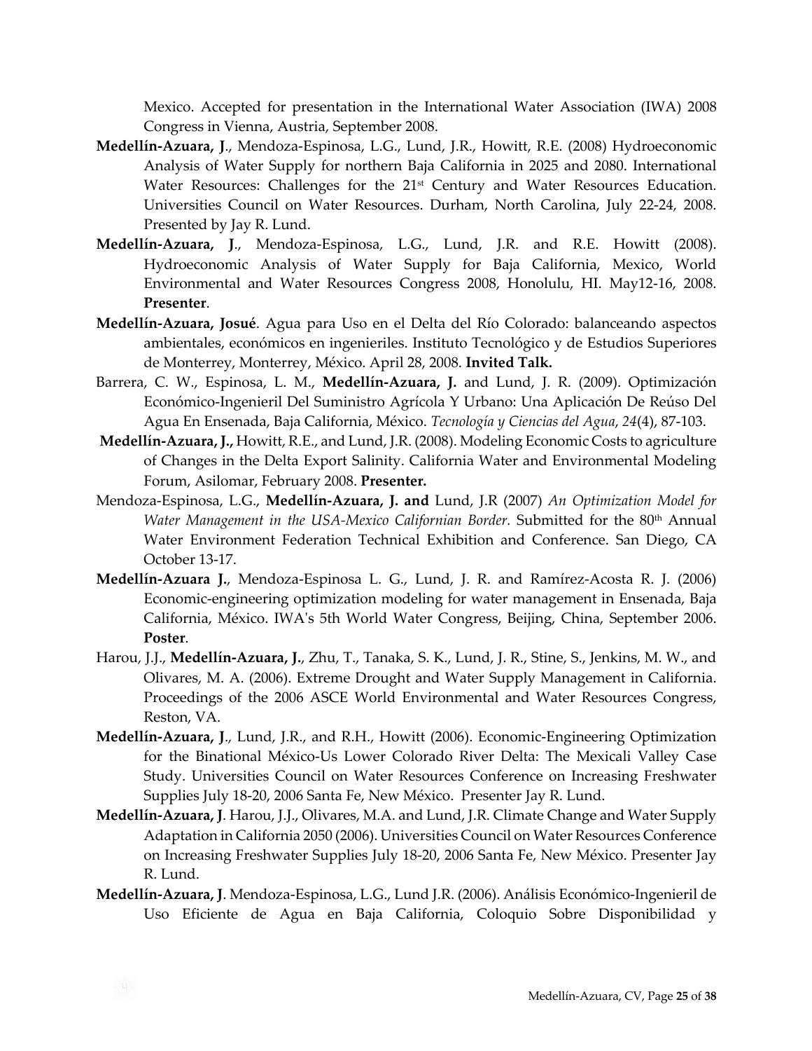Mexico. Accepted for presentation in the International Water Association (IWA) 2008 Congress in Vienna, Austria, September 2008.

**Medellín-Azuara, J**., Mendoza-Espinosa, L.G., Lund, J.R., Howitt, R.E. (2008) Hydroeconomic Analysis of Water Supply for northern Baja California in 2025 and 2080. International Water Resources: Challenges for the 21st Century and Water Resources Education. Universities Council on Water Resources. Durham, North Carolina, July 22-24, 2008. Presented by Jay R. Lund.

**Medellín-Azuara, J**., Mendoza-Espinosa, L.G., Lund, J.R. and R.E. Howitt (2008). Hydroeconomic Analysis of Water Supply for Baja California, Mexico, World Environmental and Water Resources Congress 2008, Honolulu, HI. May12-16, 2008. **Presenter**.

**Medellín-Azuara, Josué**. Agua para Uso en el Delta del Río Colorado: balanceando aspectos ambientales, económicos en ingenieriles. Instituto Tecnológico y de Estudios Superiores de Monterrey, Monterrey, México. April 28, 2008. **Invited Talk.**

Barrera, C. W., Espinosa, L. M., **Medellín-Azuara, J.** and Lund, J. R. (2009). Optimización Económico-Ingenieril Del Suministro Agrícola Y Urbano: Una Aplicación De Reúso Del Agua En Ensenada, Baja California, México. *Tecnología y Ciencias del Agua*, *24*(4), 87-103.

**Medellín-Azuara, J.,** Howitt, R.E., and Lund, J.R. (2008). Modeling Economic Costs to agriculture of Changes in the Delta Export Salinity. California Water and Environmental Modeling Forum, Asilomar, February 2008. **Presenter.**

Mendoza-Espinosa, L.G., **Medellín-Azuara, J. and** Lund, J.R (2007) *An Optimization Model for Water Management in the USA-Mexico Californian Border.* Submitted for the 80th Annual Water Environment Federation Technical Exhibition and Conference. San Diego, CA October 13-17.

**Medellín-Azuara J.**, Mendoza-Espinosa L. G., Lund, J. R. and Ramírez-Acosta R. J. (2006) Economic-engineering optimization modeling for water management in Ensenada, Baja California, México. IWA's 5th World Water Congress, Beijing, China, September 2006. **Poster**.

Harou, J.J., **Medellín-Azuara, J.**, Zhu, T., Tanaka, S. K., Lund, J. R., Stine, S., Jenkins, M. W., and Olivares, M. A. (2006). Extreme Drought and Water Supply Management in California. Proceedings of the 2006 ASCE World Environmental and Water Resources Congress, Reston, VA.

**Medellín-Azuara, J**., Lund, J.R., and R.H., Howitt (2006). Economic-Engineering Optimization for the Binational México-Us Lower Colorado River Delta: The Mexicali Valley Case Study. Universities Council on Water Resources Conference on Increasing Freshwater Supplies July 18-20, 2006 Santa Fe, New México. Presenter Jay R. Lund.

**Medellín-Azuara, J**. Harou, J.J., Olivares, M.A. and Lund, J.R. Climate Change and Water Supply Adaptation in California 2050 (2006). Universities Council on Water Resources Conference on Increasing Freshwater Supplies July 18-20, 2006 Santa Fe, New México. Presenter Jay R. Lund.

**Medellín-Azuara, J**. Mendoza-Espinosa, L.G., Lund J.R. (2006). Análisis Económico-Ingenieril de Uso Eficiente de Agua en Baja California, Coloquio Sobre Disponibilidad y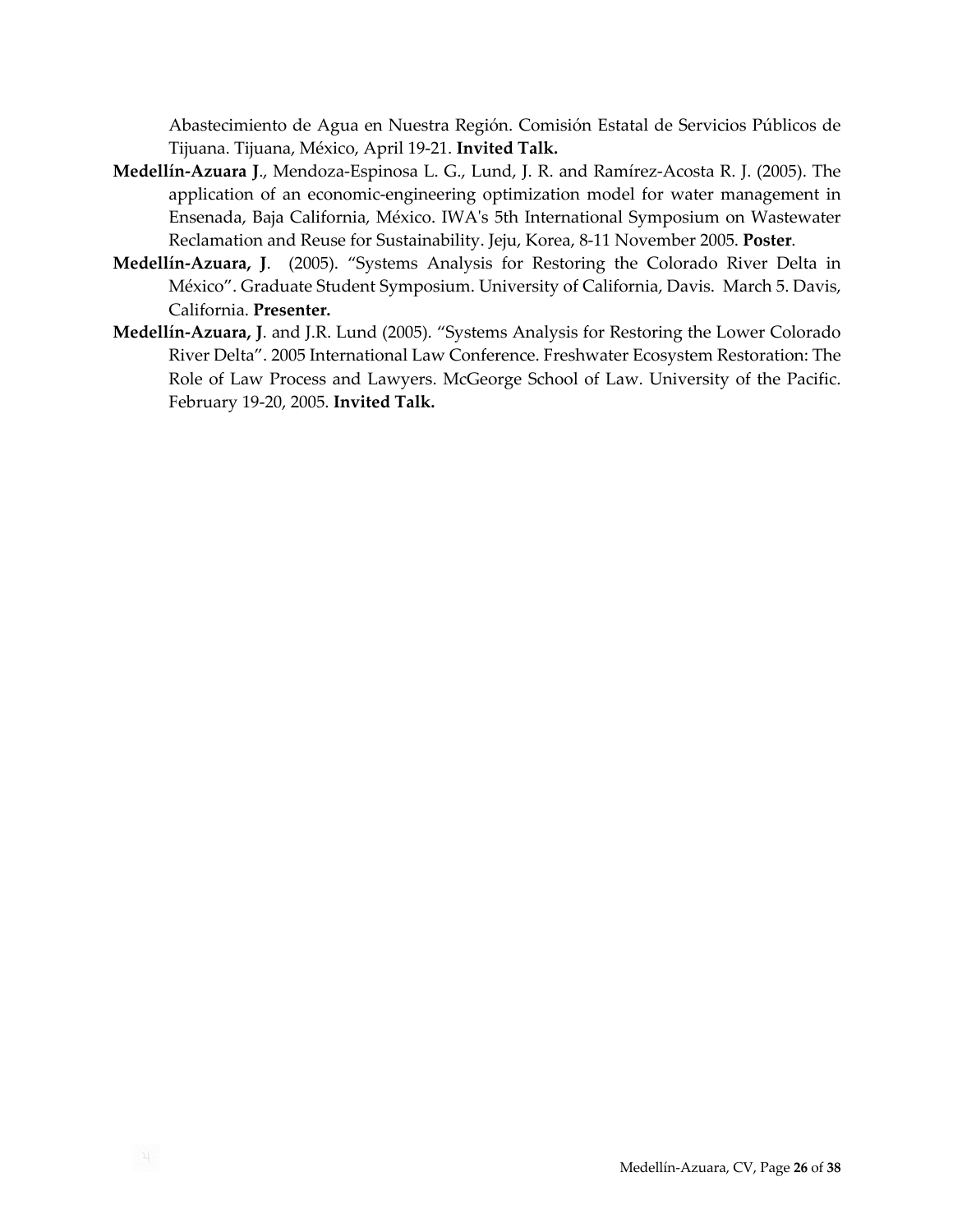Abastecimiento de Agua en Nuestra Región. Comisión Estatal de Servicios Públicos de Tijuana. Tijuana, México, April 19-21. **Invited Talk.**

**Medellín-Azuara J**., Mendoza-Espinosa L. G., Lund, J. R. and Ramírez-Acosta R. J. (2005). The application of an economic-engineering optimization model for water management in Ensenada, Baja California, México. IWA's 5th International Symposium on Wastewater Reclamation and Reuse for Sustainability. Jeju, Korea, 8-11 November 2005. **Poster**.

**Medellín-Azuara, J**. (2005). "Systems Analysis for Restoring the Colorado River Delta in México". Graduate Student Symposium. University of California, Davis. March 5. Davis, California. **Presenter.**

**Medellín-Azuara, J**. and J.R. Lund (2005). "Systems Analysis for Restoring the Lower Colorado River Delta". 2005 International Law Conference. Freshwater Ecosystem Restoration: The Role of Law Process and Lawyers. McGeorge School of Law. University of the Pacific. February 19-20, 2005. **Invited Talk.**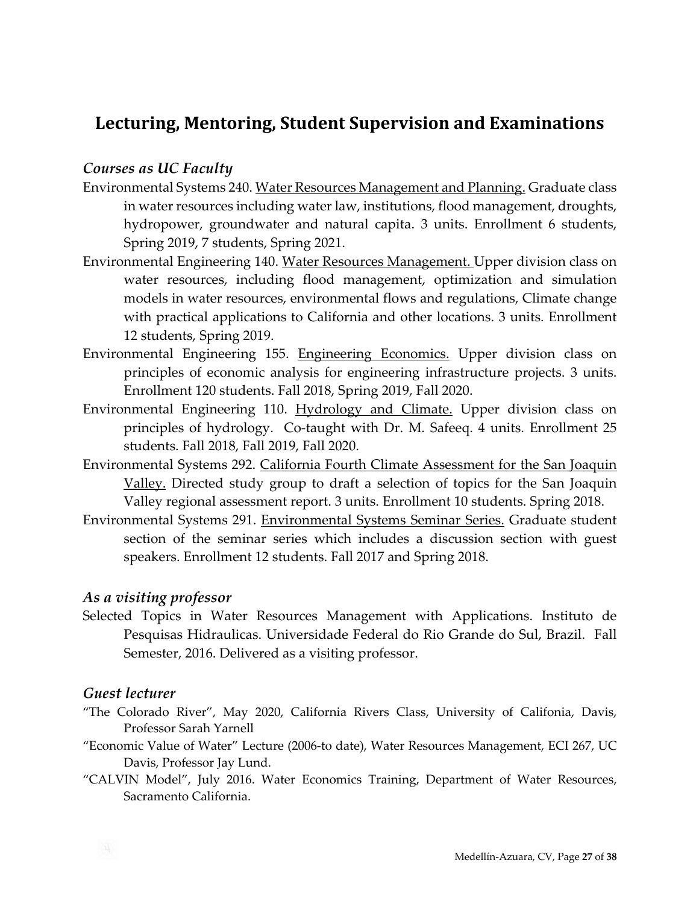# Lecturing, Mentoring, Student Supervision and Examinations

### *Courses as UC Faculty*

Environmental Systems 240. Water Resources Management and Planning. Graduate class in water resources including water law, institutions, flood management, droughts, hydropower, groundwater and natural capita. 3 units. Enrollment 6 students, Spring 2019, 7 students, Spring 2021.

Environmental Engineering 140. Water Resources Management. Upper division class on water resources, including flood management, optimization and simulation models in water resources, environmental flows and regulations, Climate change with practical applications to California and other locations. 3 units. Enrollment 12 students, Spring 2019.

Environmental Engineering 155. Engineering Economics. Upper division class on principles of economic analysis for engineering infrastructure projects. 3 units. Enrollment 120 students. Fall 2018, Spring 2019, Fall 2020.

Environmental Engineering 110. Hydrology and Climate. Upper division class on principles of hydrology. Co-taught with Dr. M. Safeeq. 4 units. Enrollment 25 students. Fall 2018, Fall 2019, Fall 2020.

Environmental Systems 292. California Fourth Climate Assessment for the San Joaquin Valley. Directed study group to draft a selection of topics for the San Joaquin Valley regional assessment report. 3 units. Enrollment 10 students. Spring 2018.

Environmental Systems 291. Environmental Systems Seminar Series. Graduate student section of the seminar series which includes a discussion section with guest speakers. Enrollment 12 students. Fall 2017 and Spring 2018.

### *As a visiting professor*

Selected Topics in Water Resources Management with Applications. Instituto de Pesquisas Hidraulicas. Universidade Federal do Rio Grande do Sul, Brazil. Fall Semester, 2016. Delivered as a visiting professor.

### *Guest lecturer*

"The Colorado River", May 2020, California Rivers Class, University of Califonia, Davis, Professor Sarah Yarnell

"Economic Value of Water" Lecture (2006-to date), Water Resources Management, ECI 267, UC Davis, Professor Jay Lund.

"CALVIN Model", July 2016. Water Economics Training, Department of Water Resources, Sacramento California.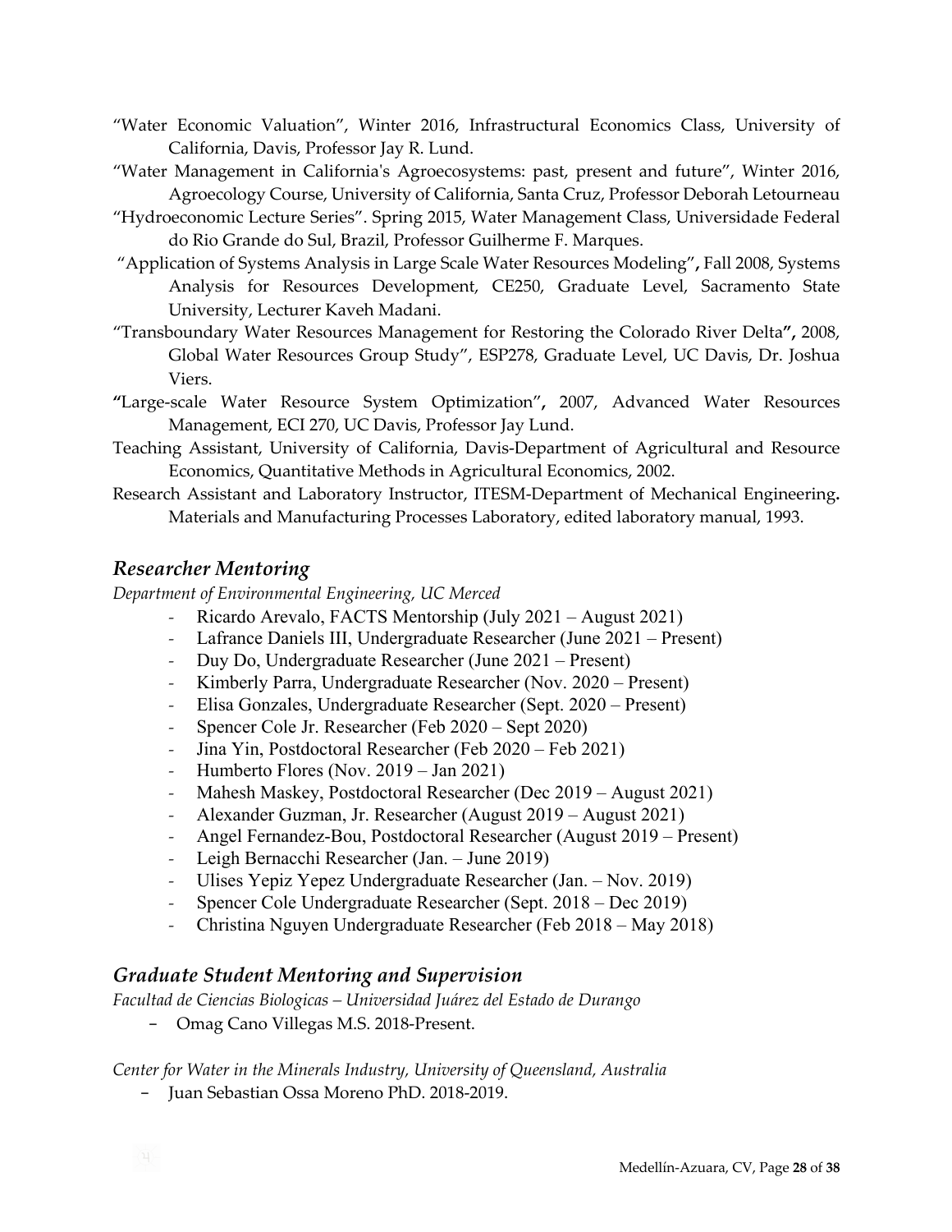"Water Economic Valuation", Winter 2016, Infrastructural Economics Class, University of California, Davis, Professor Jay R. Lund.

"Water Management in California's Agroecosystems: past, present and future", Winter 2016, Agroecology Course, University of California, Santa Cruz, Professor Deborah Letourneau

"Hydroeconomic Lecture Series". Spring 2015, Water Management Class, Universidade Federal do Rio Grande do Sul, Brazil, Professor Guilherme F. Marques.

"Application of Systems Analysis in Large Scale Water Resources Modeling"**,** Fall 2008, Systems Analysis for Resources Development, CE250, Graduate Level, Sacramento State University, Lecturer Kaveh Madani.

"Transboundary Water Resources Management for Restoring the Colorado River Delta**",** 2008, Global Water Resources Group Study", ESP278, Graduate Level, UC Davis, Dr. Joshua Viers.

**"**Large-scale Water Resource System Optimization"**,** 2007, Advanced Water Resources Management, ECI 270, UC Davis, Professor Jay Lund.

Teaching Assistant, University of California, Davis-Department of Agricultural and Resource Economics, Quantitative Methods in Agricultural Economics, 2002.

Research Assistant and Laboratory Instructor, ITESM-Department of Mechanical Engineering**.** Materials and Manufacturing Processes Laboratory, edited laboratory manual, 1993.

## *Researcher Mentoring*

*Department of Environmental Engineering, UC Merced*

- Ricardo Arevalo, FACTS Mentorship (July 2021 – August 2021)
- Lafrance Daniels III, Undergraduate Researcher (June 2021 – Present)
- Duy Do, Undergraduate Researcher (June 2021 – Present)
- Kimberly Parra, Undergraduate Researcher (Nov. 2020 – Present)
- Elisa Gonzales, Undergraduate Researcher (Sept. 2020 – Present)
- Spencer Cole Jr. Researcher (Feb 2020 – Sept 2020)
- Jina Yin, Postdoctoral Researcher (Feb 2020 – Feb 2021)
- Humberto Flores (Nov. 2019 – Jan 2021)
- Mahesh Maskey, Postdoctoral Researcher (Dec 2019 – August 2021)
- Alexander Guzman, Jr. Researcher (August 2019 – August 2021)
- Angel Fernandez-Bou, Postdoctoral Researcher (August 2019 – Present)
- Leigh Bernacchi Researcher (Jan. – June 2019)
- Ulises Yepiz Yepez Undergraduate Researcher (Jan. – Nov. 2019)
- Spencer Cole Undergraduate Researcher (Sept. 2018 – Dec 2019)
- Christina Nguyen Undergraduate Researcher (Feb 2018 – May 2018)

## *Graduate Student Mentoring and Supervision*

*Facultad de Ciencias Biologicas – Universidad Juárez del Estado de Durango*

- Omag Cano Villegas M.S. 2018-Present.

*Center for Water in the Minerals Industry, University of Queensland, Australia*

- Juan Sebastian Ossa Moreno PhD. 2018-2019.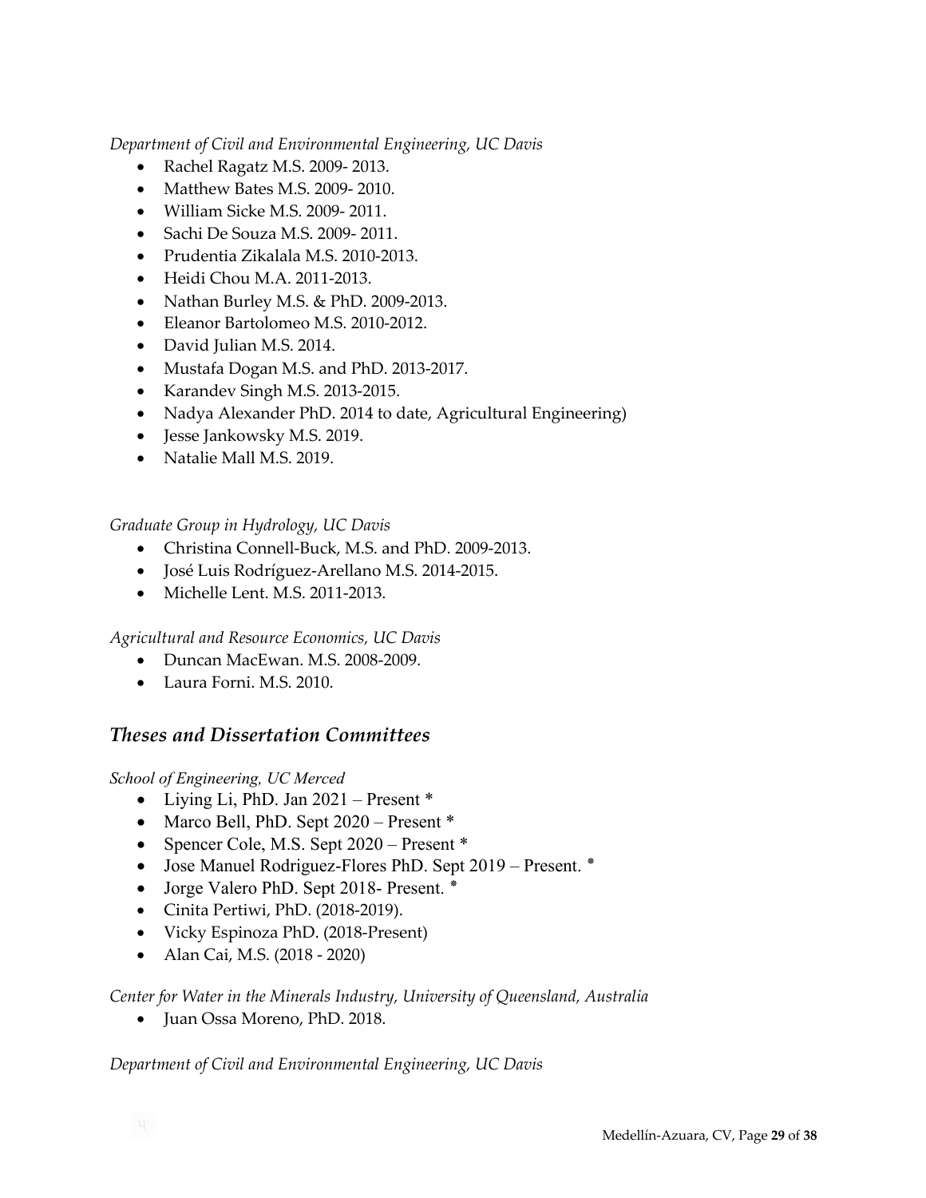*Department of Civil and Environmental Engineering, UC Davis*

- Rachel Ragatz M.S. 2009- 2013.
- Matthew Bates M.S. 2009- 2010.
- William Sicke M.S. 2009- 2011.
- Sachi De Souza M.S. 2009- 2011.
- Prudentia Zikalala M.S. 2010-2013.
- Heidi Chou M.A. 2011-2013.
- Nathan Burley M.S. & PhD. 2009-2013.
- Eleanor Bartolomeo M.S. 2010-2012.
- David Julian M.S. 2014.
- Mustafa Dogan M.S. and PhD. 2013-2017.
- Karandev Singh M.S. 2013-2015.
- Nadya Alexander PhD. 2014 to date, Agricultural Engineering)
- Jesse Jankowsky M.S. 2019.
- Natalie Mall M.S. 2019.

*Graduate Group in Hydrology, UC Davis*

- Christina Connell-Buck, M.S. and PhD. 2009-2013.
- José Luis Rodríguez-Arellano M.S. 2014-2015.
- Michelle Lent. M.S. 2011-2013.

*Agricultural and Resource Economics, UC Davis*

- Duncan MacEwan. M.S. 2008-2009.
- Laura Forni. M.S. 2010.

## *Theses and Dissertation Committees*

*School of Engineering, UC Merced*

- Liying Li, PhD. Jan 2021 – Present *
- Marco Bell, PhD. Sept 2020 – Present *
- Spencer Cole, M.S. Sept 2020 – Present *
- Jose Manuel Rodriguez-Flores PhD. Sept 2019 – Present. *
- Jorge Valero PhD. Sept 2018- Present. *
- Cinita Pertiwi, PhD. (2018-2019).
- Vicky Espinoza PhD. (2018-Present)
- Alan Cai, M.S. (2018 - 2020)

*Center for Water in the Minerals Industry, University of Queensland, Australia*

- Juan Ossa Moreno, PhD. 2018.

*Department of Civil and Environmental Engineering, UC Davis*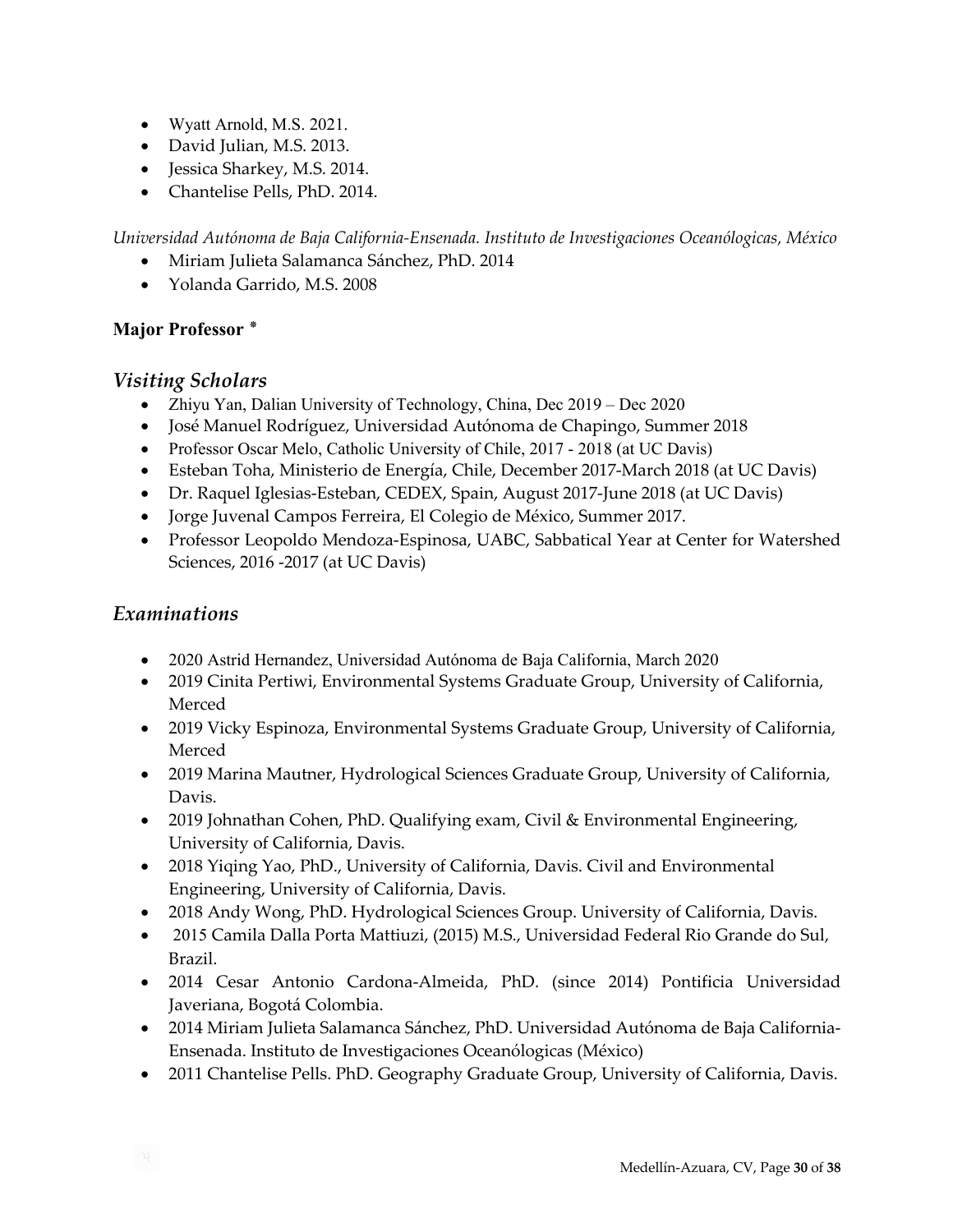- Wyatt Arnold, M.S. 2021.
- David Julian, M.S. 2013.
- Jessica Sharkey, M.S. 2014.
- Chantelise Pells, PhD. 2014.

*Universidad Autónoma de Baja California-Ensenada. Instituto de Investigaciones Oceanólogicas, México*

- Miriam Julieta Salamanca Sánchez, PhD. 2014
- Yolanda Garrido, M.S. 2008

**Major Professor ***

## *Visiting Scholars*

- Zhiyu Yan, Dalian University of Technology, China, Dec 2019 – Dec 2020
- José Manuel Rodríguez, Universidad Autónoma de Chapingo, Summer 2018
- Professor Oscar Melo, Catholic University of Chile, 2017 - 2018 (at UC Davis)
- Esteban Toha, Ministerio de Energía, Chile, December 2017-March 2018 (at UC Davis)
- Dr. Raquel Iglesias-Esteban, CEDEX, Spain, August 2017-June 2018 (at UC Davis)
- Jorge Juvenal Campos Ferreira, El Colegio de México, Summer 2017.
- Professor Leopoldo Mendoza-Espinosa, UABC, Sabbatical Year at Center for Watershed Sciences, 2016 -2017 (at UC Davis)

## *Examinations*

- 2020 Astrid Hernandez, Universidad Autónoma de Baja California, March 2020
- 2019 Cinita Pertiwi, Environmental Systems Graduate Group, University of California, Merced
- 2019 Vicky Espinoza, Environmental Systems Graduate Group, University of California, Merced
- 2019 Marina Mautner, Hydrological Sciences Graduate Group, University of California, Davis.
- 2019 Johnathan Cohen, PhD. Qualifying exam, Civil & Environmental Engineering, University of California, Davis.
- 2018 Yiqing Yao, PhD., University of California, Davis. Civil and Environmental Engineering, University of California, Davis.
- 2018 Andy Wong, PhD. Hydrological Sciences Group. University of California, Davis.
- 2015 Camila Dalla Porta Mattiuzi, (2015) M.S., Universidad Federal Rio Grande do Sul, Brazil.
- 2014 Cesar Antonio Cardona-Almeida, PhD. (since 2014) Pontificia Universidad Javeriana, Bogotá Colombia.
- 2014 Miriam Julieta Salamanca Sánchez, PhD. Universidad Autónoma de Baja California-Ensenada. Instituto de Investigaciones Oceanólogicas (México)
- 2011 Chantelise Pells. PhD. Geography Graduate Group, University of California, Davis.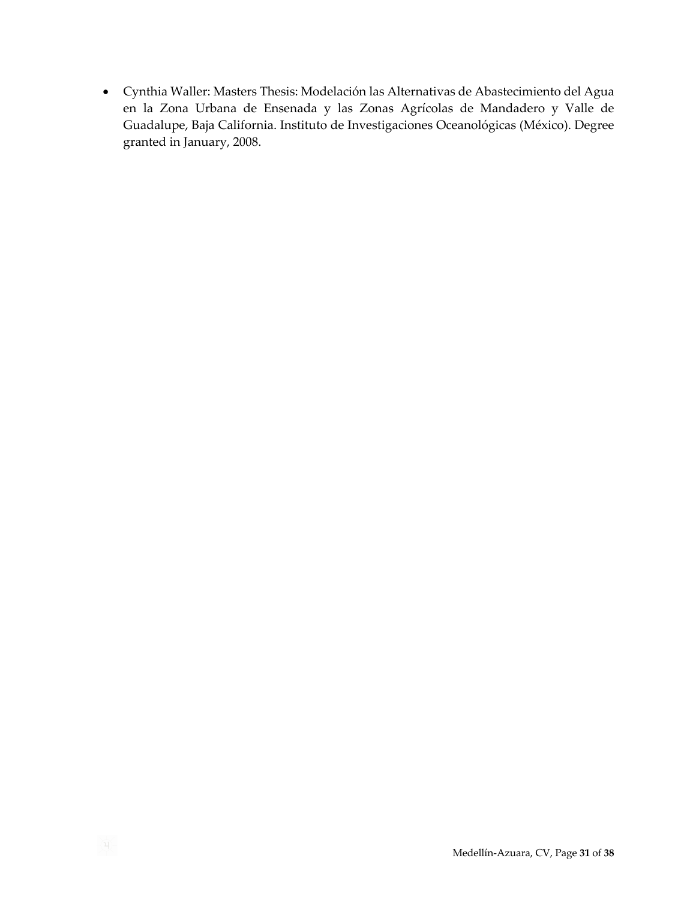- Cynthia Waller: Masters Thesis: Modelación las Alternativas de Abastecimiento del Agua en la Zona Urbana de Ensenada y las Zonas Agrícolas de Mandadero y Valle de Guadalupe, Baja California. Instituto de Investigaciones Oceanológicas (México). Degree granted in January, 2008.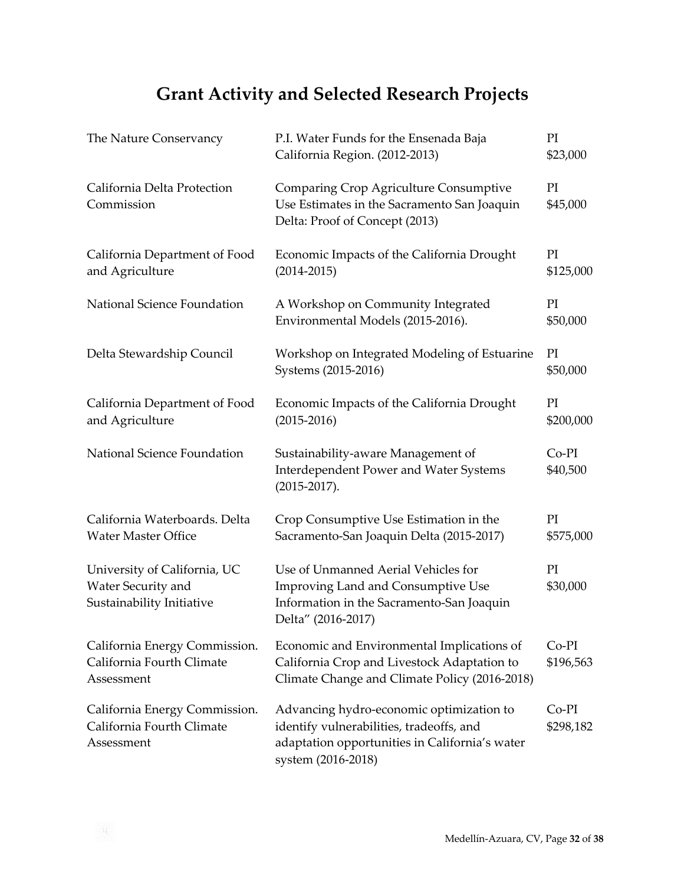# Grant Activity and Selected Research Projects

| Funder | Project | Role / Amount |
|---|---|---|
| The Nature Conservancy | P.I. Water Funds for the Ensenada Baja California Region. (2012-2013) | PI $23,000 |
| California Delta Protection Commission | Comparing Crop Agriculture Consumptive Use Estimates in the Sacramento San Joaquin Delta: Proof of Concept (2013) | PI $45,000 |
| California Department of Food and Agriculture | Economic Impacts of the California Drought (2014-2015) | PI $125,000 |
| National Science Foundation | A Workshop on Community Integrated Environmental Models (2015-2016). | PI $50,000 |
| Delta Stewardship Council | Workshop on Integrated Modeling of Estuarine Systems (2015-2016) | PI $50,000 |
| California Department of Food and Agriculture | Economic Impacts of the California Drought (2015-2016) | PI $200,000 |
| National Science Foundation | Sustainability-aware Management of Interdependent Power and Water Systems (2015-2017). | Co-PI $40,500 |
| California Waterboards. Delta Water Master Office | Crop Consumptive Use Estimation in the Sacramento-San Joaquin Delta (2015-2017) | PI $575,000 |
| University of California, UC Water Security and Sustainability Initiative | Use of Unmanned Aerial Vehicles for Improving Land and Consumptive Use Information in the Sacramento-San Joaquin Delta" (2016-2017) | PI $30,000 |
| California Energy Commission. California Fourth Climate Assessment | Economic and Environmental Implications of California Crop and Livestock Adaptation to Climate Change and Climate Policy (2016-2018) | Co-PI $196,563 |
| California Energy Commission. California Fourth Climate Assessment | Advancing hydro-economic optimization to identify vulnerabilities, tradeoffs, and adaptation opportunities in California's water system (2016-2018) | Co-PI $298,182 |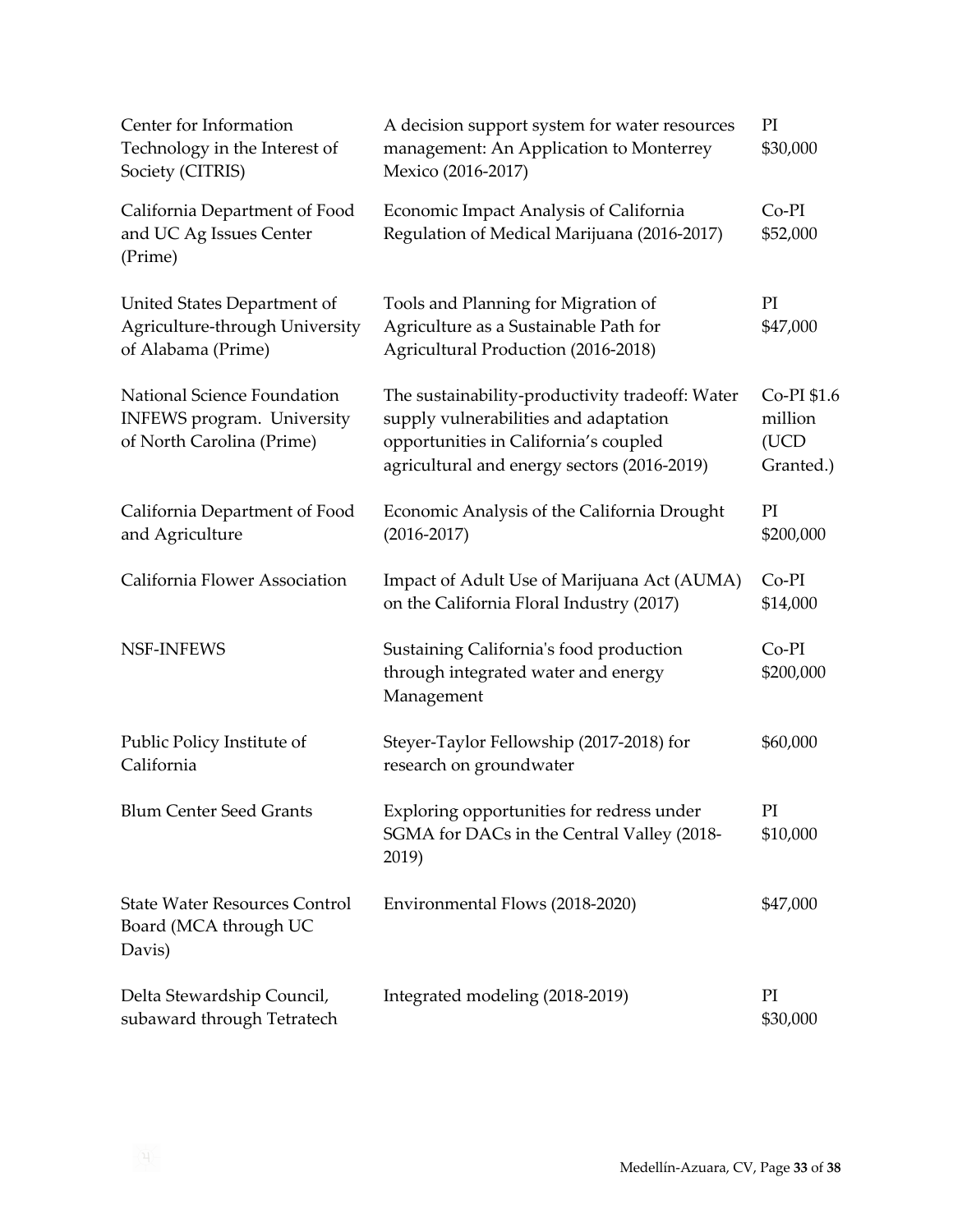| | | |
|---|---|---|
| Center for Information Technology in the Interest of Society (CITRIS) | A decision support system for water resources management: An Application to Monterrey Mexico (2016-2017) | PI $30,000 |
| California Department of Food and UC Ag Issues Center (Prime) | Economic Impact Analysis of California Regulation of Medical Marijuana (2016-2017) | Co-PI $52,000 |
| United States Department of Agriculture-through University of Alabama (Prime) | Tools and Planning for Migration of Agriculture as a Sustainable Path for Agricultural Production (2016-2018) | PI $47,000 |
| National Science Foundation INFEWS program. University of North Carolina (Prime) | The sustainability-productivity tradeoff: Water supply vulnerabilities and adaptation opportunities in California's coupled agricultural and energy sectors (2016-2019) | Co-PI $1.6 million (UCD Granted.) |
| California Department of Food and Agriculture | Economic Analysis of the California Drought (2016-2017) | PI $200,000 |
| California Flower Association | Impact of Adult Use of Marijuana Act (AUMA) on the California Floral Industry (2017) | Co-PI $14,000 |
| NSF-INFEWS | Sustaining California's food production through integrated water and energy Management | Co-PI $200,000 |
| Public Policy Institute of California | Steyer-Taylor Fellowship (2017-2018) for research on groundwater | $60,000 |
| Blum Center Seed Grants | Exploring opportunities for redress under SGMA for DACs in the Central Valley (2018-2019) | PI $10,000 |
| State Water Resources Control Board (MCA through UC Davis) | Environmental Flows (2018-2020) | $47,000 |
| Delta Stewardship Council, subaward through Tetratech | Integrated modeling (2018-2019) | PI $30,000 |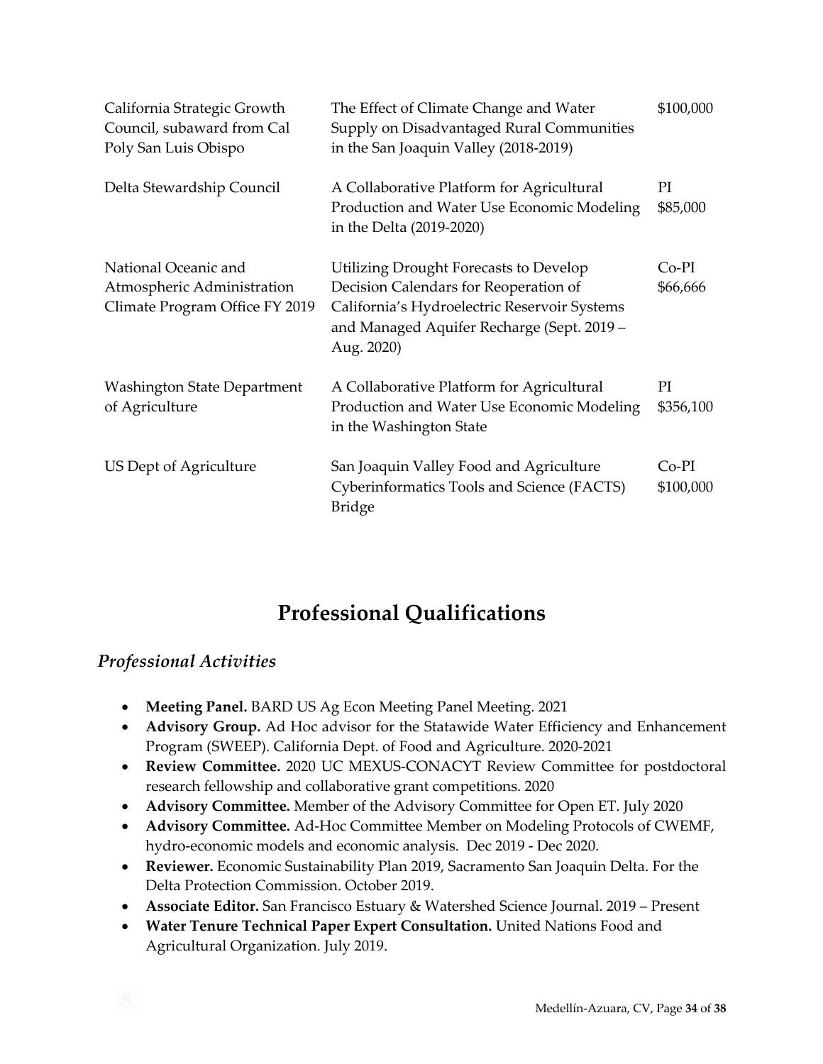| | | |
|---|---|---|
| California Strategic Growth Council, subaward from Cal Poly San Luis Obispo | The Effect of Climate Change and Water Supply on Disadvantaged Rural Communities in the San Joaquin Valley (2018-2019) | \$100,000 |
| Delta Stewardship Council | A Collaborative Platform for Agricultural Production and Water Use Economic Modeling in the Delta (2019-2020) | PI \$85,000 |
| National Oceanic and Atmospheric Administration Climate Program Office FY 2019 | Utilizing Drought Forecasts to Develop Decision Calendars for Reoperation of California's Hydroelectric Reservoir Systems and Managed Aquifer Recharge (Sept. 2019 – Aug. 2020) | Co-PI \$66,666 |
| Washington State Department of Agriculture | A Collaborative Platform for Agricultural Production and Water Use Economic Modeling in the Washington State | PI \$356,100 |
| US Dept of Agriculture | San Joaquin Valley Food and Agriculture Cyberinformatics Tools and Science (FACTS) Bridge | Co-PI \$100,000 |

# Professional Qualifications

## *Professional Activities*

- **Meeting Panel.** BARD US Ag Econ Meeting Panel Meeting. 2021
- **Advisory Group.** Ad Hoc advisor for the Statawide Water Efficiency and Enhancement Program (SWEEP). California Dept. of Food and Agriculture. 2020-2021
- **Review Committee.** 2020 UC MEXUS-CONACYT Review Committee for postdoctoral research fellowship and collaborative grant competitions. 2020
- **Advisory Committee.** Member of the Advisory Committee for Open ET. July 2020
- **Advisory Committee.** Ad-Hoc Committee Member on Modeling Protocols of CWEMF, hydro-economic models and economic analysis. Dec 2019 - Dec 2020.
- **Reviewer.** Economic Sustainability Plan 2019, Sacramento San Joaquin Delta. For the Delta Protection Commission. October 2019.
- **Associate Editor.** San Francisco Estuary & Watershed Science Journal. 2019 – Present
- **Water Tenure Technical Paper Expert Consultation.** United Nations Food and Agricultural Organization. July 2019.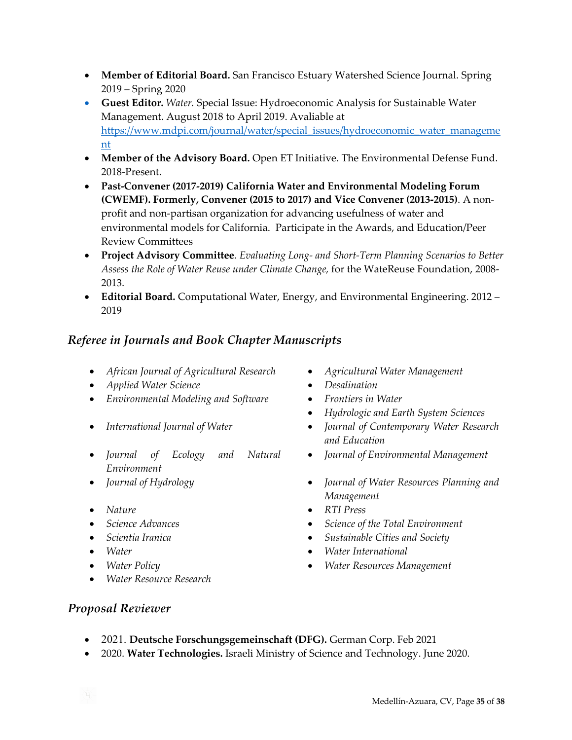- **Member of Editorial Board.** San Francisco Estuary Watershed Science Journal. Spring 2019 – Spring 2020
- **Guest Editor.** *Water.* Special Issue: Hydroeconomic Analysis for Sustainable Water Management. August 2018 to April 2019. Avaliable at [https://www.mdpi.com/journal/water/special_issues/hydroeconomic_water_management](https://www.mdpi.com/journal/water/special_issues/hydroeconomic_water_management)
- **Member of the Advisory Board.** Open ET Initiative. The Environmental Defense Fund. 2018-Present.
- **Past-Convener (2017-2019) California Water and Environmental Modeling Forum (CWEMF). Formerly, Convener (2015 to 2017) and Vice Convener (2013-2015)**. A non-profit and non-partisan organization for advancing usefulness of water and environmental models for California. Participate in the Awards, and Education/Peer Review Committees
- **Project Advisory Committee**. *Evaluating Long- and Short-Term Planning Scenarios to Better Assess the Role of Water Reuse under Climate Change,* for the WateReuse Foundation, 2008-2013.
- **Editorial Board.** Computational Water, Energy, and Environmental Engineering. 2012 – 2019

## *Referee in Journals and Book Chapter Manuscripts*

- *African Journal of Agricultural Research*
- *Applied Water Science*
- *Environmental Modeling and Software*
- *International Journal of Water*
- *Journal of Ecology and Natural Environment*
- *Journal of Hydrology*
- *Nature*
- *Science Advances*
- *Scientia Iranica*
- *Water*
- *Water Policy*
- *Water Resource Research*
- *Agricultural Water Management*
- *Desalination*
- *Frontiers in Water*
- *Hydrologic and Earth System Sciences*
- *Journal of Contemporary Water Research and Education*
- *Journal of Environmental Management*
- *Journal of Water Resources Planning and Management*
- *RTI Press*
- *Science of the Total Environment*
- *Sustainable Cities and Society*
- *Water International*
- *Water Resources Management*

## *Proposal Reviewer*

- 2021. **Deutsche Forschungsgemeinschaft (DFG).** German Corp. Feb 2021
- 2020. **Water Technologies.** Israeli Ministry of Science and Technology. June 2020.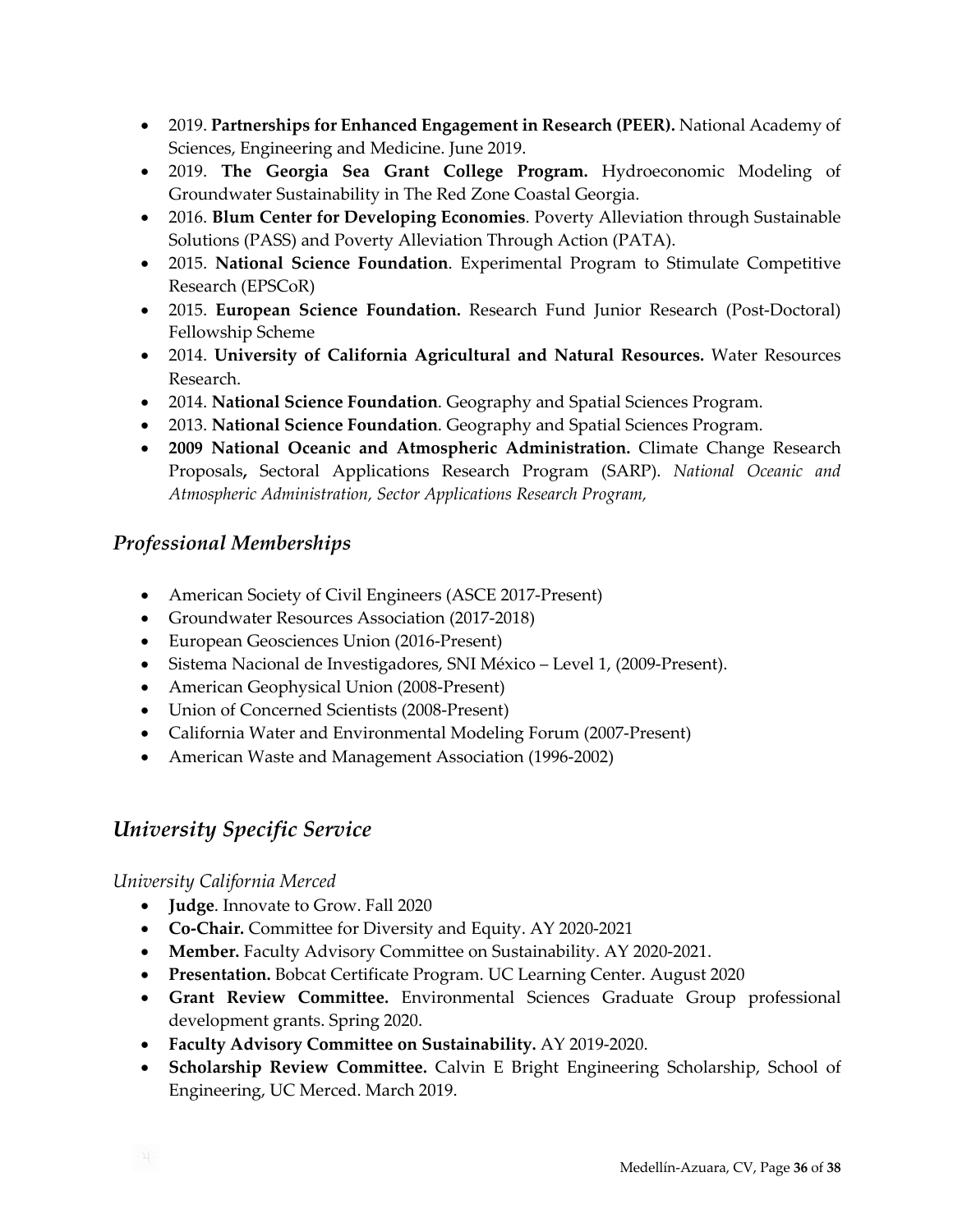- 2019. **Partnerships for Enhanced Engagement in Research (PEER).** National Academy of Sciences, Engineering and Medicine. June 2019.
- 2019. **The Georgia Sea Grant College Program.** Hydroeconomic Modeling of Groundwater Sustainability in The Red Zone Coastal Georgia.
- 2016. **Blum Center for Developing Economies**. Poverty Alleviation through Sustainable Solutions (PASS) and Poverty Alleviation Through Action (PATA).
- 2015. **National Science Foundation**. Experimental Program to Stimulate Competitive Research (EPSCoR)
- 2015. **European Science Foundation.** Research Fund Junior Research (Post-Doctoral) Fellowship Scheme
- 2014. **University of California Agricultural and Natural Resources.** Water Resources Research.
- 2014. **National Science Foundation**. Geography and Spatial Sciences Program.
- 2013. **National Science Foundation**. Geography and Spatial Sciences Program.
- **2009 National Oceanic and Atmospheric Administration.** Climate Change Research Proposals**,** Sectoral Applications Research Program (SARP). *National Oceanic and Atmospheric Administration, Sector Applications Research Program,*

## *Professional Memberships*

- American Society of Civil Engineers (ASCE 2017-Present)
- Groundwater Resources Association (2017-2018)
- European Geosciences Union (2016-Present)
- Sistema Nacional de Investigadores, SNI México – Level 1, (2009-Present).
- American Geophysical Union (2008-Present)
- Union of Concerned Scientists (2008-Present)
- California Water and Environmental Modeling Forum (2007-Present)
- American Waste and Management Association (1996-2002)

## *University Specific Service*

*University California Merced*

- **Judge**. Innovate to Grow. Fall 2020
- **Co-Chair.** Committee for Diversity and Equity. AY 2020-2021
- **Member.** Faculty Advisory Committee on Sustainability. AY 2020-2021.
- **Presentation.** Bobcat Certificate Program. UC Learning Center. August 2020
- **Grant Review Committee.** Environmental Sciences Graduate Group professional development grants. Spring 2020.
- **Faculty Advisory Committee on Sustainability.** AY 2019-2020.
- **Scholarship Review Committee.** Calvin E Bright Engineering Scholarship, School of Engineering, UC Merced. March 2019.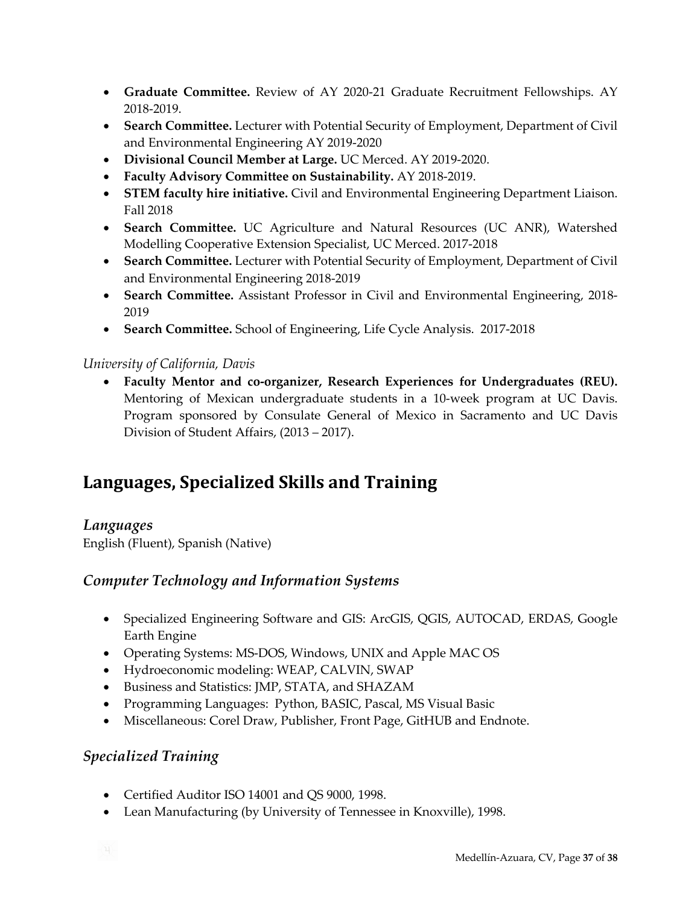- **Graduate Committee.** Review of AY 2020-21 Graduate Recruitment Fellowships. AY 2018-2019.
- **Search Committee.** Lecturer with Potential Security of Employment, Department of Civil and Environmental Engineering AY 2019-2020
- **Divisional Council Member at Large.** UC Merced. AY 2019-2020.
- **Faculty Advisory Committee on Sustainability.** AY 2018-2019.
- **STEM faculty hire initiative.** Civil and Environmental Engineering Department Liaison. Fall 2018
- **Search Committee.** UC Agriculture and Natural Resources (UC ANR), Watershed Modelling Cooperative Extension Specialist, UC Merced. 2017-2018
- **Search Committee.** Lecturer with Potential Security of Employment, Department of Civil and Environmental Engineering 2018-2019
- **Search Committee.** Assistant Professor in Civil and Environmental Engineering, 2018-2019
- **Search Committee.** School of Engineering, Life Cycle Analysis. 2017-2018

*University of California, Davis*

- **Faculty Mentor and co-organizer, Research Experiences for Undergraduates (REU).** Mentoring of Mexican undergraduate students in a 10-week program at UC Davis. Program sponsored by Consulate General of Mexico in Sacramento and UC Davis Division of Student Affairs, (2013 – 2017).

## Languages, Specialized Skills and Training

### *Languages*

English (Fluent), Spanish (Native)

### *Computer Technology and Information Systems*

- Specialized Engineering Software and GIS: ArcGIS, QGIS, AUTOCAD, ERDAS, Google Earth Engine
- Operating Systems: MS-DOS, Windows, UNIX and Apple MAC OS
- Hydroeconomic modeling: WEAP, CALVIN, SWAP
- Business and Statistics: JMP, STATA, and SHAZAM
- Programming Languages: Python, BASIC, Pascal, MS Visual Basic
- Miscellaneous: Corel Draw, Publisher, Front Page, GitHUB and Endnote.

### *Specialized Training*

- Certified Auditor ISO 14001 and QS 9000, 1998.
- Lean Manufacturing (by University of Tennessee in Knoxville), 1998.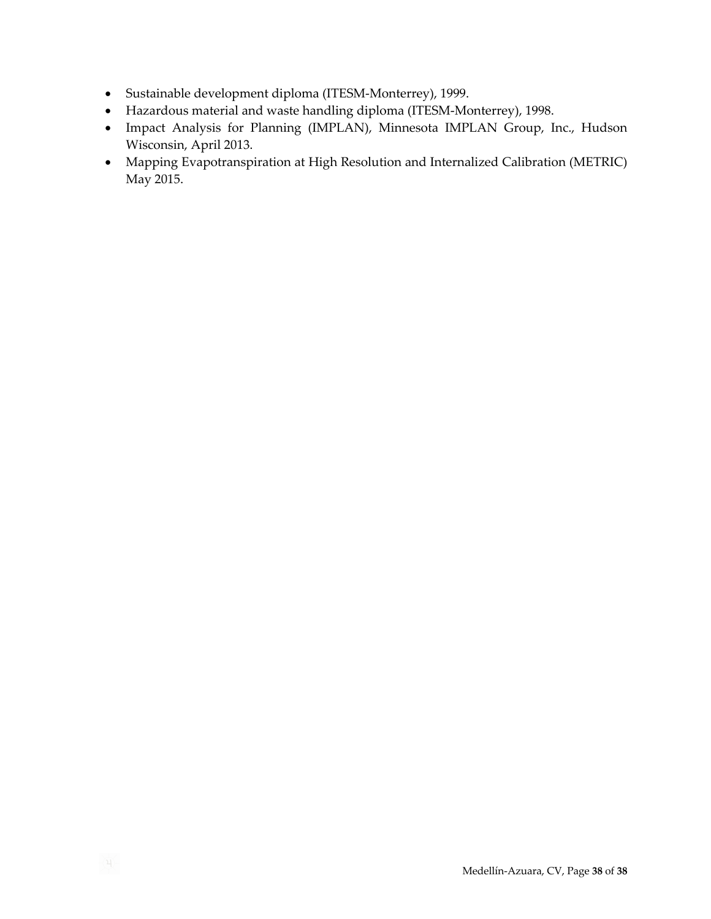- Sustainable development diploma (ITESM-Monterrey), 1999.
- Hazardous material and waste handling diploma (ITESM-Monterrey), 1998.
- Impact Analysis for Planning (IMPLAN), Minnesota IMPLAN Group, Inc., Hudson Wisconsin, April 2013.
- Mapping Evapotranspiration at High Resolution and Internalized Calibration (METRIC) May 2015.